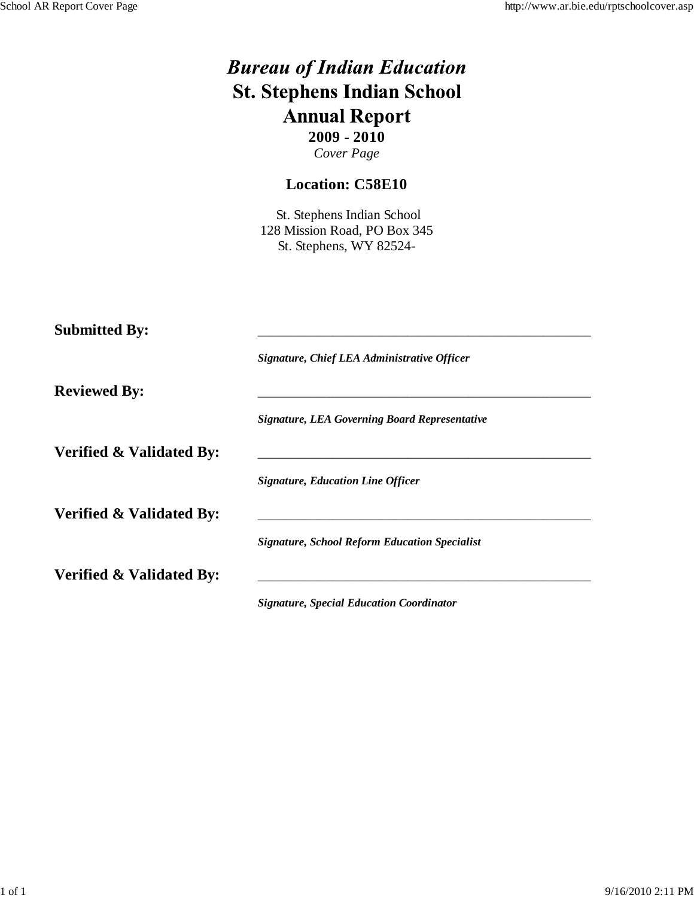# *Bureau of Indian Education*
# St. Stephens Indian School
# Annual Report

**2009 - 2010**

*Cover Page*

## Location: C58E10

St. Stephens Indian School
128 Mission Road, PO Box 345
St. Stephens, WY 82524-

**Submitted By:** ______________________________________________

***Signature, Chief LEA Administrative Officer***

**Reviewed By:** ______________________________________________

***Signature, LEA Governing Board Representative***

**Verified & Validated By:** ______________________________________________

***Signature, Education Line Officer***

**Verified & Validated By:** ______________________________________________

***Signature, School Reform Education Specialist***

**Verified & Validated By:** ______________________________________________

***Signature, Special Education Coordinator***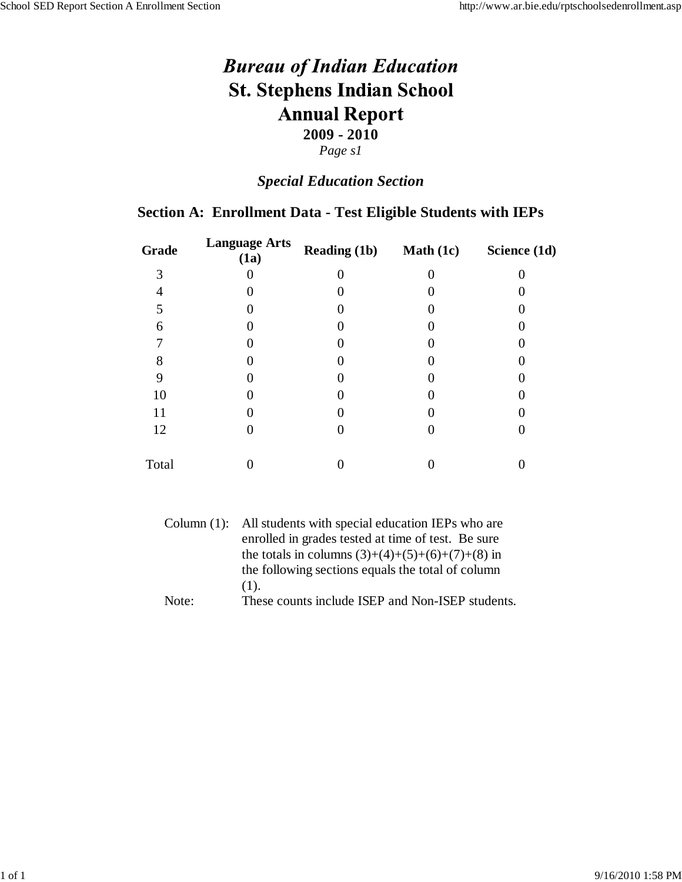# *Bureau of Indian Education*

# St. Stephens Indian School

# Annual Report

**2009 - 2010**

*Page s1*

## *Special Education Section*

### Section A: Enrollment Data - Test Eligible Students with IEPs

| Grade | Language Arts (1a) | Reading (1b) | Math (1c) | Science (1d) |
|---|---|---|---|---|
| 3 | 0 | 0 | 0 | 0 |
| 4 | 0 | 0 | 0 | 0 |
| 5 | 0 | 0 | 0 | 0 |
| 6 | 0 | 0 | 0 | 0 |
| 7 | 0 | 0 | 0 | 0 |
| 8 | 0 | 0 | 0 | 0 |
| 9 | 0 | 0 | 0 | 0 |
| 10 | 0 | 0 | 0 | 0 |
| 11 | 0 | 0 | 0 | 0 |
| 12 | 0 | 0 | 0 | 0 |
| Total | 0 | 0 | 0 | 0 |

Column (1): All students with special education IEPs who are enrolled in grades tested at time of test. Be sure the totals in columns (3)+(4)+(5)+(6)+(7)+(8) in the following sections equals the total of column (1).

Note: These counts include ISEP and Non-ISEP students.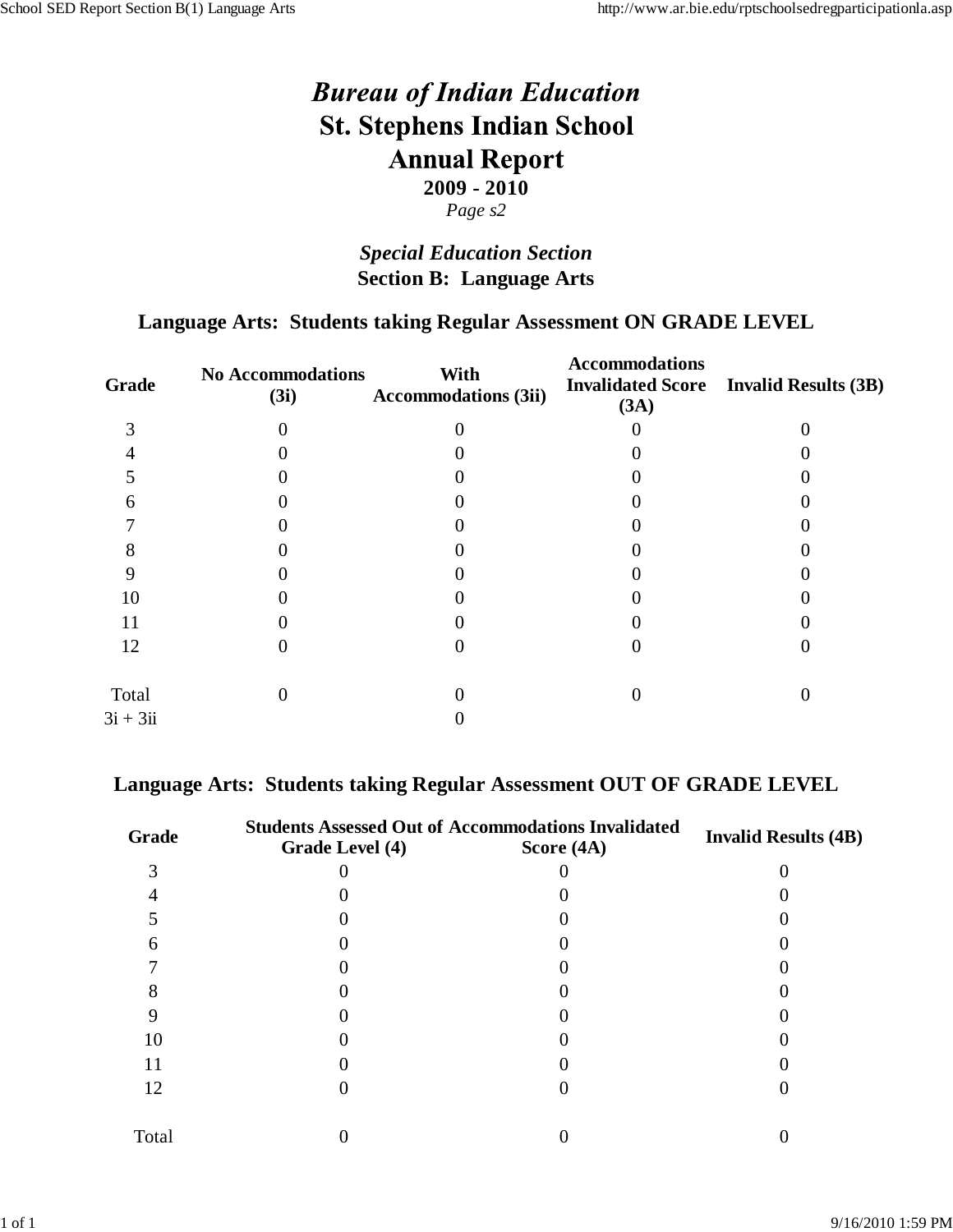# *Bureau of Indian Education*

# St. Stephens Indian School

# Annual Report

**2009 - 2010**

*Page s2*

## *Special Education Section*

## Section B: Language Arts

### Language Arts: Students taking Regular Assessment ON GRADE LEVEL

| Grade | No Accommodations (3i) | With Accommodations (3ii) | Accommodations Invalidated Score (3A) | Invalid Results (3B) |
|---|---|---|---|---|
| 3 | 0 | 0 | 0 | 0 |
| 4 | 0 | 0 | 0 | 0 |
| 5 | 0 | 0 | 0 | 0 |
| 6 | 0 | 0 | 0 | 0 |
| 7 | 0 | 0 | 0 | 0 |
| 8 | 0 | 0 | 0 | 0 |
| 9 | 0 | 0 | 0 | 0 |
| 10 | 0 | 0 | 0 | 0 |
| 11 | 0 | 0 | 0 | 0 |
| 12 | 0 | 0 | 0 | 0 |
| Total | 0 | 0 | 0 | 0 |
| 3i + 3ii | | 0 | | |

### Language Arts: Students taking Regular Assessment OUT OF GRADE LEVEL

| Grade | Students Assessed Out of Grade Level (4) | Accommodations Invalidated Score (4A) | Invalid Results (4B) |
|---|---|---|---|
| 3 | 0 | 0 | 0 |
| 4 | 0 | 0 | 0 |
| 5 | 0 | 0 | 0 |
| 6 | 0 | 0 | 0 |
| 7 | 0 | 0 | 0 |
| 8 | 0 | 0 | 0 |
| 9 | 0 | 0 | 0 |
| 10 | 0 | 0 | 0 |
| 11 | 0 | 0 | 0 |
| 12 | 0 | 0 | 0 |
| Total | 0 | 0 | 0 |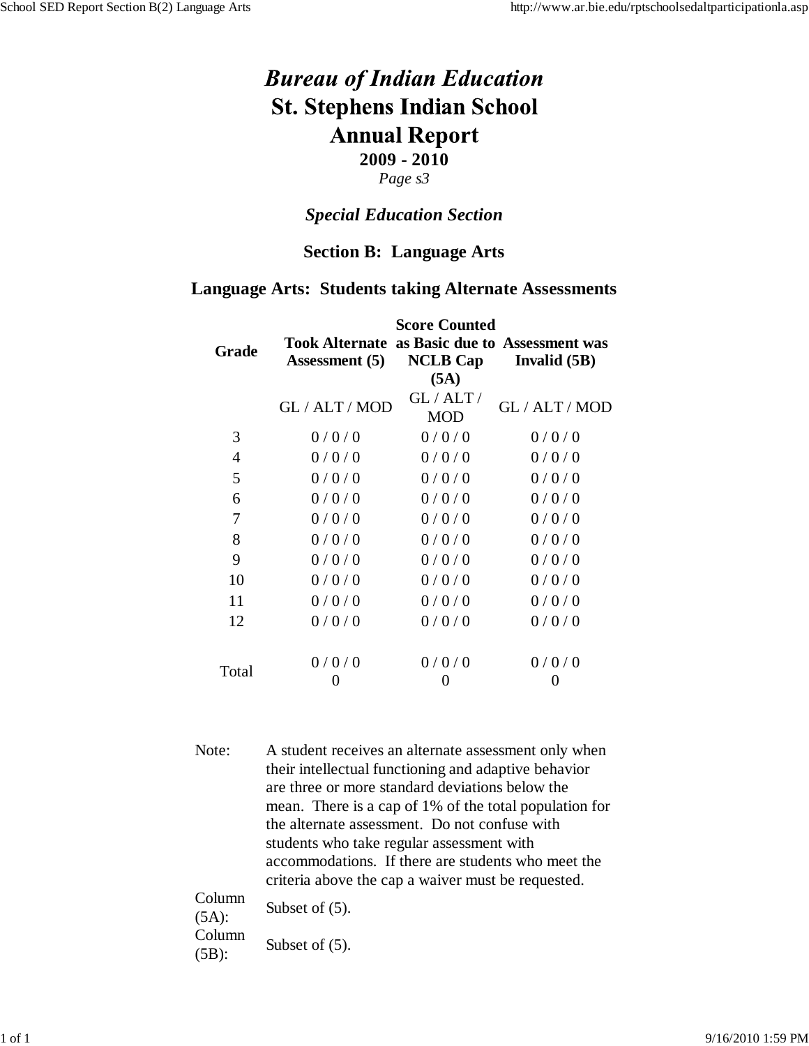# Bureau of Indian Education

# St. Stephens Indian School

# Annual Report

**2009 - 2010**

*Page s3*

### *Special Education Section*

### Section B: Language Arts

### Language Arts: Students taking Alternate Assessments

| Grade | Took Alternate Assessment (5) | Score Counted as Basic due to NCLB Cap (5A) | Assessment was Invalid (5B) |
|---|---|---|---|
| | GL / ALT / MOD | GL / ALT / MOD | GL / ALT / MOD |
| 3 | 0 / 0 / 0 | 0 / 0 / 0 | 0 / 0 / 0 |
| 4 | 0 / 0 / 0 | 0 / 0 / 0 | 0 / 0 / 0 |
| 5 | 0 / 0 / 0 | 0 / 0 / 0 | 0 / 0 / 0 |
| 6 | 0 / 0 / 0 | 0 / 0 / 0 | 0 / 0 / 0 |
| 7 | 0 / 0 / 0 | 0 / 0 / 0 | 0 / 0 / 0 |
| 8 | 0 / 0 / 0 | 0 / 0 / 0 | 0 / 0 / 0 |
| 9 | 0 / 0 / 0 | 0 / 0 / 0 | 0 / 0 / 0 |
| 10 | 0 / 0 / 0 | 0 / 0 / 0 | 0 / 0 / 0 |
| 11 | 0 / 0 / 0 | 0 / 0 / 0 | 0 / 0 / 0 |
| 12 | 0 / 0 / 0 | 0 / 0 / 0 | 0 / 0 / 0 |
| Total | 0 / 0 / 0<br>0 | 0 / 0 / 0<br>0 | 0 / 0 / 0<br>0 |

| | |
|---|---|
| Note: | A student receives an alternate assessment only when their intellectual functioning and adaptive behavior are three or more standard deviations below the mean. There is a cap of 1% of the total population for the alternate assessment. Do not confuse with students who take regular assessment with accommodations. If there are students who meet the criteria above the cap a waiver must be requested. |
| Column (5A): | Subset of (5). |
| Column (5B): | Subset of (5). |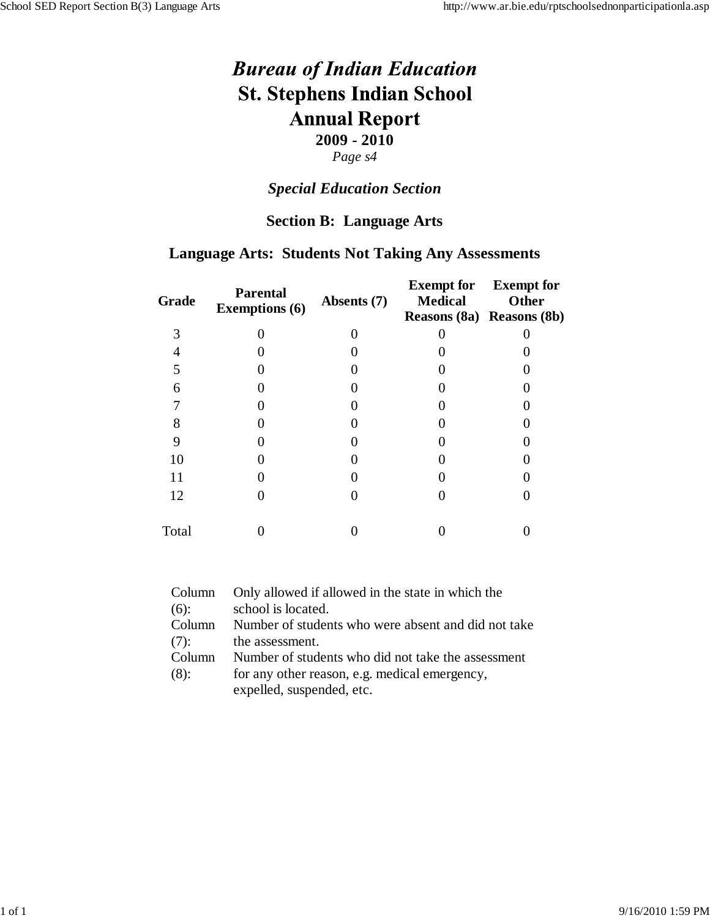# *Bureau of Indian Education*

# St. Stephens Indian School

# Annual Report

**2009 - 2010**

*Page s4*

## *Special Education Section*

## Section B: Language Arts

### Language Arts: Students Not Taking Any Assessments

| Grade | Parental Exemptions (6) | Absents (7) | Exempt for Medical Reasons (8a) | Exempt for Other Reasons (8b) |
|---|---|---|---|---|
| 3 | 0 | 0 | 0 | 0 |
| 4 | 0 | 0 | 0 | 0 |
| 5 | 0 | 0 | 0 | 0 |
| 6 | 0 | 0 | 0 | 0 |
| 7 | 0 | 0 | 0 | 0 |
| 8 | 0 | 0 | 0 | 0 |
| 9 | 0 | 0 | 0 | 0 |
| 10 | 0 | 0 | 0 | 0 |
| 11 | 0 | 0 | 0 | 0 |
| 12 | 0 | 0 | 0 | 0 |
| Total | 0 | 0 | 0 | 0 |

| | |
|---|---|
| Column (6): | Only allowed if allowed in the state in which the school is located. |
| Column (7): | Number of students who were absent and did not take the assessment. |
| Column (8): | Number of students who did not take the assessment for any other reason, e.g. medical emergency, expelled, suspended, etc. |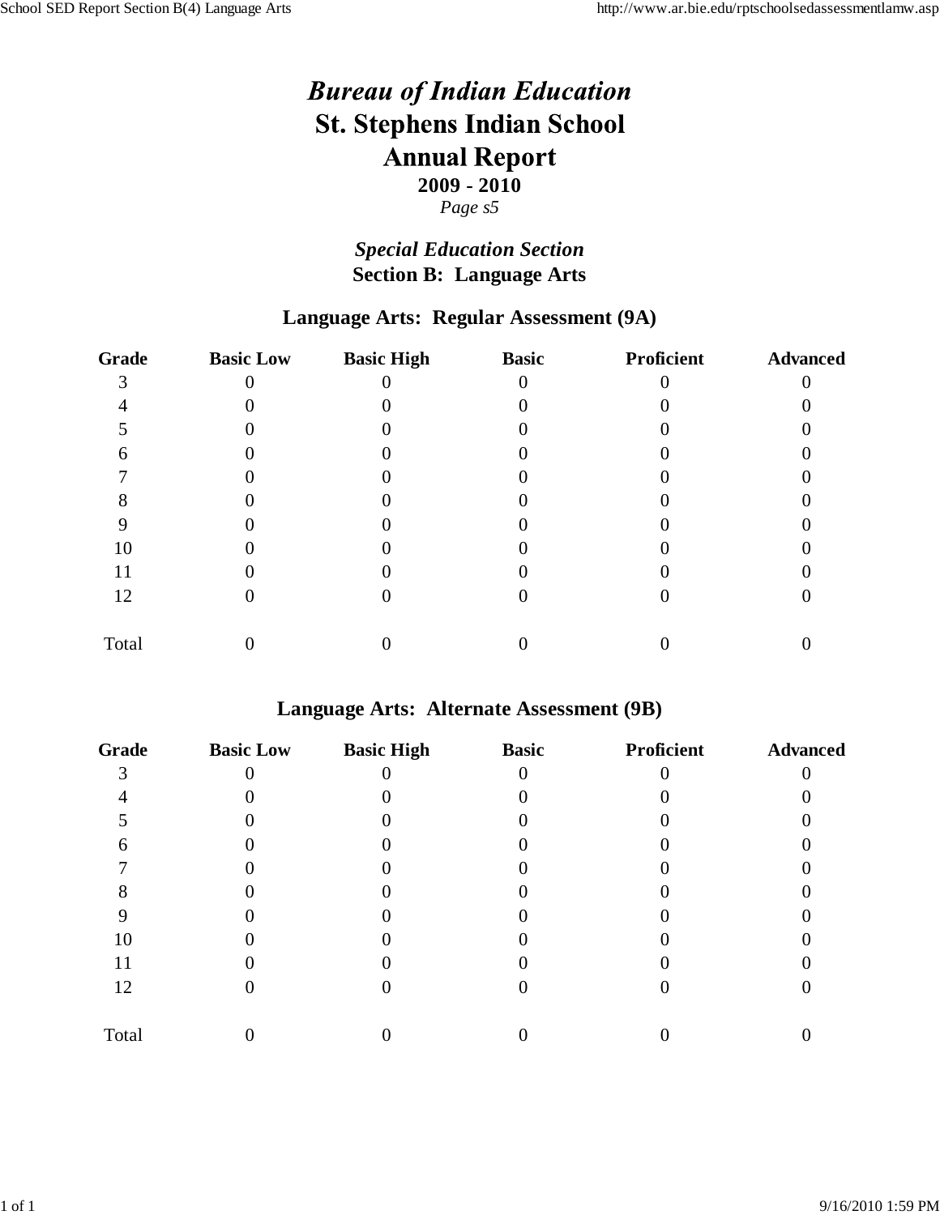# *Bureau of Indian Education*
# St. Stephens Indian School
# Annual Report
**2009 - 2010**

*Page s5*

## *Special Education Section*
## Section B: Language Arts

### Language Arts: Regular Assessment (9A)

| Grade | Basic Low | Basic High | Basic | Proficient | Advanced |
|---|---|---|---|---|---|
| 3 | 0 | 0 | 0 | 0 | 0 |
| 4 | 0 | 0 | 0 | 0 | 0 |
| 5 | 0 | 0 | 0 | 0 | 0 |
| 6 | 0 | 0 | 0 | 0 | 0 |
| 7 | 0 | 0 | 0 | 0 | 0 |
| 8 | 0 | 0 | 0 | 0 | 0 |
| 9 | 0 | 0 | 0 | 0 | 0 |
| 10 | 0 | 0 | 0 | 0 | 0 |
| 11 | 0 | 0 | 0 | 0 | 0 |
| 12 | 0 | 0 | 0 | 0 | 0 |
| Total | 0 | 0 | 0 | 0 | 0 |

### Language Arts: Alternate Assessment (9B)

| Grade | Basic Low | Basic High | Basic | Proficient | Advanced |
|---|---|---|---|---|---|
| 3 | 0 | 0 | 0 | 0 | 0 |
| 4 | 0 | 0 | 0 | 0 | 0 |
| 5 | 0 | 0 | 0 | 0 | 0 |
| 6 | 0 | 0 | 0 | 0 | 0 |
| 7 | 0 | 0 | 0 | 0 | 0 |
| 8 | 0 | 0 | 0 | 0 | 0 |
| 9 | 0 | 0 | 0 | 0 | 0 |
| 10 | 0 | 0 | 0 | 0 | 0 |
| 11 | 0 | 0 | 0 | 0 | 0 |
| 12 | 0 | 0 | 0 | 0 | 0 |
| Total | 0 | 0 | 0 | 0 | 0 |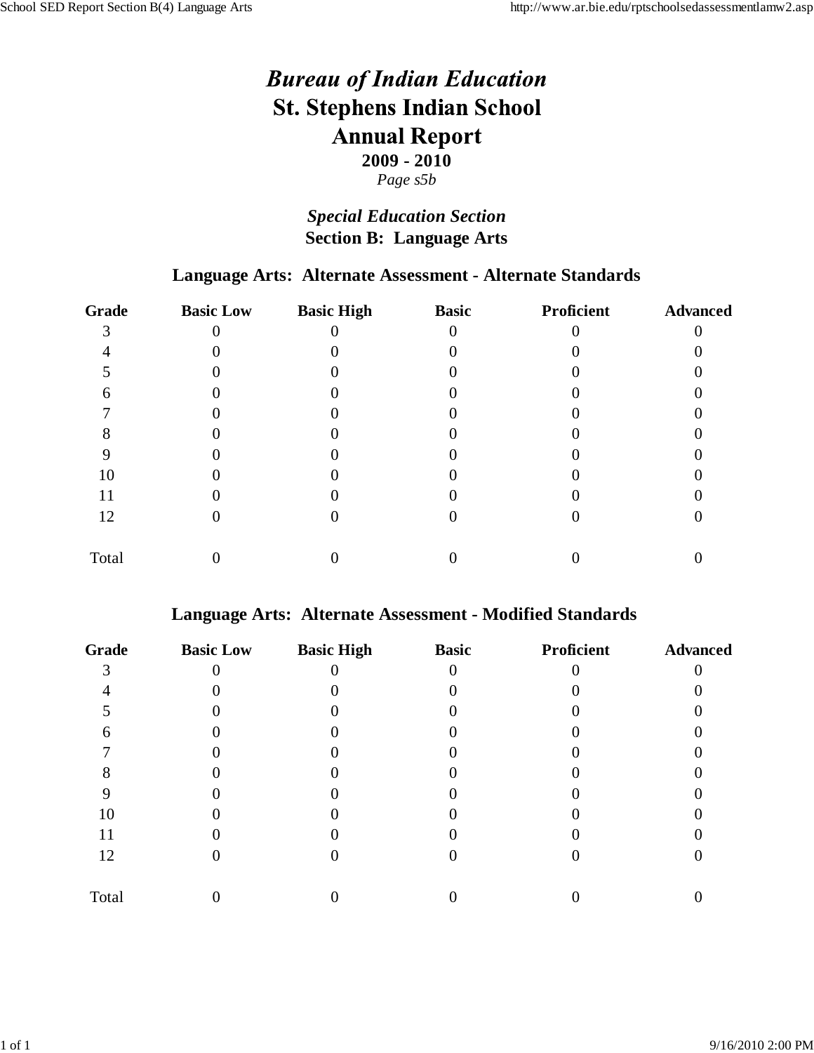# *Bureau of Indian Education*
# St. Stephens Indian School
# Annual Report
**2009 - 2010**
*Page s5b*

## *Special Education Section*
## Section B: Language Arts

### Language Arts: Alternate Assessment - Alternate Standards

| Grade | Basic Low | Basic High | Basic | Proficient | Advanced |
|---|---|---|---|---|---|
| 3 | 0 | 0 | 0 | 0 | 0 |
| 4 | 0 | 0 | 0 | 0 | 0 |
| 5 | 0 | 0 | 0 | 0 | 0 |
| 6 | 0 | 0 | 0 | 0 | 0 |
| 7 | 0 | 0 | 0 | 0 | 0 |
| 8 | 0 | 0 | 0 | 0 | 0 |
| 9 | 0 | 0 | 0 | 0 | 0 |
| 10 | 0 | 0 | 0 | 0 | 0 |
| 11 | 0 | 0 | 0 | 0 | 0 |
| 12 | 0 | 0 | 0 | 0 | 0 |
| Total | 0 | 0 | 0 | 0 | 0 |

### Language Arts: Alternate Assessment - Modified Standards

| Grade | Basic Low | Basic High | Basic | Proficient | Advanced |
|---|---|---|---|---|---|
| 3 | 0 | 0 | 0 | 0 | 0 |
| 4 | 0 | 0 | 0 | 0 | 0 |
| 5 | 0 | 0 | 0 | 0 | 0 |
| 6 | 0 | 0 | 0 | 0 | 0 |
| 7 | 0 | 0 | 0 | 0 | 0 |
| 8 | 0 | 0 | 0 | 0 | 0 |
| 9 | 0 | 0 | 0 | 0 | 0 |
| 10 | 0 | 0 | 0 | 0 | 0 |
| 11 | 0 | 0 | 0 | 0 | 0 |
| 12 | 0 | 0 | 0 | 0 | 0 |
| Total | 0 | 0 | 0 | 0 | 0 |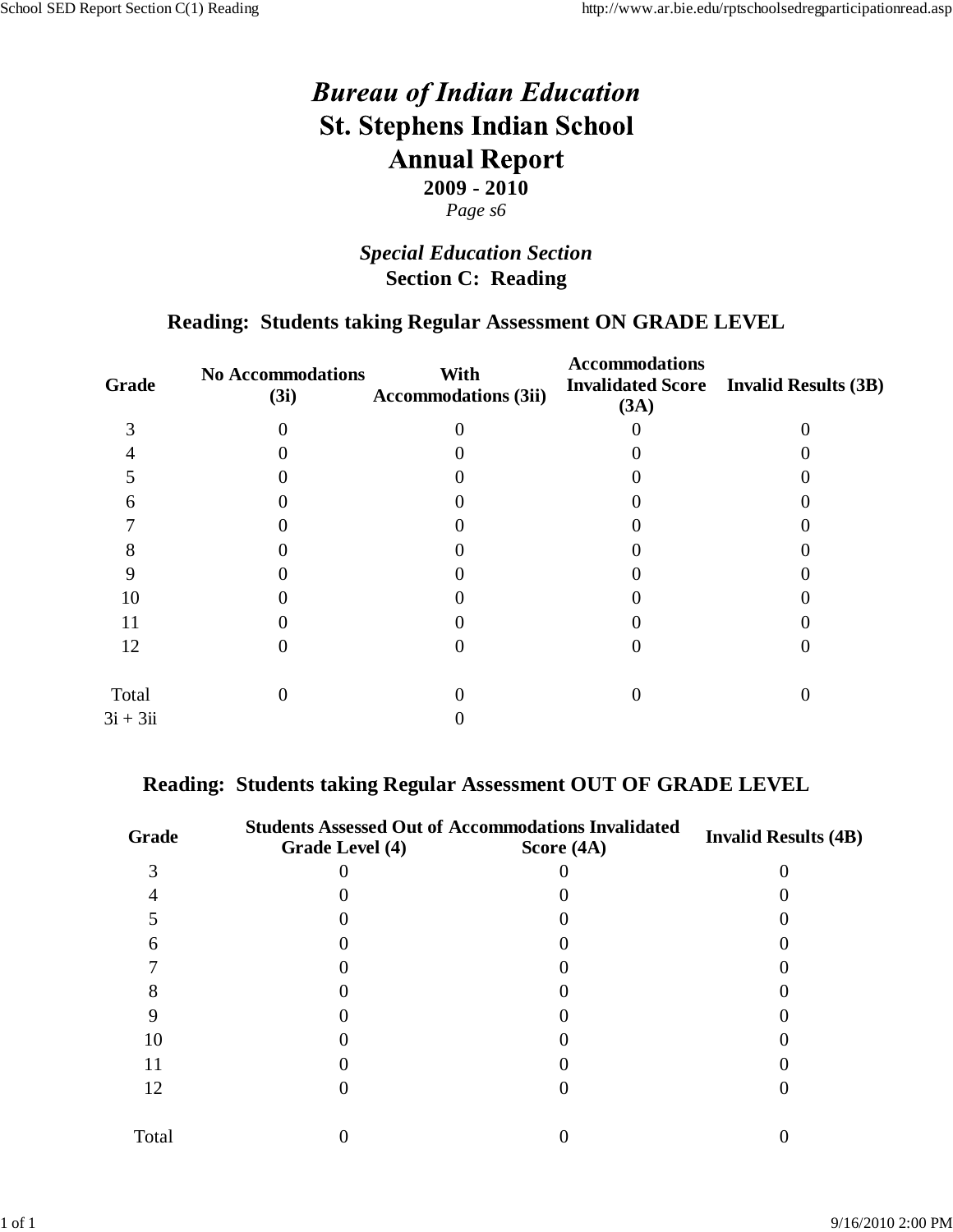# *Bureau of Indian Education*
# St. Stephens Indian School
# Annual Report
**2009 - 2010**

*Page s6*

## *Special Education Section*
## Section C: Reading

### Reading: Students taking Regular Assessment ON GRADE LEVEL

| Grade | No Accommodations (3i) | With Accommodations (3ii) | Accommodations Invalidated Score (3A) | Invalid Results (3B) |
|---|---|---|---|---|
| 3 | 0 | 0 | 0 | 0 |
| 4 | 0 | 0 | 0 | 0 |
| 5 | 0 | 0 | 0 | 0 |
| 6 | 0 | 0 | 0 | 0 |
| 7 | 0 | 0 | 0 | 0 |
| 8 | 0 | 0 | 0 | 0 |
| 9 | 0 | 0 | 0 | 0 |
| 10 | 0 | 0 | 0 | 0 |
| 11 | 0 | 0 | 0 | 0 |
| 12 | 0 | 0 | 0 | 0 |
| Total | 0 | 0 | 0 | 0 |
| 3i + 3ii | | 0 | | |

### Reading: Students taking Regular Assessment OUT OF GRADE LEVEL

| Grade | Students Assessed Out of Grade Level (4) | Accommodations Invalidated Score (4A) | Invalid Results (4B) |
|---|---|---|---|
| 3 | 0 | 0 | 0 |
| 4 | 0 | 0 | 0 |
| 5 | 0 | 0 | 0 |
| 6 | 0 | 0 | 0 |
| 7 | 0 | 0 | 0 |
| 8 | 0 | 0 | 0 |
| 9 | 0 | 0 | 0 |
| 10 | 0 | 0 | 0 |
| 11 | 0 | 0 | 0 |
| 12 | 0 | 0 | 0 |
| Total | 0 | 0 | 0 |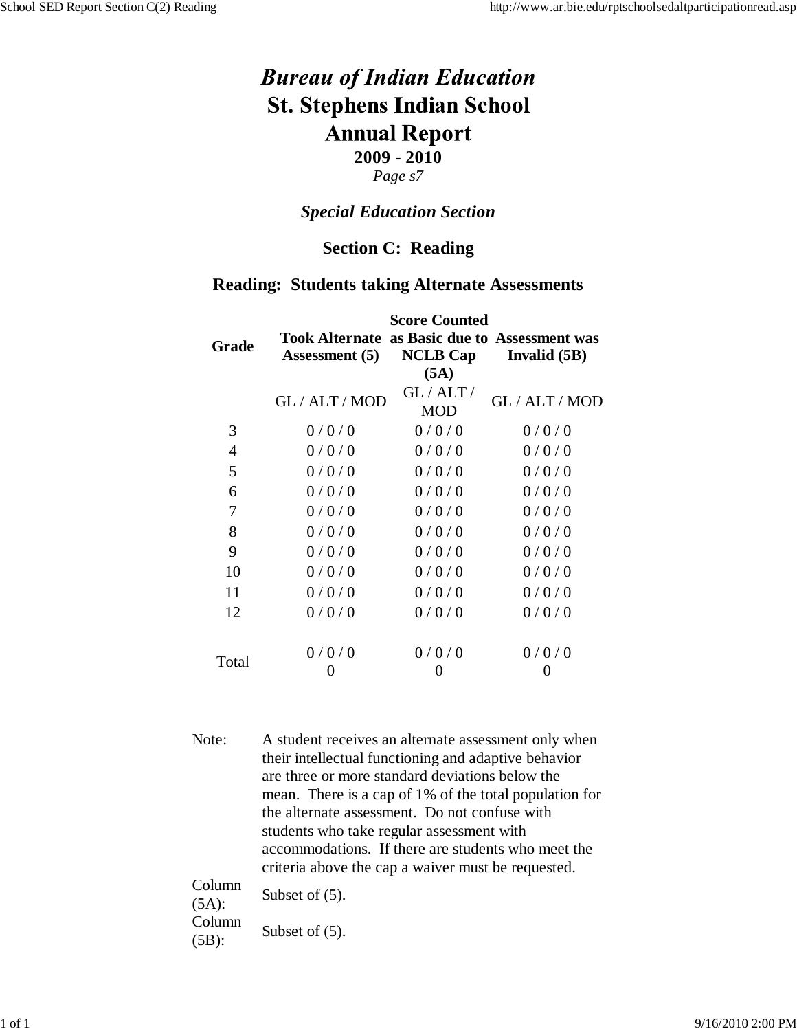# *Bureau of Indian Education*

# St. Stephens Indian School

# Annual Report

**2009 - 2010**

*Page s7*

## *Special Education Section*

### Section C: Reading

### Reading: Students taking Alternate Assessments

| Grade | Took Alternate Assessment (5) | Score Counted as Basic due to NCLB Cap (5A) | Assessment was Invalid (5B) |
|---|---|---|---|
| | GL / ALT / MOD | GL / ALT / MOD | GL / ALT / MOD |
| 3 | 0 / 0 / 0 | 0 / 0 / 0 | 0 / 0 / 0 |
| 4 | 0 / 0 / 0 | 0 / 0 / 0 | 0 / 0 / 0 |
| 5 | 0 / 0 / 0 | 0 / 0 / 0 | 0 / 0 / 0 |
| 6 | 0 / 0 / 0 | 0 / 0 / 0 | 0 / 0 / 0 |
| 7 | 0 / 0 / 0 | 0 / 0 / 0 | 0 / 0 / 0 |
| 8 | 0 / 0 / 0 | 0 / 0 / 0 | 0 / 0 / 0 |
| 9 | 0 / 0 / 0 | 0 / 0 / 0 | 0 / 0 / 0 |
| 10 | 0 / 0 / 0 | 0 / 0 / 0 | 0 / 0 / 0 |
| 11 | 0 / 0 / 0 | 0 / 0 / 0 | 0 / 0 / 0 |
| 12 | 0 / 0 / 0 | 0 / 0 / 0 | 0 / 0 / 0 |
| Total | 0 / 0 / 0<br>0 | 0 / 0 / 0<br>0 | 0 / 0 / 0<br>0 |

| | |
|---|---|
| Note: | A student receives an alternate assessment only when their intellectual functioning and adaptive behavior are three or more standard deviations below the mean. There is a cap of 1% of the total population for the alternate assessment. Do not confuse with students who take regular assessment with accommodations. If there are students who meet the criteria above the cap a waiver must be requested. |
| Column (5A): | Subset of (5). |
| Column (5B): | Subset of (5). |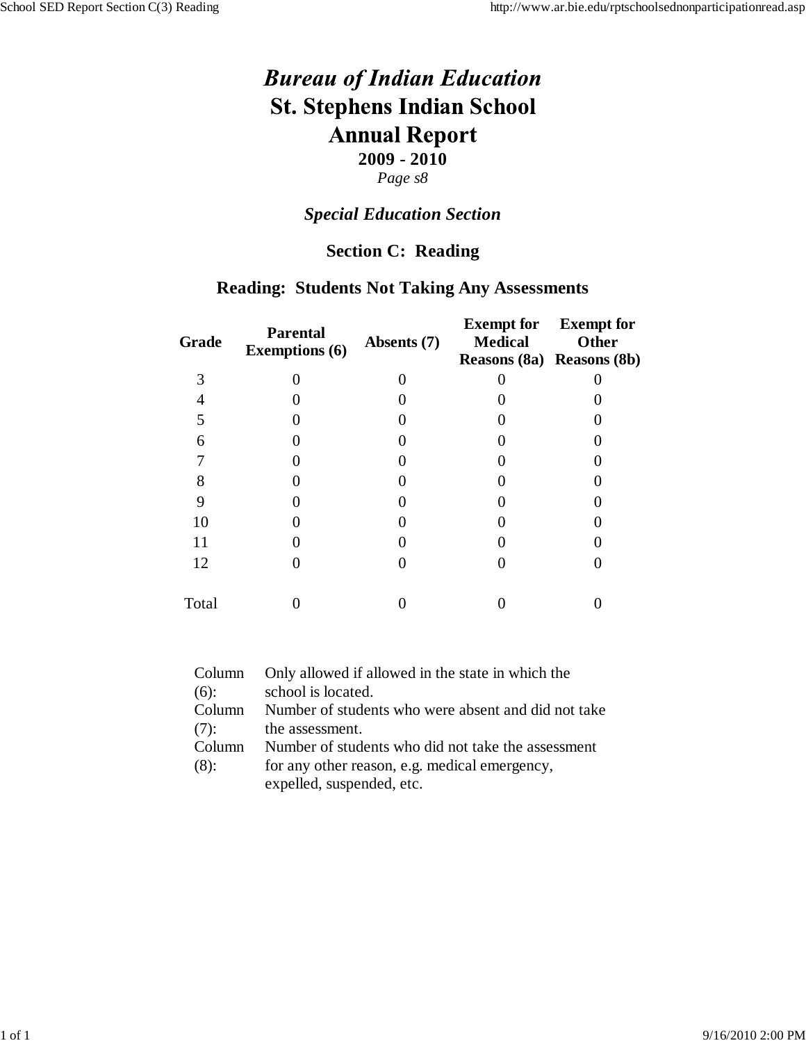# *Bureau of Indian Education*
# St. Stephens Indian School
# Annual Report

**2009 - 2010**

*Page s8*

## *Special Education Section*

## Section C: Reading

### Reading: Students Not Taking Any Assessments

| Grade | Parental Exemptions (6) | Absents (7) | Exempt for Medical Reasons (8a) | Exempt for Other Reasons (8b) |
|---|---|---|---|---|
| 3 | 0 | 0 | 0 | 0 |
| 4 | 0 | 0 | 0 | 0 |
| 5 | 0 | 0 | 0 | 0 |
| 6 | 0 | 0 | 0 | 0 |
| 7 | 0 | 0 | 0 | 0 |
| 8 | 0 | 0 | 0 | 0 |
| 9 | 0 | 0 | 0 | 0 |
| 10 | 0 | 0 | 0 | 0 |
| 11 | 0 | 0 | 0 | 0 |
| 12 | 0 | 0 | 0 | 0 |
| Total | 0 | 0 | 0 | 0 |

| | |
|---|---|
| Column (6): | Only allowed if allowed in the state in which the school is located. |
| Column (7): | Number of students who were absent and did not take the assessment. |
| Column (8): | Number of students who did not take the assessment for any other reason, e.g. medical emergency, expelled, suspended, etc. |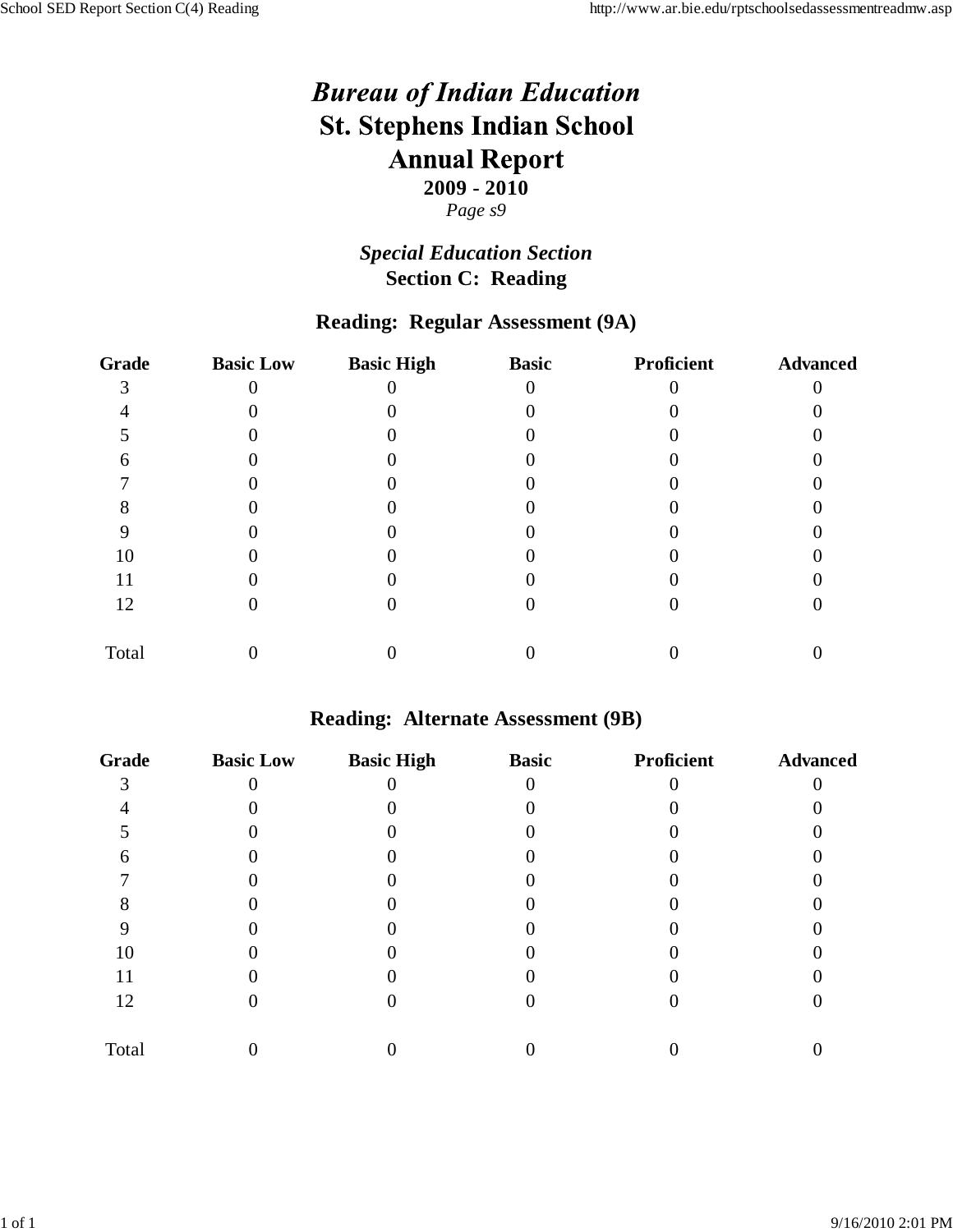# *Bureau of Indian Education*

# St. Stephens Indian School

# Annual Report

**2009 - 2010**

*Page s9*

## *Special Education Section*

## Section C: Reading

### Reading: Regular Assessment (9A)

| Grade | Basic Low | Basic High | Basic | Proficient | Advanced |
|---|---|---|---|---|---|
| 3 | 0 | 0 | 0 | 0 | 0 |
| 4 | 0 | 0 | 0 | 0 | 0 |
| 5 | 0 | 0 | 0 | 0 | 0 |
| 6 | 0 | 0 | 0 | 0 | 0 |
| 7 | 0 | 0 | 0 | 0 | 0 |
| 8 | 0 | 0 | 0 | 0 | 0 |
| 9 | 0 | 0 | 0 | 0 | 0 |
| 10 | 0 | 0 | 0 | 0 | 0 |
| 11 | 0 | 0 | 0 | 0 | 0 |
| 12 | 0 | 0 | 0 | 0 | 0 |
| Total | 0 | 0 | 0 | 0 | 0 |

### Reading: Alternate Assessment (9B)

| Grade | Basic Low | Basic High | Basic | Proficient | Advanced |
|---|---|---|---|---|---|
| 3 | 0 | 0 | 0 | 0 | 0 |
| 4 | 0 | 0 | 0 | 0 | 0 |
| 5 | 0 | 0 | 0 | 0 | 0 |
| 6 | 0 | 0 | 0 | 0 | 0 |
| 7 | 0 | 0 | 0 | 0 | 0 |
| 8 | 0 | 0 | 0 | 0 | 0 |
| 9 | 0 | 0 | 0 | 0 | 0 |
| 10 | 0 | 0 | 0 | 0 | 0 |
| 11 | 0 | 0 | 0 | 0 | 0 |
| 12 | 0 | 0 | 0 | 0 | 0 |
| Total | 0 | 0 | 0 | 0 | 0 |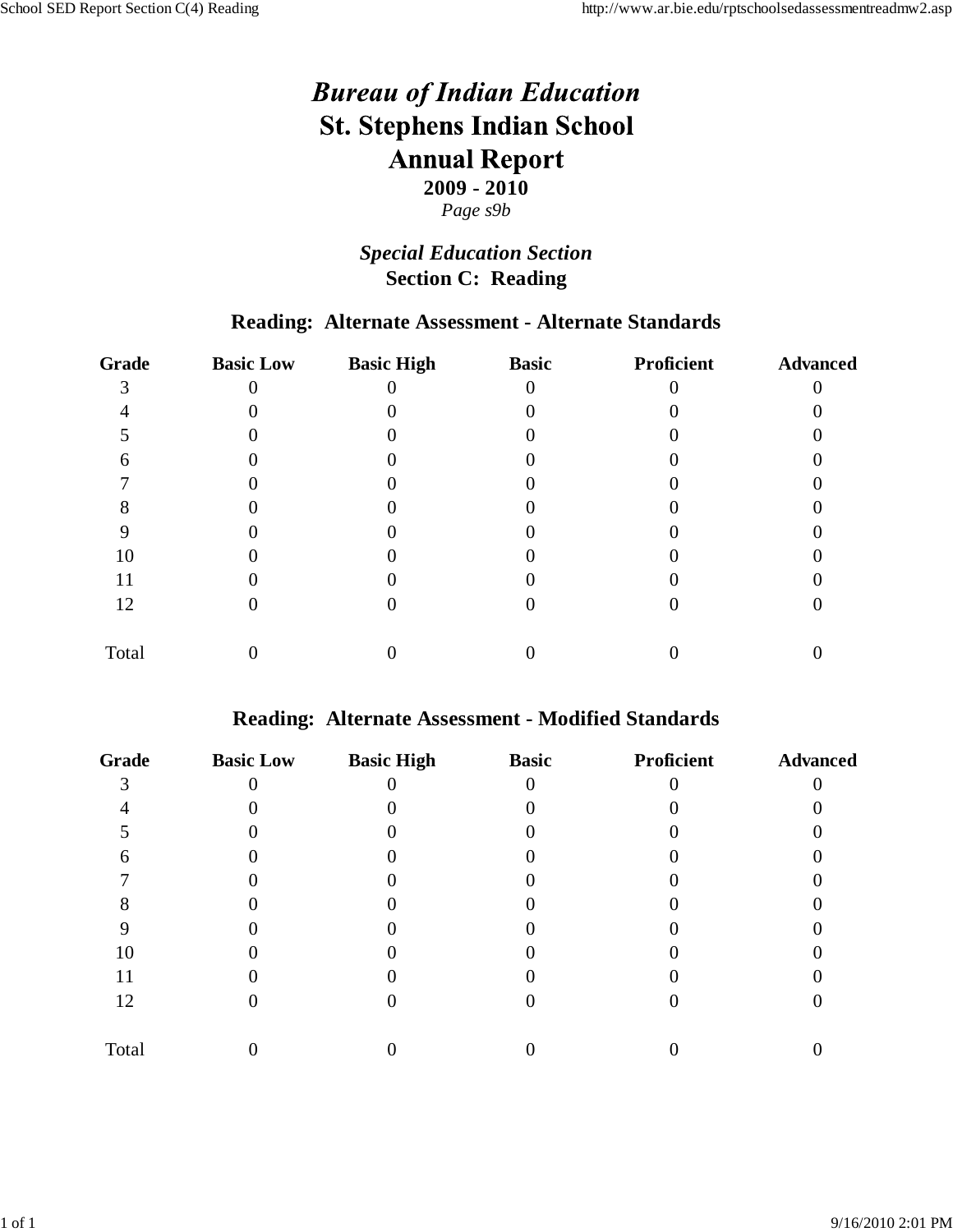# *Bureau of Indian Education*
# St. Stephens Indian School
# Annual Report

**2009 - 2010**

*Page s9b*

## *Special Education Section*
### Section C: Reading

### Reading: Alternate Assessment - Alternate Standards

| Grade | Basic Low | Basic High | Basic | Proficient | Advanced |
|---|---|---|---|---|---|
| 3 | 0 | 0 | 0 | 0 | 0 |
| 4 | 0 | 0 | 0 | 0 | 0 |
| 5 | 0 | 0 | 0 | 0 | 0 |
| 6 | 0 | 0 | 0 | 0 | 0 |
| 7 | 0 | 0 | 0 | 0 | 0 |
| 8 | 0 | 0 | 0 | 0 | 0 |
| 9 | 0 | 0 | 0 | 0 | 0 |
| 10 | 0 | 0 | 0 | 0 | 0 |
| 11 | 0 | 0 | 0 | 0 | 0 |
| 12 | 0 | 0 | 0 | 0 | 0 |
| Total | 0 | 0 | 0 | 0 | 0 |

### Reading: Alternate Assessment - Modified Standards

| Grade | Basic Low | Basic High | Basic | Proficient | Advanced |
|---|---|---|---|---|---|
| 3 | 0 | 0 | 0 | 0 | 0 |
| 4 | 0 | 0 | 0 | 0 | 0 |
| 5 | 0 | 0 | 0 | 0 | 0 |
| 6 | 0 | 0 | 0 | 0 | 0 |
| 7 | 0 | 0 | 0 | 0 | 0 |
| 8 | 0 | 0 | 0 | 0 | 0 |
| 9 | 0 | 0 | 0 | 0 | 0 |
| 10 | 0 | 0 | 0 | 0 | 0 |
| 11 | 0 | 0 | 0 | 0 | 0 |
| 12 | 0 | 0 | 0 | 0 | 0 |
| Total | 0 | 0 | 0 | 0 | 0 |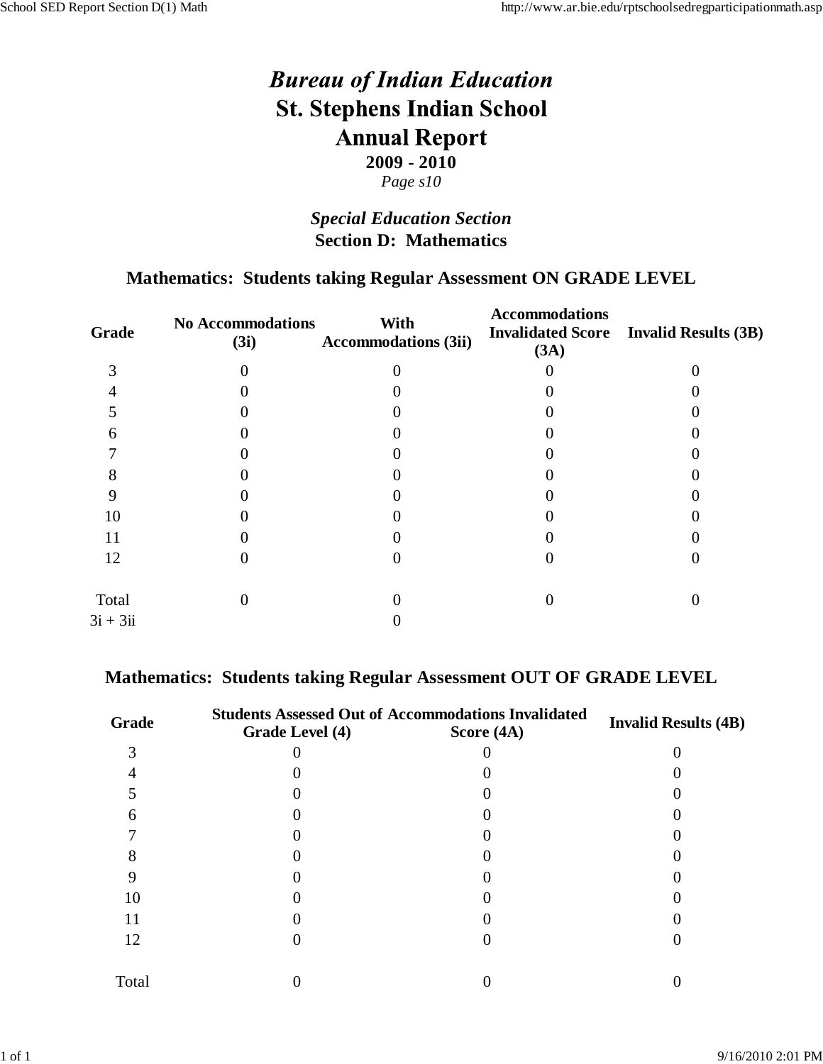# *Bureau of Indian Education*

# St. Stephens Indian School

# Annual Report

**2009 - 2010**

*Page s10*

## *Special Education Section*

## Section D: Mathematics

### Mathematics: Students taking Regular Assessment ON GRADE LEVEL

| Grade | No Accommodations (3i) | With Accommodations (3ii) | Accommodations Invalidated Score (3A) | Invalid Results (3B) |
|---|---|---|---|---|
| 3 | 0 | 0 | 0 | 0 |
| 4 | 0 | 0 | 0 | 0 |
| 5 | 0 | 0 | 0 | 0 |
| 6 | 0 | 0 | 0 | 0 |
| 7 | 0 | 0 | 0 | 0 |
| 8 | 0 | 0 | 0 | 0 |
| 9 | 0 | 0 | 0 | 0 |
| 10 | 0 | 0 | 0 | 0 |
| 11 | 0 | 0 | 0 | 0 |
| 12 | 0 | 0 | 0 | 0 |
| Total | 0 | 0 | 0 | 0 |
| 3i + 3ii | | 0 | | |

### Mathematics: Students taking Regular Assessment OUT OF GRADE LEVEL

| Grade | Students Assessed Out of Grade Level (4) | Accommodations Invalidated Score (4A) | Invalid Results (4B) |
|---|---|---|---|
| 3 | 0 | 0 | 0 |
| 4 | 0 | 0 | 0 |
| 5 | 0 | 0 | 0 |
| 6 | 0 | 0 | 0 |
| 7 | 0 | 0 | 0 |
| 8 | 0 | 0 | 0 |
| 9 | 0 | 0 | 0 |
| 10 | 0 | 0 | 0 |
| 11 | 0 | 0 | 0 |
| 12 | 0 | 0 | 0 |
| Total | 0 | 0 | 0 |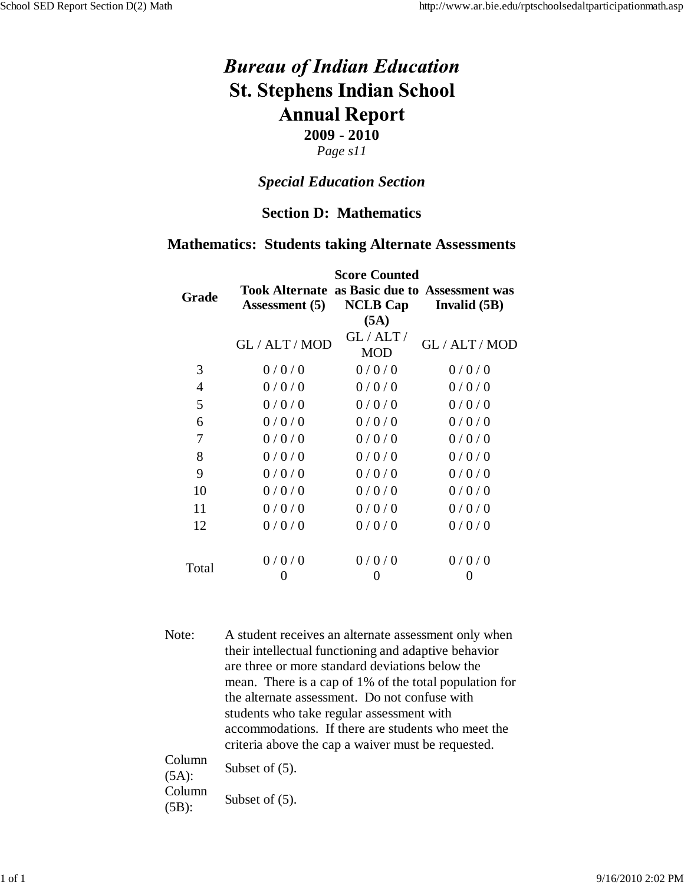# *Bureau of Indian Education*
# St. Stephens Indian School
# Annual Report

**2009 - 2010**

*Page s11*

## *Special Education Section*

## Section D: Mathematics

### Mathematics: Students taking Alternate Assessments

| Grade | Took Alternate Assessment (5) | Score Counted as Basic due to NCLB Cap (5A) | Assessment was Invalid (5B) |
|---|---|---|---|
| | GL / ALT / MOD | GL / ALT / MOD | GL / ALT / MOD |
| 3 | 0 / 0 / 0 | 0 / 0 / 0 | 0 / 0 / 0 |
| 4 | 0 / 0 / 0 | 0 / 0 / 0 | 0 / 0 / 0 |
| 5 | 0 / 0 / 0 | 0 / 0 / 0 | 0 / 0 / 0 |
| 6 | 0 / 0 / 0 | 0 / 0 / 0 | 0 / 0 / 0 |
| 7 | 0 / 0 / 0 | 0 / 0 / 0 | 0 / 0 / 0 |
| 8 | 0 / 0 / 0 | 0 / 0 / 0 | 0 / 0 / 0 |
| 9 | 0 / 0 / 0 | 0 / 0 / 0 | 0 / 0 / 0 |
| 10 | 0 / 0 / 0 | 0 / 0 / 0 | 0 / 0 / 0 |
| 11 | 0 / 0 / 0 | 0 / 0 / 0 | 0 / 0 / 0 |
| 12 | 0 / 0 / 0 | 0 / 0 / 0 | 0 / 0 / 0 |
| Total | 0 / 0 / 0<br>0 | 0 / 0 / 0<br>0 | 0 / 0 / 0<br>0 |

Note: A student receives an alternate assessment only when their intellectual functioning and adaptive behavior are three or more standard deviations below the mean. There is a cap of 1% of the total population for the alternate assessment. Do not confuse with students who take regular assessment with accommodations. If there are students who meet the criteria above the cap a waiver must be requested.

Column (5A): Subset of (5).

Column (5B): Subset of (5).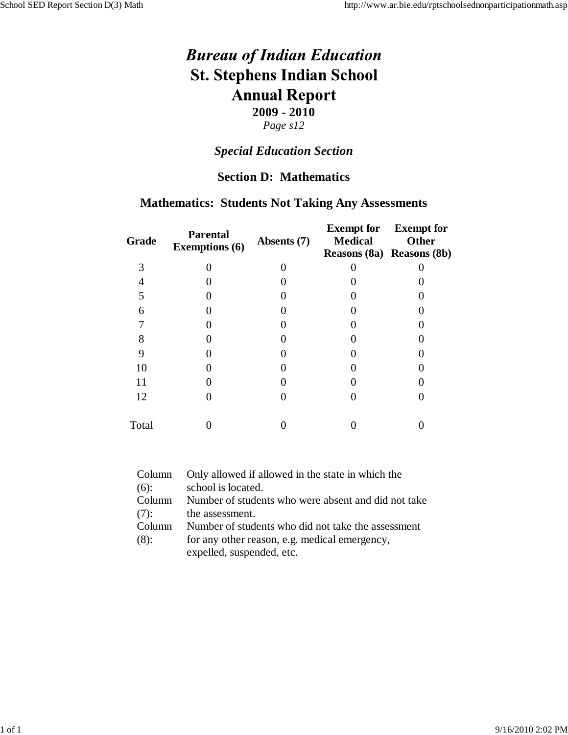# *Bureau of Indian Education*
# St. Stephens Indian School
# Annual Report

**2009 - 2010**

*Page s12*

## *Special Education Section*

## Section D: Mathematics

### Mathematics: Students Not Taking Any Assessments

| Grade | Parental Exemptions (6) | Absents (7) | Exempt for Medical Reasons (8a) | Exempt for Other Reasons (8b) |
|---|---|---|---|---|
| 3 | 0 | 0 | 0 | 0 |
| 4 | 0 | 0 | 0 | 0 |
| 5 | 0 | 0 | 0 | 0 |
| 6 | 0 | 0 | 0 | 0 |
| 7 | 0 | 0 | 0 | 0 |
| 8 | 0 | 0 | 0 | 0 |
| 9 | 0 | 0 | 0 | 0 |
| 10 | 0 | 0 | 0 | 0 |
| 11 | 0 | 0 | 0 | 0 |
| 12 | 0 | 0 | 0 | 0 |
| Total | 0 | 0 | 0 | 0 |

| | |
|---|---|
| Column (6): | Only allowed if allowed in the state in which the school is located. |
| Column (7): | Number of students who were absent and did not take the assessment. |
| Column (8): | Number of students who did not take the assessment for any other reason, e.g. medical emergency, expelled, suspended, etc. |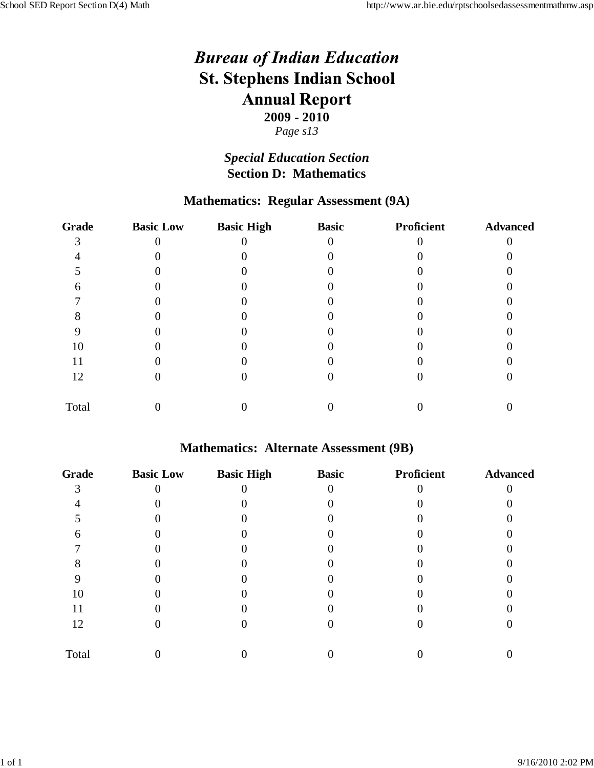# *Bureau of Indian Education*

# St. Stephens Indian School

# Annual Report

**2009 - 2010**

*Page s13*

## *Special Education Section*

## Section D: Mathematics

### Mathematics: Regular Assessment (9A)

| Grade | Basic Low | Basic High | Basic | Proficient | Advanced |
|---|---|---|---|---|---|
| 3 | 0 | 0 | 0 | 0 | 0 |
| 4 | 0 | 0 | 0 | 0 | 0 |
| 5 | 0 | 0 | 0 | 0 | 0 |
| 6 | 0 | 0 | 0 | 0 | 0 |
| 7 | 0 | 0 | 0 | 0 | 0 |
| 8 | 0 | 0 | 0 | 0 | 0 |
| 9 | 0 | 0 | 0 | 0 | 0 |
| 10 | 0 | 0 | 0 | 0 | 0 |
| 11 | 0 | 0 | 0 | 0 | 0 |
| 12 | 0 | 0 | 0 | 0 | 0 |
| Total | 0 | 0 | 0 | 0 | 0 |

### Mathematics: Alternate Assessment (9B)

| Grade | Basic Low | Basic High | Basic | Proficient | Advanced |
|---|---|---|---|---|---|
| 3 | 0 | 0 | 0 | 0 | 0 |
| 4 | 0 | 0 | 0 | 0 | 0 |
| 5 | 0 | 0 | 0 | 0 | 0 |
| 6 | 0 | 0 | 0 | 0 | 0 |
| 7 | 0 | 0 | 0 | 0 | 0 |
| 8 | 0 | 0 | 0 | 0 | 0 |
| 9 | 0 | 0 | 0 | 0 | 0 |
| 10 | 0 | 0 | 0 | 0 | 0 |
| 11 | 0 | 0 | 0 | 0 | 0 |
| 12 | 0 | 0 | 0 | 0 | 0 |
| Total | 0 | 0 | 0 | 0 | 0 |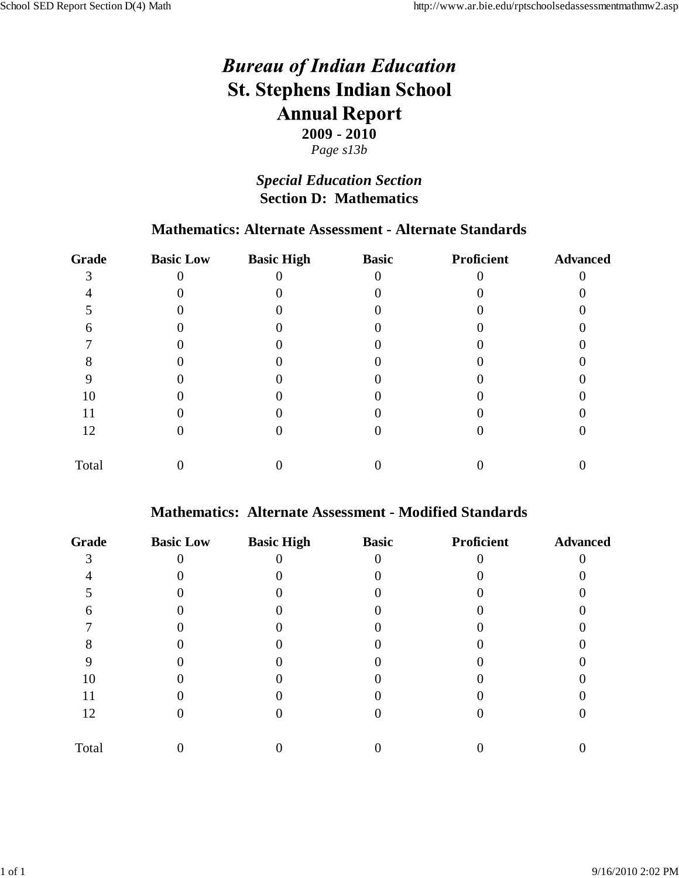# *Bureau of Indian Education*
# St. Stephens Indian School
# Annual Report

**2009 - 2010**

*Page s13b*

## *Special Education Section*
## Section D: Mathematics

### Mathematics: Alternate Assessment - Alternate Standards

| Grade | Basic Low | Basic High | Basic | Proficient | Advanced |
|---|---|---|---|---|---|
| 3 | 0 | 0 | 0 | 0 | 0 |
| 4 | 0 | 0 | 0 | 0 | 0 |
| 5 | 0 | 0 | 0 | 0 | 0 |
| 6 | 0 | 0 | 0 | 0 | 0 |
| 7 | 0 | 0 | 0 | 0 | 0 |
| 8 | 0 | 0 | 0 | 0 | 0 |
| 9 | 0 | 0 | 0 | 0 | 0 |
| 10 | 0 | 0 | 0 | 0 | 0 |
| 11 | 0 | 0 | 0 | 0 | 0 |
| 12 | 0 | 0 | 0 | 0 | 0 |
| Total | 0 | 0 | 0 | 0 | 0 |

### Mathematics: Alternate Assessment - Modified Standards

| Grade | Basic Low | Basic High | Basic | Proficient | Advanced |
|---|---|---|---|---|---|
| 3 | 0 | 0 | 0 | 0 | 0 |
| 4 | 0 | 0 | 0 | 0 | 0 |
| 5 | 0 | 0 | 0 | 0 | 0 |
| 6 | 0 | 0 | 0 | 0 | 0 |
| 7 | 0 | 0 | 0 | 0 | 0 |
| 8 | 0 | 0 | 0 | 0 | 0 |
| 9 | 0 | 0 | 0 | 0 | 0 |
| 10 | 0 | 0 | 0 | 0 | 0 |
| 11 | 0 | 0 | 0 | 0 | 0 |
| 12 | 0 | 0 | 0 | 0 | 0 |
| Total | 0 | 0 | 0 | 0 | 0 |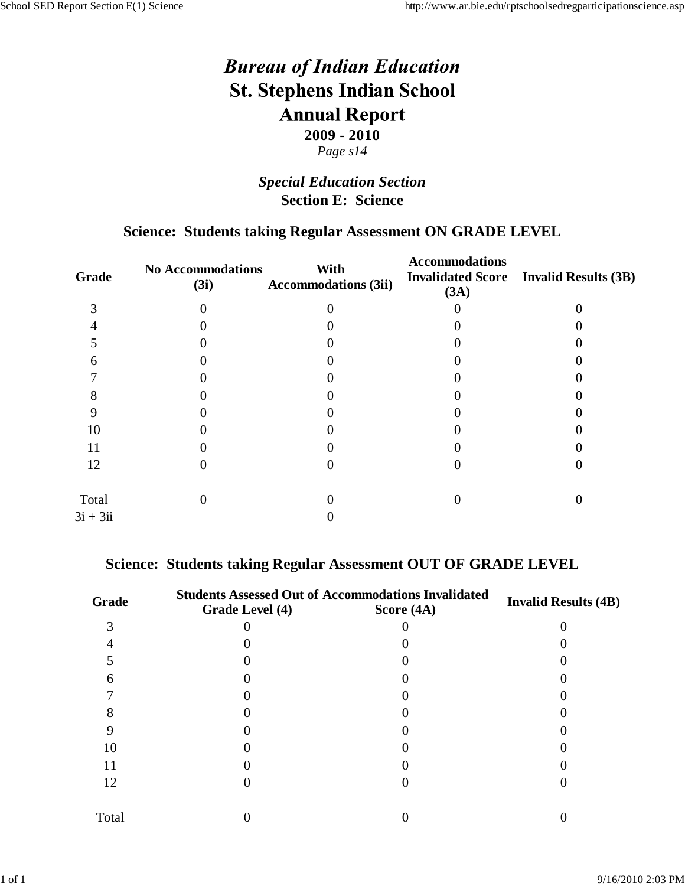# *Bureau of Indian Education*

# St. Stephens Indian School

# Annual Report

**2009 - 2010**

*Page s14*

## *Special Education Section*

## Section E: Science

### Science: Students taking Regular Assessment ON GRADE LEVEL

| Grade | No Accommodations (3i) | With Accommodations (3ii) | Accommodations Invalidated Score (3A) | Invalid Results (3B) |
|---|---|---|---|---|
| 3 | 0 | 0 | 0 | 0 |
| 4 | 0 | 0 | 0 | 0 |
| 5 | 0 | 0 | 0 | 0 |
| 6 | 0 | 0 | 0 | 0 |
| 7 | 0 | 0 | 0 | 0 |
| 8 | 0 | 0 | 0 | 0 |
| 9 | 0 | 0 | 0 | 0 |
| 10 | 0 | 0 | 0 | 0 |
| 11 | 0 | 0 | 0 | 0 |
| 12 | 0 | 0 | 0 | 0 |
| Total | 0 | 0 | 0 | 0 |
| 3i + 3ii | | 0 | | |

### Science: Students taking Regular Assessment OUT OF GRADE LEVEL

| Grade | Students Assessed Out of Grade Level (4) | Accommodations Invalidated Score (4A) | Invalid Results (4B) |
|---|---|---|---|
| 3 | 0 | 0 | 0 |
| 4 | 0 | 0 | 0 |
| 5 | 0 | 0 | 0 |
| 6 | 0 | 0 | 0 |
| 7 | 0 | 0 | 0 |
| 8 | 0 | 0 | 0 |
| 9 | 0 | 0 | 0 |
| 10 | 0 | 0 | 0 |
| 11 | 0 | 0 | 0 |
| 12 | 0 | 0 | 0 |
| Total | 0 | 0 | 0 |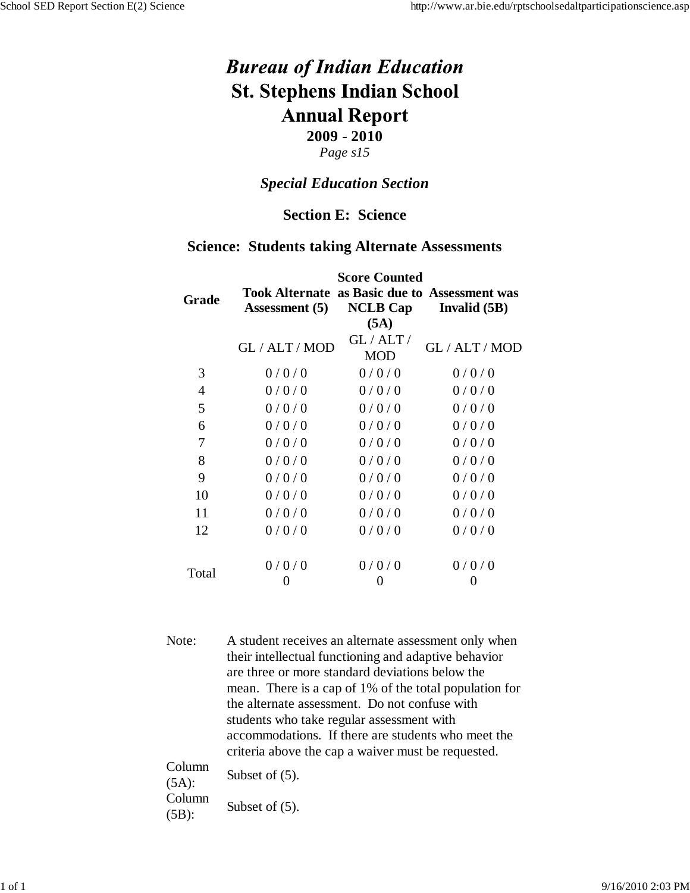# *Bureau of Indian Education*

# St. Stephens Indian School

# Annual Report

**2009 - 2010**

*Page s15*

### *Special Education Section*

### Section E: Science

### Science: Students taking Alternate Assessments

| Grade | Took Alternate Assessment (5) | Score Counted as Basic due to NCLB Cap (5A) | Assessment was Invalid (5B) |
|---|---|---|---|
| | GL / ALT / MOD | GL / ALT / MOD | GL / ALT / MOD |
| 3 | 0 / 0 / 0 | 0 / 0 / 0 | 0 / 0 / 0 |
| 4 | 0 / 0 / 0 | 0 / 0 / 0 | 0 / 0 / 0 |
| 5 | 0 / 0 / 0 | 0 / 0 / 0 | 0 / 0 / 0 |
| 6 | 0 / 0 / 0 | 0 / 0 / 0 | 0 / 0 / 0 |
| 7 | 0 / 0 / 0 | 0 / 0 / 0 | 0 / 0 / 0 |
| 8 | 0 / 0 / 0 | 0 / 0 / 0 | 0 / 0 / 0 |
| 9 | 0 / 0 / 0 | 0 / 0 / 0 | 0 / 0 / 0 |
| 10 | 0 / 0 / 0 | 0 / 0 / 0 | 0 / 0 / 0 |
| 11 | 0 / 0 / 0 | 0 / 0 / 0 | 0 / 0 / 0 |
| 12 | 0 / 0 / 0 | 0 / 0 / 0 | 0 / 0 / 0 |
| Total | 0 / 0 / 0<br>0 | 0 / 0 / 0<br>0 | 0 / 0 / 0<br>0 |

Note: A student receives an alternate assessment only when their intellectual functioning and adaptive behavior are three or more standard deviations below the mean. There is a cap of 1% of the total population for the alternate assessment. Do not confuse with students who take regular assessment with accommodations. If there are students who meet the criteria above the cap a waiver must be requested.

Column (5A): Subset of (5).

Column (5B): Subset of (5).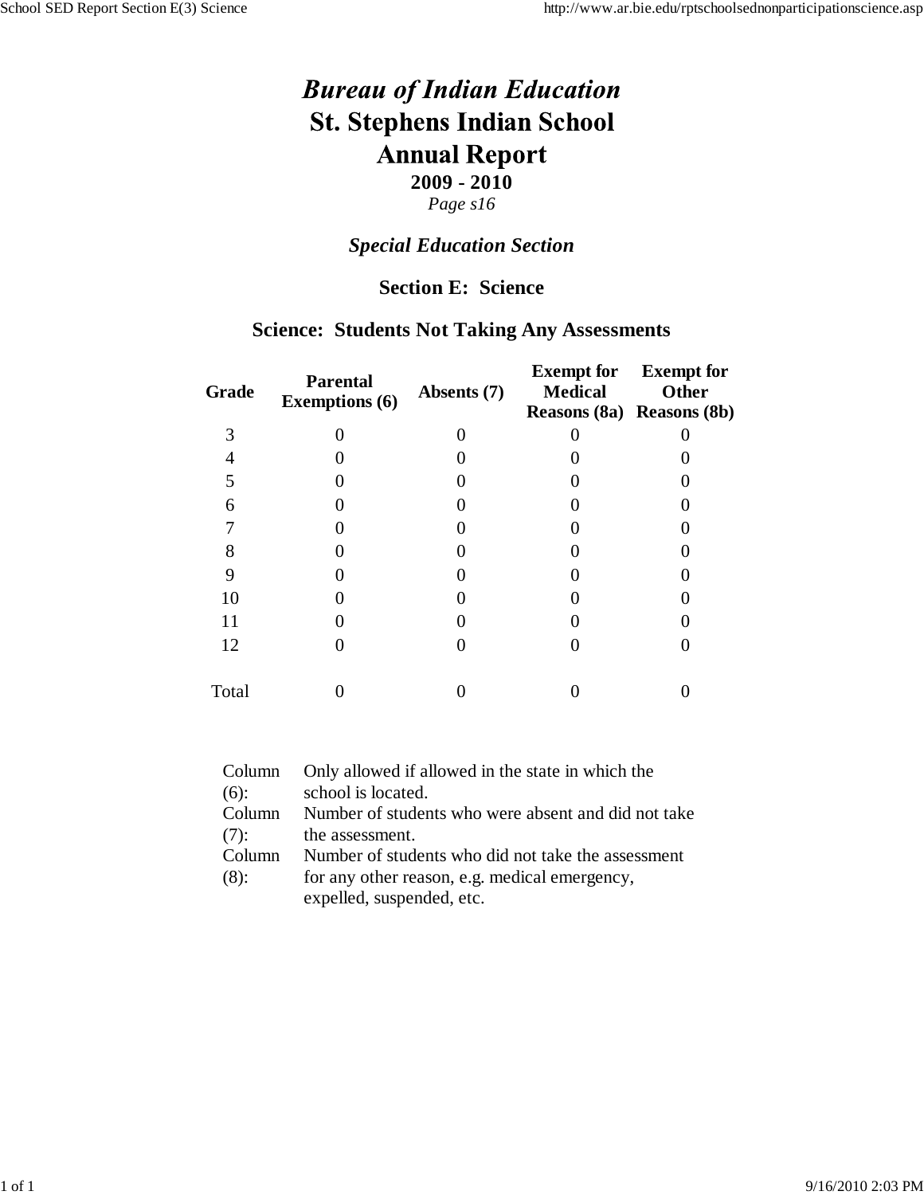# *Bureau of Indian Education*
# St. Stephens Indian School
# Annual Report

**2009 - 2010**

*Page s16*

## *Special Education Section*

## Section E: Science

### Science: Students Not Taking Any Assessments

| Grade | Parental Exemptions (6) | Absents (7) | Exempt for Medical Reasons (8a) | Exempt for Other Reasons (8b) |
|---|---|---|---|---|
| 3 | 0 | 0 | 0 | 0 |
| 4 | 0 | 0 | 0 | 0 |
| 5 | 0 | 0 | 0 | 0 |
| 6 | 0 | 0 | 0 | 0 |
| 7 | 0 | 0 | 0 | 0 |
| 8 | 0 | 0 | 0 | 0 |
| 9 | 0 | 0 | 0 | 0 |
| 10 | 0 | 0 | 0 | 0 |
| 11 | 0 | 0 | 0 | 0 |
| 12 | 0 | 0 | 0 | 0 |
| Total | 0 | 0 | 0 | 0 |

| | |
|---|---|
| Column (6): | Only allowed if allowed in the state in which the school is located. |
| Column (7): | Number of students who were absent and did not take the assessment. |
| Column (8): | Number of students who did not take the assessment for any other reason, e.g. medical emergency, expelled, suspended, etc. |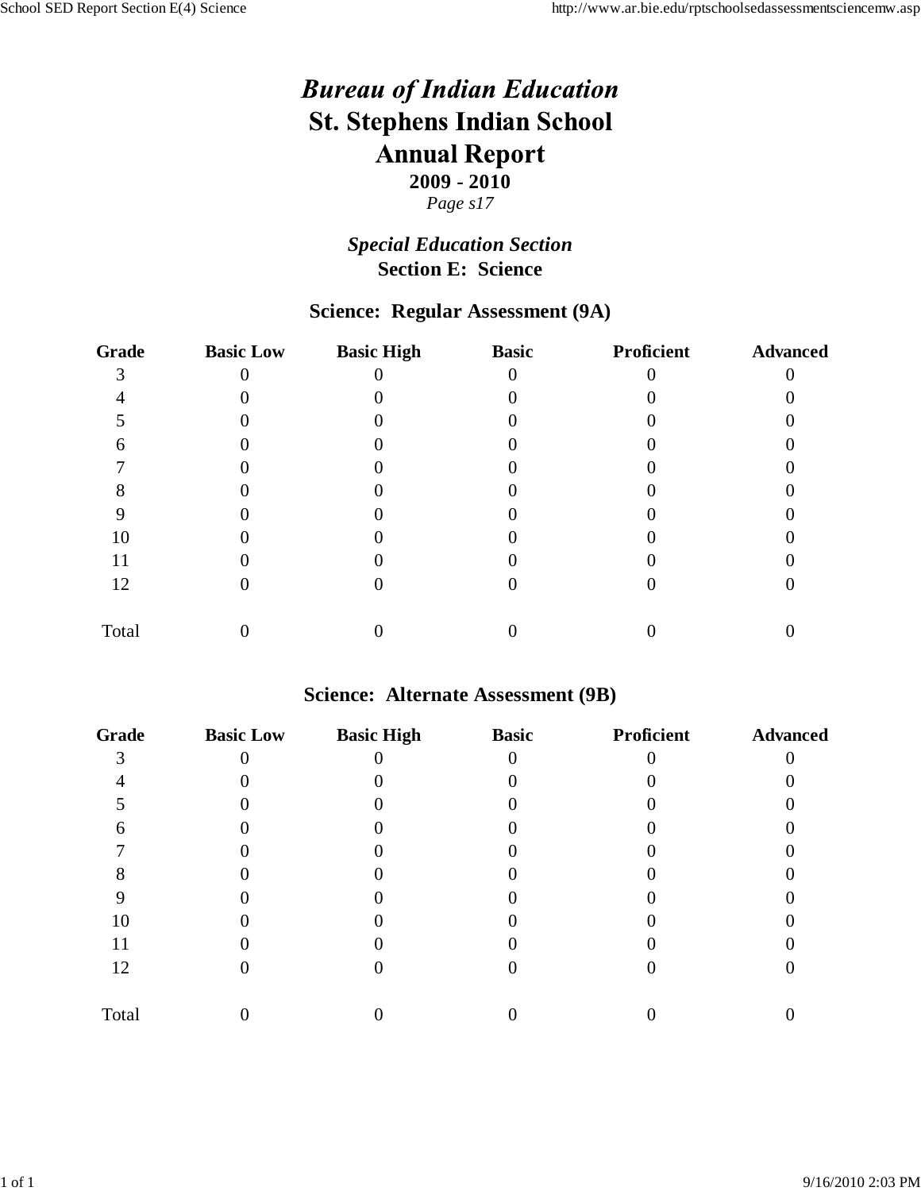# *Bureau of Indian Education*

# St. Stephens Indian School

# Annual Report

**2009 - 2010**

*Page s17*

## *Special Education Section*

## Section E: Science

### Science: Regular Assessment (9A)

| Grade | Basic Low | Basic High | Basic | Proficient | Advanced |
|---|---|---|---|---|---|
| 3 | 0 | 0 | 0 | 0 | 0 |
| 4 | 0 | 0 | 0 | 0 | 0 |
| 5 | 0 | 0 | 0 | 0 | 0 |
| 6 | 0 | 0 | 0 | 0 | 0 |
| 7 | 0 | 0 | 0 | 0 | 0 |
| 8 | 0 | 0 | 0 | 0 | 0 |
| 9 | 0 | 0 | 0 | 0 | 0 |
| 10 | 0 | 0 | 0 | 0 | 0 |
| 11 | 0 | 0 | 0 | 0 | 0 |
| 12 | 0 | 0 | 0 | 0 | 0 |
| Total | 0 | 0 | 0 | 0 | 0 |

### Science: Alternate Assessment (9B)

| Grade | Basic Low | Basic High | Basic | Proficient | Advanced |
|---|---|---|---|---|---|
| 3 | 0 | 0 | 0 | 0 | 0 |
| 4 | 0 | 0 | 0 | 0 | 0 |
| 5 | 0 | 0 | 0 | 0 | 0 |
| 6 | 0 | 0 | 0 | 0 | 0 |
| 7 | 0 | 0 | 0 | 0 | 0 |
| 8 | 0 | 0 | 0 | 0 | 0 |
| 9 | 0 | 0 | 0 | 0 | 0 |
| 10 | 0 | 0 | 0 | 0 | 0 |
| 11 | 0 | 0 | 0 | 0 | 0 |
| 12 | 0 | 0 | 0 | 0 | 0 |
| Total | 0 | 0 | 0 | 0 | 0 |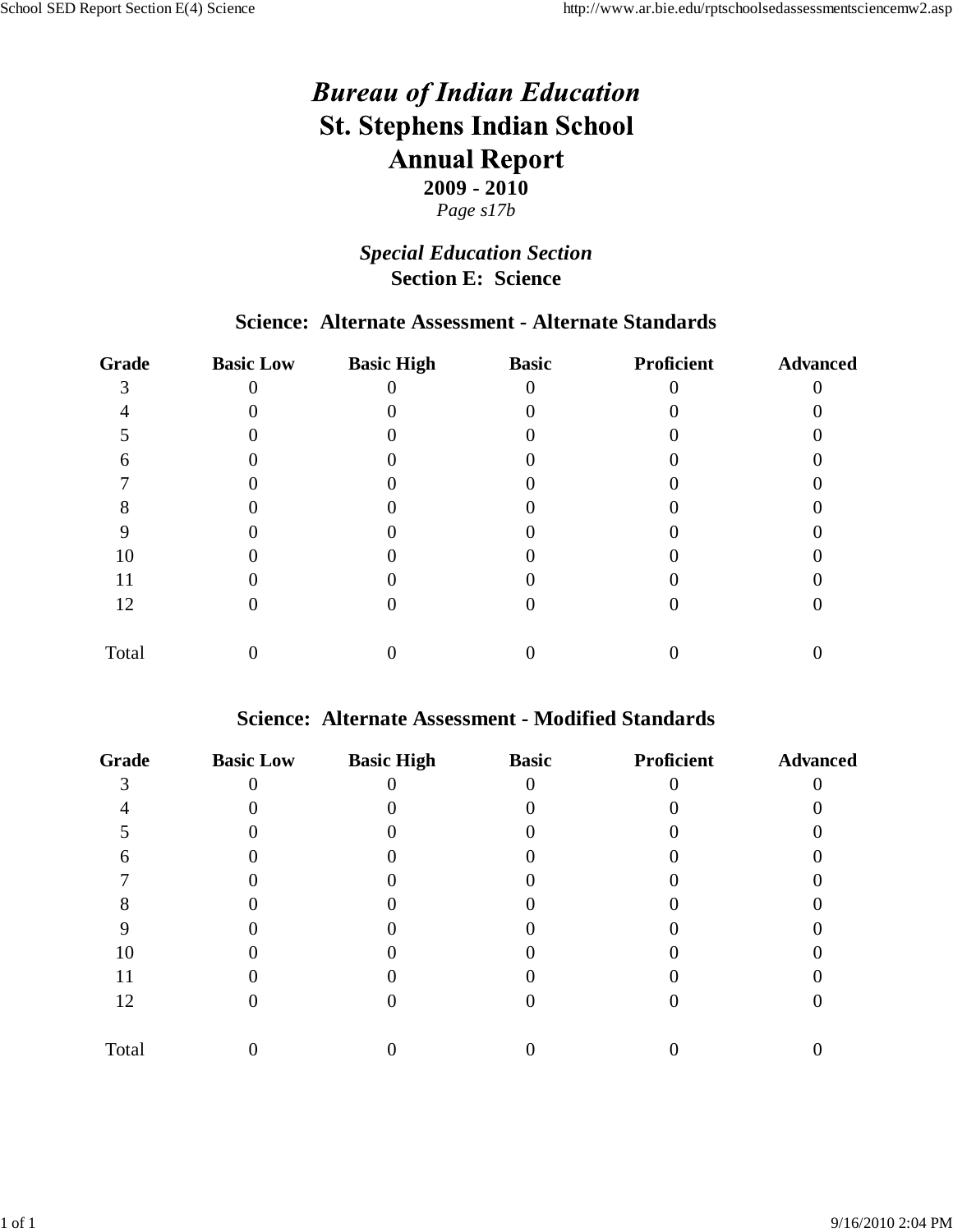# *Bureau of Indian Education*
# St. Stephens Indian School
# Annual Report

**2009 - 2010**

*Page s17b*

## *Special Education Section*
## Section E: Science

### Science: Alternate Assessment - Alternate Standards

| Grade | Basic Low | Basic High | Basic | Proficient | Advanced |
|---|---|---|---|---|---|
| 3 | 0 | 0 | 0 | 0 | 0 |
| 4 | 0 | 0 | 0 | 0 | 0 |
| 5 | 0 | 0 | 0 | 0 | 0 |
| 6 | 0 | 0 | 0 | 0 | 0 |
| 7 | 0 | 0 | 0 | 0 | 0 |
| 8 | 0 | 0 | 0 | 0 | 0 |
| 9 | 0 | 0 | 0 | 0 | 0 |
| 10 | 0 | 0 | 0 | 0 | 0 |
| 11 | 0 | 0 | 0 | 0 | 0 |
| 12 | 0 | 0 | 0 | 0 | 0 |
| Total | 0 | 0 | 0 | 0 | 0 |

### Science: Alternate Assessment - Modified Standards

| Grade | Basic Low | Basic High | Basic | Proficient | Advanced |
|---|---|---|---|---|---|
| 3 | 0 | 0 | 0 | 0 | 0 |
| 4 | 0 | 0 | 0 | 0 | 0 |
| 5 | 0 | 0 | 0 | 0 | 0 |
| 6 | 0 | 0 | 0 | 0 | 0 |
| 7 | 0 | 0 | 0 | 0 | 0 |
| 8 | 0 | 0 | 0 | 0 | 0 |
| 9 | 0 | 0 | 0 | 0 | 0 |
| 10 | 0 | 0 | 0 | 0 | 0 |
| 11 | 0 | 0 | 0 | 0 | 0 |
| 12 | 0 | 0 | 0 | 0 | 0 |
| Total | 0 | 0 | 0 | 0 | 0 |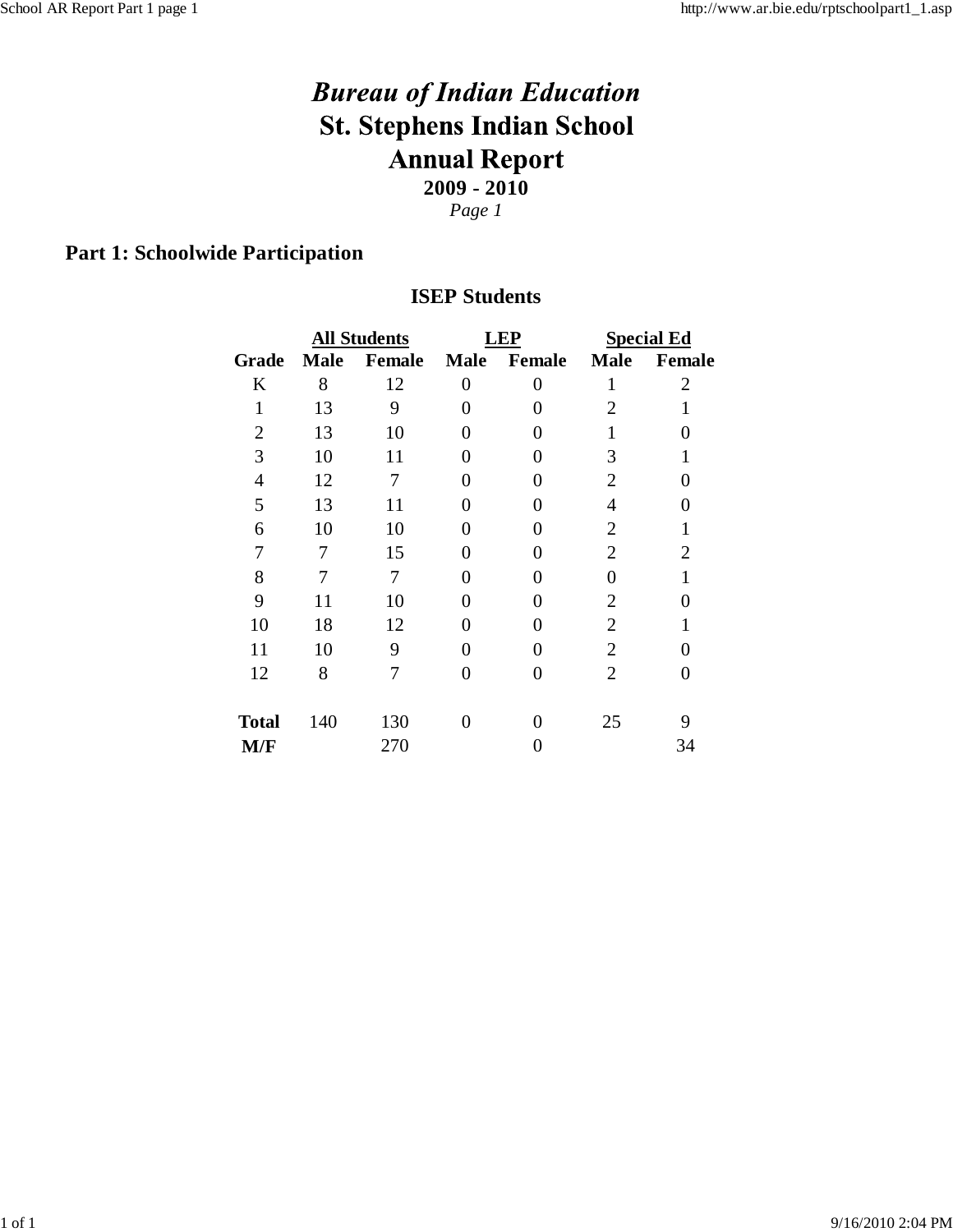# *Bureau of Indian Education*
# St. Stephens Indian School
# Annual Report

**2009 - 2010**

*Page 1*

## Part 1: Schoolwide Participation

### ISEP Students

| | All Students | | LEP | | Special Ed | |
|---|---|---|---|---|---|---|
| **Grade** | **Male** | **Female** | **Male** | **Female** | **Male** | **Female** |
| K | 8 | 12 | 0 | 0 | 1 | 2 |
| 1 | 13 | 9 | 0 | 0 | 2 | 1 |
| 2 | 13 | 10 | 0 | 0 | 1 | 0 |
| 3 | 10 | 11 | 0 | 0 | 3 | 1 |
| 4 | 12 | 7 | 0 | 0 | 2 | 0 |
| 5 | 13 | 11 | 0 | 0 | 4 | 0 |
| 6 | 10 | 10 | 0 | 0 | 2 | 1 |
| 7 | 7 | 15 | 0 | 0 | 2 | 2 |
| 8 | 7 | 7 | 0 | 0 | 0 | 1 |
| 9 | 11 | 10 | 0 | 0 | 2 | 0 |
| 10 | 18 | 12 | 0 | 0 | 2 | 1 |
| 11 | 10 | 9 | 0 | 0 | 2 | 0 |
| 12 | 8 | 7 | 0 | 0 | 2 | 0 |
| **Total** | 140 | 130 | 0 | 0 | 25 | 9 |
| **M/F** | | 270 | | 0 | | 34 |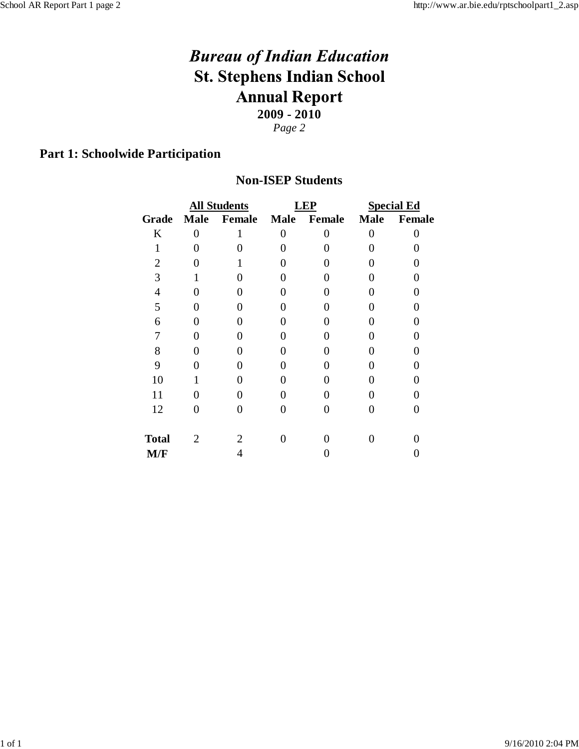# *Bureau of Indian Education*
# St. Stephens Indian School
# Annual Report

**2009 - 2010**

*Page 2*

## Part 1: Schoolwide Participation

### Non-ISEP Students

| | All Students | | LEP | | Special Ed | |
|---|---|---|---|---|---|---|
| **Grade** | **Male** | **Female** | **Male** | **Female** | **Male** | **Female** |
| K | 0 | 1 | 0 | 0 | 0 | 0 |
| 1 | 0 | 0 | 0 | 0 | 0 | 0 |
| 2 | 0 | 1 | 0 | 0 | 0 | 0 |
| 3 | 1 | 0 | 0 | 0 | 0 | 0 |
| 4 | 0 | 0 | 0 | 0 | 0 | 0 |
| 5 | 0 | 0 | 0 | 0 | 0 | 0 |
| 6 | 0 | 0 | 0 | 0 | 0 | 0 |
| 7 | 0 | 0 | 0 | 0 | 0 | 0 |
| 8 | 0 | 0 | 0 | 0 | 0 | 0 |
| 9 | 0 | 0 | 0 | 0 | 0 | 0 |
| 10 | 1 | 0 | 0 | 0 | 0 | 0 |
| 11 | 0 | 0 | 0 | 0 | 0 | 0 |
| 12 | 0 | 0 | 0 | 0 | 0 | 0 |
| **Total** | 2 | 2 | 0 | 0 | 0 | 0 |
| **M/F** | | 4 | | 0 | | 0 |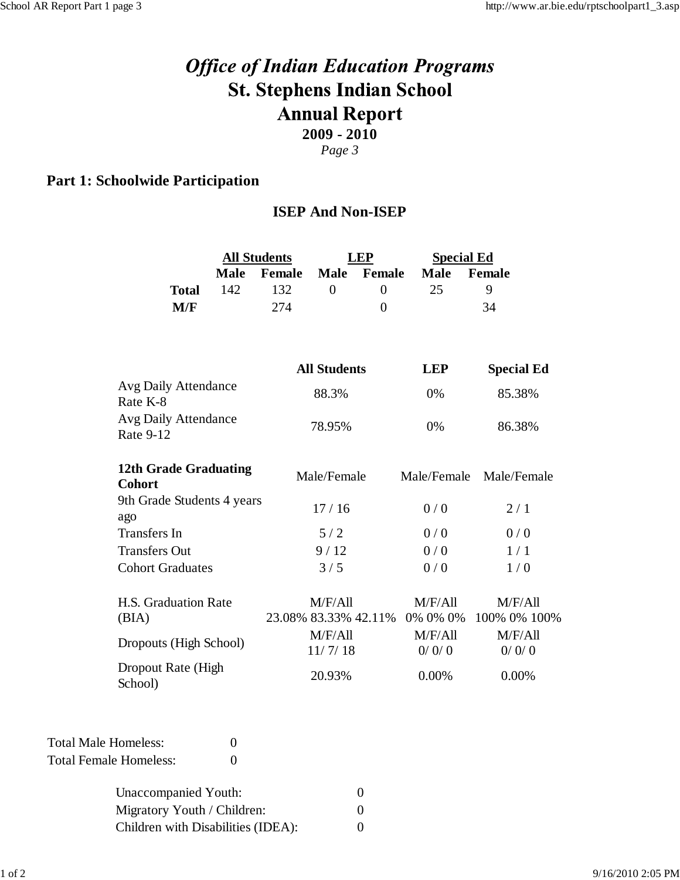# *Office of Indian Education Programs*

# St. Stephens Indian School

# Annual Report

**2009 - 2010**

*Page 3*

## Part 1: Schoolwide Participation

### ISEP And Non-ISEP

| | All Students | | LEP | | Special Ed | |
|---|---|---|---|---|---|---|
| | **Male** | **Female** | **Male** | **Female** | **Male** | **Female** |
| **Total** | 142 | 132 | 0 | 0 | 25 | 9 |
| **M/F** | | 274 | | 0 | | 34 |

| | All Students | LEP | Special Ed |
|---|---|---|---|
| Avg Daily Attendance Rate K-8 | 88.3% | 0% | 85.38% |
| Avg Daily Attendance Rate 9-12 | 78.95% | 0% | 86.38% |
| **12th Grade Graduating Cohort** | Male/Female | Male/Female | Male/Female |
| 9th Grade Students 4 years ago | 17 / 16 | 0 / 0 | 2 / 1 |
| Transfers In | 5 / 2 | 0 / 0 | 0 / 0 |
| Transfers Out | 9 / 12 | 0 / 0 | 1 / 1 |
| Cohort Graduates | 3 / 5 | 0 / 0 | 1 / 0 |
| H.S. Graduation Rate (BIA) | M/F/All 23.08% 83.33% 42.11% | M/F/All 0% 0% 0% | M/F/All 100% 0% 100% |
| Dropouts (High School) | M/F/All 11/ 7/ 18 | M/F/All 0/ 0/ 0 | M/F/All 0/ 0/ 0 |
| Dropout Rate (High School) | 20.93% | 0.00% | 0.00% |

Total Male Homeless: 0

Total Female Homeless: 0

Unaccompanied Youth: 0

Migratory Youth / Children: 0

Children with Disabilities (IDEA): 0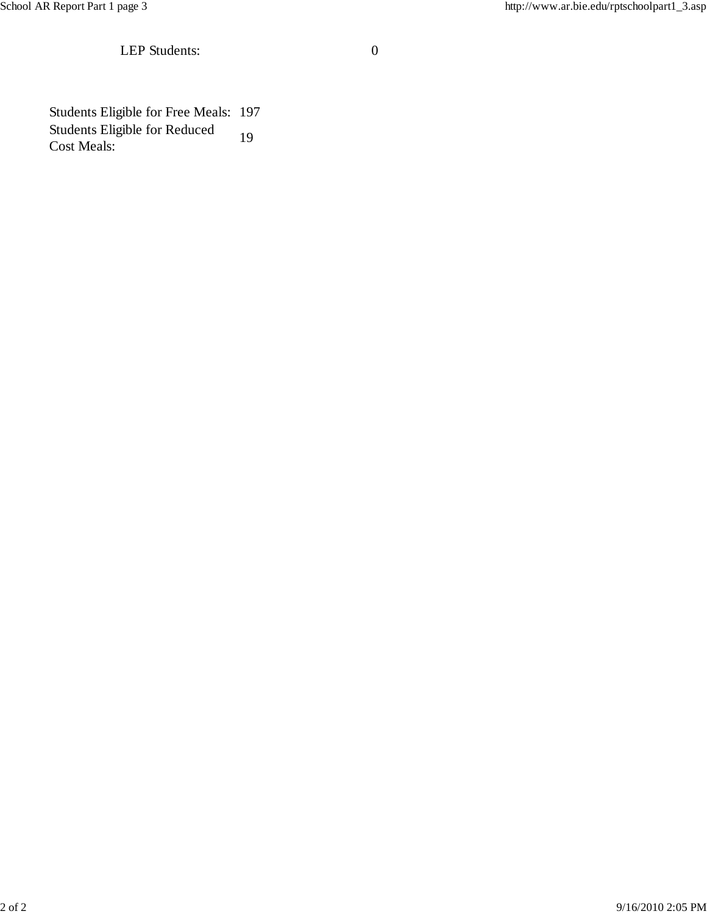| LEP Students: | 0 |
|---|---|

| Students Eligible for Free Meals: | 197 |
|---|---|
| Students Eligible for Reduced Cost Meals: | 19 |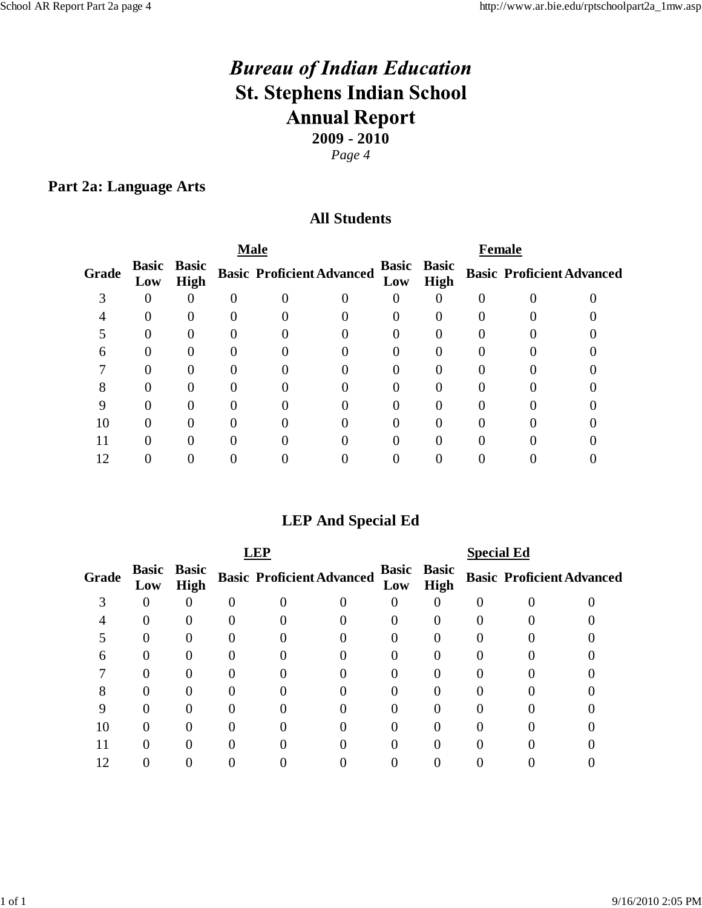# *Bureau of Indian Education*
# St. Stephens Indian School
# Annual Report

**2009 - 2010**

*Page 4*

## Part 2a: Language Arts

### All Students

| | Male | | | | | Female | | | | |
|---|---|---|---|---|---|---|---|---|---|---|
| **Grade** | **Basic Low** | **Basic High** | **Basic** | **Proficient** | **Advanced** | **Basic Low** | **Basic High** | **Basic** | **Proficient** | **Advanced** |
| 3 | 0 | 0 | 0 | 0 | 0 | 0 | 0 | 0 | 0 | 0 |
| 4 | 0 | 0 | 0 | 0 | 0 | 0 | 0 | 0 | 0 | 0 |
| 5 | 0 | 0 | 0 | 0 | 0 | 0 | 0 | 0 | 0 | 0 |
| 6 | 0 | 0 | 0 | 0 | 0 | 0 | 0 | 0 | 0 | 0 |
| 7 | 0 | 0 | 0 | 0 | 0 | 0 | 0 | 0 | 0 | 0 |
| 8 | 0 | 0 | 0 | 0 | 0 | 0 | 0 | 0 | 0 | 0 |
| 9 | 0 | 0 | 0 | 0 | 0 | 0 | 0 | 0 | 0 | 0 |
| 10 | 0 | 0 | 0 | 0 | 0 | 0 | 0 | 0 | 0 | 0 |
| 11 | 0 | 0 | 0 | 0 | 0 | 0 | 0 | 0 | 0 | 0 |
| 12 | 0 | 0 | 0 | 0 | 0 | 0 | 0 | 0 | 0 | 0 |

### LEP And Special Ed

| | LEP | | | | | Special Ed | | | | |
|---|---|---|---|---|---|---|---|---|---|---|
| **Grade** | **Basic Low** | **Basic High** | **Basic** | **Proficient** | **Advanced** | **Basic Low** | **Basic High** | **Basic** | **Proficient** | **Advanced** |
| 3 | 0 | 0 | 0 | 0 | 0 | 0 | 0 | 0 | 0 | 0 |
| 4 | 0 | 0 | 0 | 0 | 0 | 0 | 0 | 0 | 0 | 0 |
| 5 | 0 | 0 | 0 | 0 | 0 | 0 | 0 | 0 | 0 | 0 |
| 6 | 0 | 0 | 0 | 0 | 0 | 0 | 0 | 0 | 0 | 0 |
| 7 | 0 | 0 | 0 | 0 | 0 | 0 | 0 | 0 | 0 | 0 |
| 8 | 0 | 0 | 0 | 0 | 0 | 0 | 0 | 0 | 0 | 0 |
| 9 | 0 | 0 | 0 | 0 | 0 | 0 | 0 | 0 | 0 | 0 |
| 10 | 0 | 0 | 0 | 0 | 0 | 0 | 0 | 0 | 0 | 0 |
| 11 | 0 | 0 | 0 | 0 | 0 | 0 | 0 | 0 | 0 | 0 |
| 12 | 0 | 0 | 0 | 0 | 0 | 0 | 0 | 0 | 0 | 0 |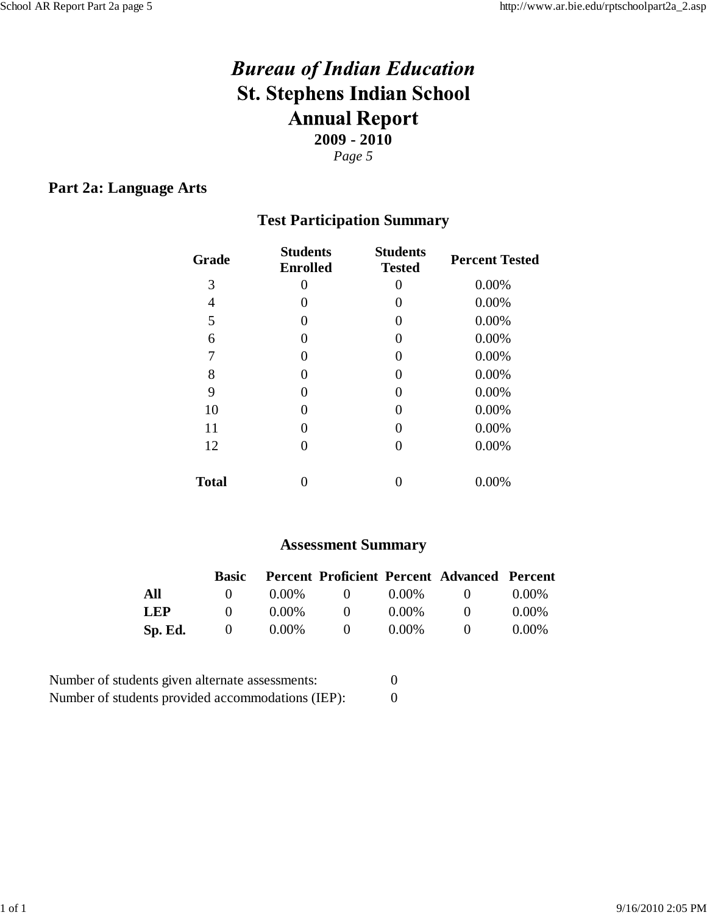# *Bureau of Indian Education*
# St. Stephens Indian School
# Annual Report
**2009 - 2010**

*Page 5*

## Part 2a: Language Arts

### Test Participation Summary

| Grade | Students Enrolled | Students Tested | Percent Tested |
|---|---|---|---|
| 3 | 0 | 0 | 0.00% |
| 4 | 0 | 0 | 0.00% |
| 5 | 0 | 0 | 0.00% |
| 6 | 0 | 0 | 0.00% |
| 7 | 0 | 0 | 0.00% |
| 8 | 0 | 0 | 0.00% |
| 9 | 0 | 0 | 0.00% |
| 10 | 0 | 0 | 0.00% |
| 11 | 0 | 0 | 0.00% |
| 12 | 0 | 0 | 0.00% |
| **Total** | 0 | 0 | 0.00% |

### Assessment Summary

| | Basic | Percent | Proficient | Percent | Advanced | Percent |
|---|---|---|---|---|---|---|
| **All** | 0 | 0.00% | 0 | 0.00% | 0 | 0.00% |
| **LEP** | 0 | 0.00% | 0 | 0.00% | 0 | 0.00% |
| **Sp. Ed.** | 0 | 0.00% | 0 | 0.00% | 0 | 0.00% |

Number of students given alternate assessments: 0

Number of students provided accommodations (IEP): 0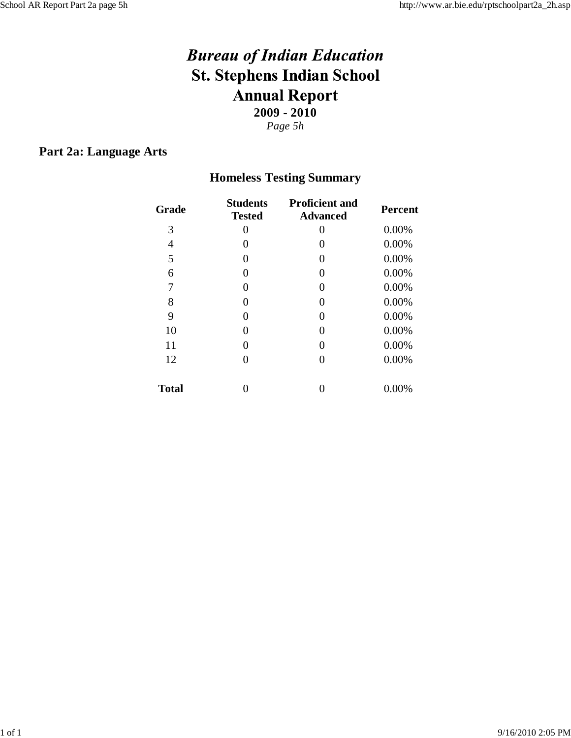# *Bureau of Indian Education*
# St. Stephens Indian School
# Annual Report
**2009 - 2010**

*Page 5h*

## Part 2a: Language Arts

### Homeless Testing Summary

| Grade | Students Tested | Proficient and Advanced | Percent |
|---|---|---|---|
| 3 | 0 | 0 | 0.00% |
| 4 | 0 | 0 | 0.00% |
| 5 | 0 | 0 | 0.00% |
| 6 | 0 | 0 | 0.00% |
| 7 | 0 | 0 | 0.00% |
| 8 | 0 | 0 | 0.00% |
| 9 | 0 | 0 | 0.00% |
| 10 | 0 | 0 | 0.00% |
| 11 | 0 | 0 | 0.00% |
| 12 | 0 | 0 | 0.00% |
| **Total** | 0 | 0 | 0.00% |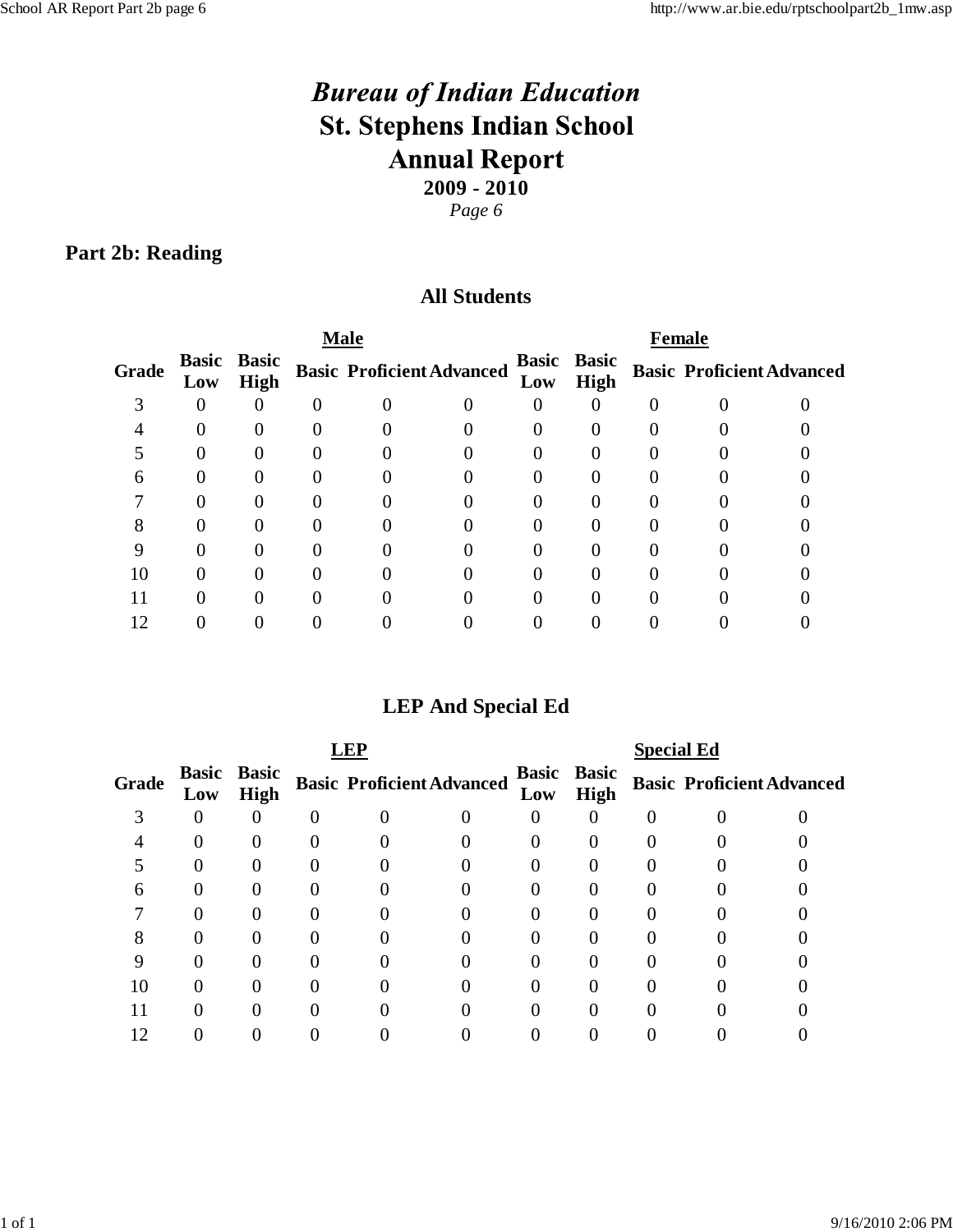# *Bureau of Indian Education*
# St. Stephens Indian School
# Annual Report

**2009 - 2010**

*Page 6*

## Part 2b: Reading

### All Students

| | Male | | | | | Female | | | | |
|---|---|---|---|---|---|---|---|---|---|---|
| Grade | Basic Low | Basic High | Basic | Proficient | Advanced | Basic Low | Basic High | Basic | Proficient | Advanced |
| 3 | 0 | 0 | 0 | 0 | 0 | 0 | 0 | 0 | 0 | 0 |
| 4 | 0 | 0 | 0 | 0 | 0 | 0 | 0 | 0 | 0 | 0 |
| 5 | 0 | 0 | 0 | 0 | 0 | 0 | 0 | 0 | 0 | 0 |
| 6 | 0 | 0 | 0 | 0 | 0 | 0 | 0 | 0 | 0 | 0 |
| 7 | 0 | 0 | 0 | 0 | 0 | 0 | 0 | 0 | 0 | 0 |
| 8 | 0 | 0 | 0 | 0 | 0 | 0 | 0 | 0 | 0 | 0 |
| 9 | 0 | 0 | 0 | 0 | 0 | 0 | 0 | 0 | 0 | 0 |
| 10 | 0 | 0 | 0 | 0 | 0 | 0 | 0 | 0 | 0 | 0 |
| 11 | 0 | 0 | 0 | 0 | 0 | 0 | 0 | 0 | 0 | 0 |
| 12 | 0 | 0 | 0 | 0 | 0 | 0 | 0 | 0 | 0 | 0 |

### LEP And Special Ed

| | LEP | | | | | Special Ed | | | | |
|---|---|---|---|---|---|---|---|---|---|---|
| Grade | Basic Low | Basic High | Basic | Proficient | Advanced | Basic Low | Basic High | Basic | Proficient | Advanced |
| 3 | 0 | 0 | 0 | 0 | 0 | 0 | 0 | 0 | 0 | 0 |
| 4 | 0 | 0 | 0 | 0 | 0 | 0 | 0 | 0 | 0 | 0 |
| 5 | 0 | 0 | 0 | 0 | 0 | 0 | 0 | 0 | 0 | 0 |
| 6 | 0 | 0 | 0 | 0 | 0 | 0 | 0 | 0 | 0 | 0 |
| 7 | 0 | 0 | 0 | 0 | 0 | 0 | 0 | 0 | 0 | 0 |
| 8 | 0 | 0 | 0 | 0 | 0 | 0 | 0 | 0 | 0 | 0 |
| 9 | 0 | 0 | 0 | 0 | 0 | 0 | 0 | 0 | 0 | 0 |
| 10 | 0 | 0 | 0 | 0 | 0 | 0 | 0 | 0 | 0 | 0 |
| 11 | 0 | 0 | 0 | 0 | 0 | 0 | 0 | 0 | 0 | 0 |
| 12 | 0 | 0 | 0 | 0 | 0 | 0 | 0 | 0 | 0 | 0 |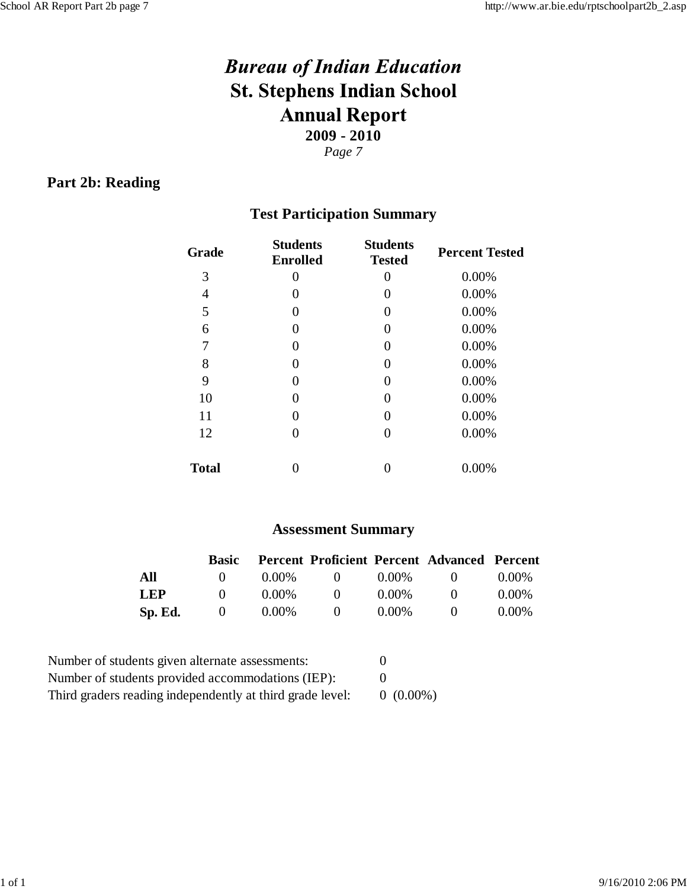# *Bureau of Indian Education*
# St. Stephens Indian School
# Annual Report

**2009 - 2010**

*Page 7*

## Part 2b: Reading

### Test Participation Summary

| Grade | Students Enrolled | Students Tested | Percent Tested |
|---|---|---|---|
| 3 | 0 | 0 | 0.00% |
| 4 | 0 | 0 | 0.00% |
| 5 | 0 | 0 | 0.00% |
| 6 | 0 | 0 | 0.00% |
| 7 | 0 | 0 | 0.00% |
| 8 | 0 | 0 | 0.00% |
| 9 | 0 | 0 | 0.00% |
| 10 | 0 | 0 | 0.00% |
| 11 | 0 | 0 | 0.00% |
| 12 | 0 | 0 | 0.00% |
| **Total** | 0 | 0 | 0.00% |

### Assessment Summary

| | Basic | Percent | Proficient | Percent | Advanced | Percent |
|---|---|---|---|---|---|---|
| **All** | 0 | 0.00% | 0 | 0.00% | 0 | 0.00% |
| **LEP** | 0 | 0.00% | 0 | 0.00% | 0 | 0.00% |
| **Sp. Ed.** | 0 | 0.00% | 0 | 0.00% | 0 | 0.00% |

Number of students given alternate assessments: 0

Number of students provided accommodations (IEP): 0

Third graders reading independently at third grade level: 0 (0.00%)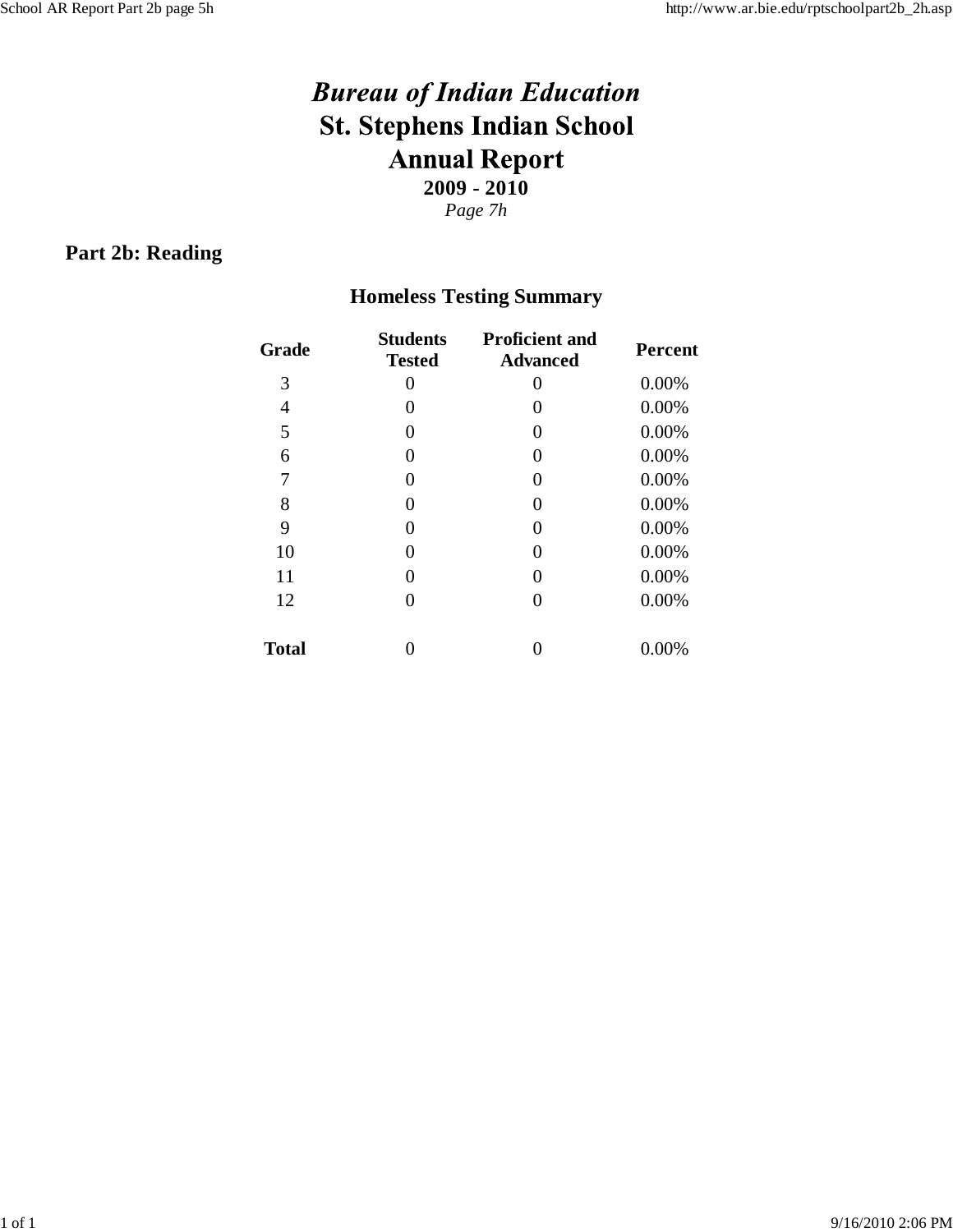# *Bureau of Indian Education*

# St. Stephens Indian School

# Annual Report

**2009 - 2010**

*Page 7h*

## Part 2b: Reading

### Homeless Testing Summary

| Grade | Students Tested | Proficient and Advanced | Percent |
|---|---|---|---|
| 3 | 0 | 0 | 0.00% |
| 4 | 0 | 0 | 0.00% |
| 5 | 0 | 0 | 0.00% |
| 6 | 0 | 0 | 0.00% |
| 7 | 0 | 0 | 0.00% |
| 8 | 0 | 0 | 0.00% |
| 9 | 0 | 0 | 0.00% |
| 10 | 0 | 0 | 0.00% |
| 11 | 0 | 0 | 0.00% |
| 12 | 0 | 0 | 0.00% |
| **Total** | 0 | 0 | 0.00% |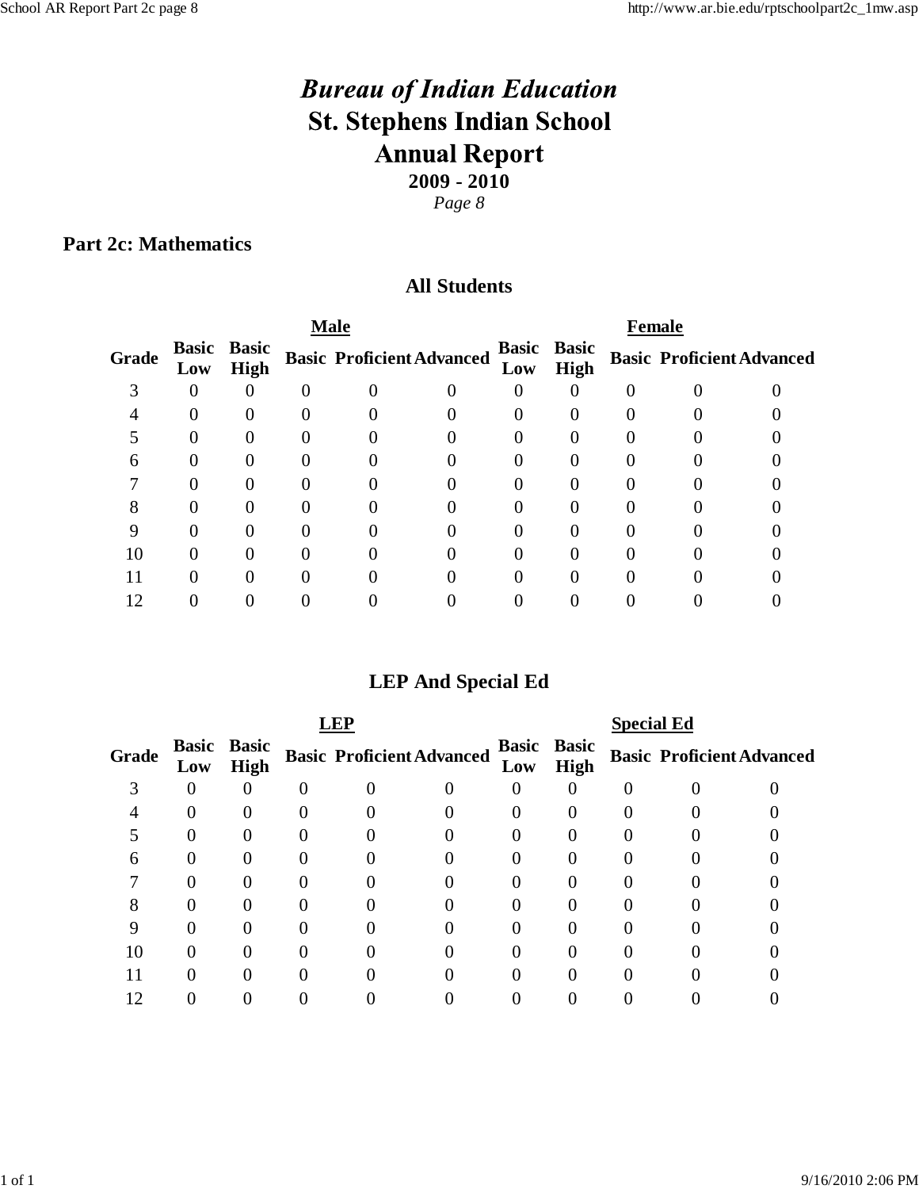# *Bureau of Indian Education*
# St. Stephens Indian School
# Annual Report
**2009 - 2010**

*Page 8*

## Part 2c: Mathematics

### All Students

| | Male | | | | | Female | | | | |
|---|---|---|---|---|---|---|---|---|---|---|
| **Grade** | **Basic Low** | **Basic High** | **Basic** | **Proficient** | **Advanced** | **Basic Low** | **Basic High** | **Basic** | **Proficient** | **Advanced** |
| 3 | 0 | 0 | 0 | 0 | 0 | 0 | 0 | 0 | 0 | 0 |
| 4 | 0 | 0 | 0 | 0 | 0 | 0 | 0 | 0 | 0 | 0 |
| 5 | 0 | 0 | 0 | 0 | 0 | 0 | 0 | 0 | 0 | 0 |
| 6 | 0 | 0 | 0 | 0 | 0 | 0 | 0 | 0 | 0 | 0 |
| 7 | 0 | 0 | 0 | 0 | 0 | 0 | 0 | 0 | 0 | 0 |
| 8 | 0 | 0 | 0 | 0 | 0 | 0 | 0 | 0 | 0 | 0 |
| 9 | 0 | 0 | 0 | 0 | 0 | 0 | 0 | 0 | 0 | 0 |
| 10 | 0 | 0 | 0 | 0 | 0 | 0 | 0 | 0 | 0 | 0 |
| 11 | 0 | 0 | 0 | 0 | 0 | 0 | 0 | 0 | 0 | 0 |
| 12 | 0 | 0 | 0 | 0 | 0 | 0 | 0 | 0 | 0 | 0 |

### LEP And Special Ed

| | LEP | | | | | Special Ed | | | | |
|---|---|---|---|---|---|---|---|---|---|---|
| **Grade** | **Basic Low** | **Basic High** | **Basic** | **Proficient** | **Advanced** | **Basic Low** | **Basic High** | **Basic** | **Proficient** | **Advanced** |
| 3 | 0 | 0 | 0 | 0 | 0 | 0 | 0 | 0 | 0 | 0 |
| 4 | 0 | 0 | 0 | 0 | 0 | 0 | 0 | 0 | 0 | 0 |
| 5 | 0 | 0 | 0 | 0 | 0 | 0 | 0 | 0 | 0 | 0 |
| 6 | 0 | 0 | 0 | 0 | 0 | 0 | 0 | 0 | 0 | 0 |
| 7 | 0 | 0 | 0 | 0 | 0 | 0 | 0 | 0 | 0 | 0 |
| 8 | 0 | 0 | 0 | 0 | 0 | 0 | 0 | 0 | 0 | 0 |
| 9 | 0 | 0 | 0 | 0 | 0 | 0 | 0 | 0 | 0 | 0 |
| 10 | 0 | 0 | 0 | 0 | 0 | 0 | 0 | 0 | 0 | 0 |
| 11 | 0 | 0 | 0 | 0 | 0 | 0 | 0 | 0 | 0 | 0 |
| 12 | 0 | 0 | 0 | 0 | 0 | 0 | 0 | 0 | 0 | 0 |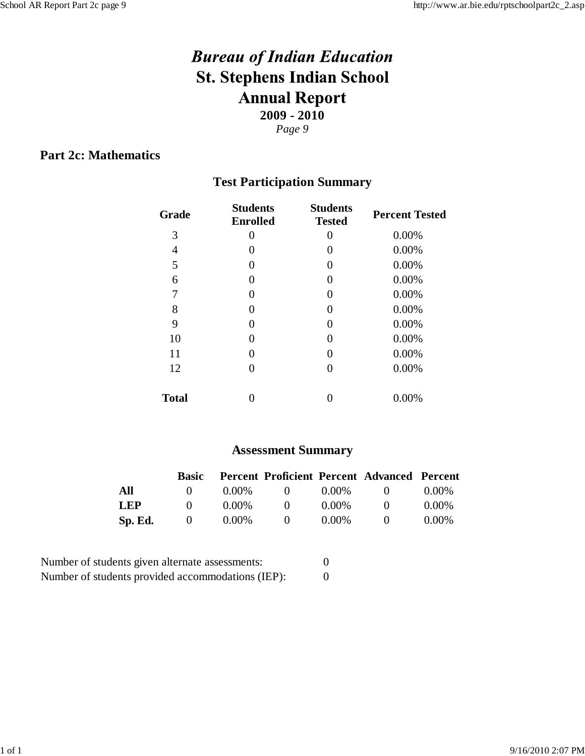# *Bureau of Indian Education*
# St. Stephens Indian School
# Annual Report
**2009 - 2010**

*Page 9*

## Part 2c: Mathematics

### Test Participation Summary

| Grade | Students Enrolled | Students Tested | Percent Tested |
|---|---|---|---|
| 3 | 0 | 0 | 0.00% |
| 4 | 0 | 0 | 0.00% |
| 5 | 0 | 0 | 0.00% |
| 6 | 0 | 0 | 0.00% |
| 7 | 0 | 0 | 0.00% |
| 8 | 0 | 0 | 0.00% |
| 9 | 0 | 0 | 0.00% |
| 10 | 0 | 0 | 0.00% |
| 11 | 0 | 0 | 0.00% |
| 12 | 0 | 0 | 0.00% |
| **Total** | 0 | 0 | 0.00% |

### Assessment Summary

| | Basic | Percent | Proficient | Percent | Advanced | Percent |
|---|---|---|---|---|---|---|
| **All** | 0 | 0.00% | 0 | 0.00% | 0 | 0.00% |
| **LEP** | 0 | 0.00% | 0 | 0.00% | 0 | 0.00% |
| **Sp. Ed.** | 0 | 0.00% | 0 | 0.00% | 0 | 0.00% |

Number of students given alternate assessments: 0

Number of students provided accommodations (IEP): 0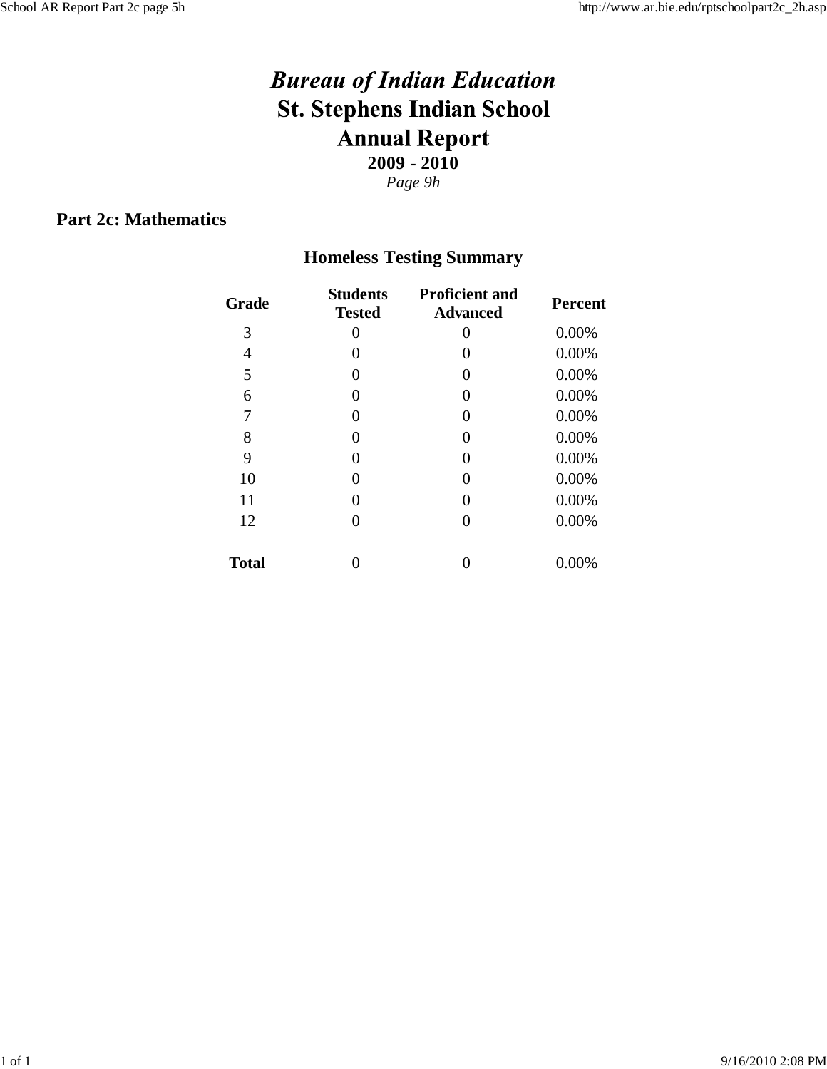# *Bureau of Indian Education*
# St. Stephens Indian School
# Annual Report
**2009 - 2010**

*Page 9h*

## Part 2c: Mathematics

### Homeless Testing Summary

| Grade | Students Tested | Proficient and Advanced | Percent |
|---|---|---|---|
| 3 | 0 | 0 | 0.00% |
| 4 | 0 | 0 | 0.00% |
| 5 | 0 | 0 | 0.00% |
| 6 | 0 | 0 | 0.00% |
| 7 | 0 | 0 | 0.00% |
| 8 | 0 | 0 | 0.00% |
| 9 | 0 | 0 | 0.00% |
| 10 | 0 | 0 | 0.00% |
| 11 | 0 | 0 | 0.00% |
| 12 | 0 | 0 | 0.00% |
| **Total** | 0 | 0 | 0.00% |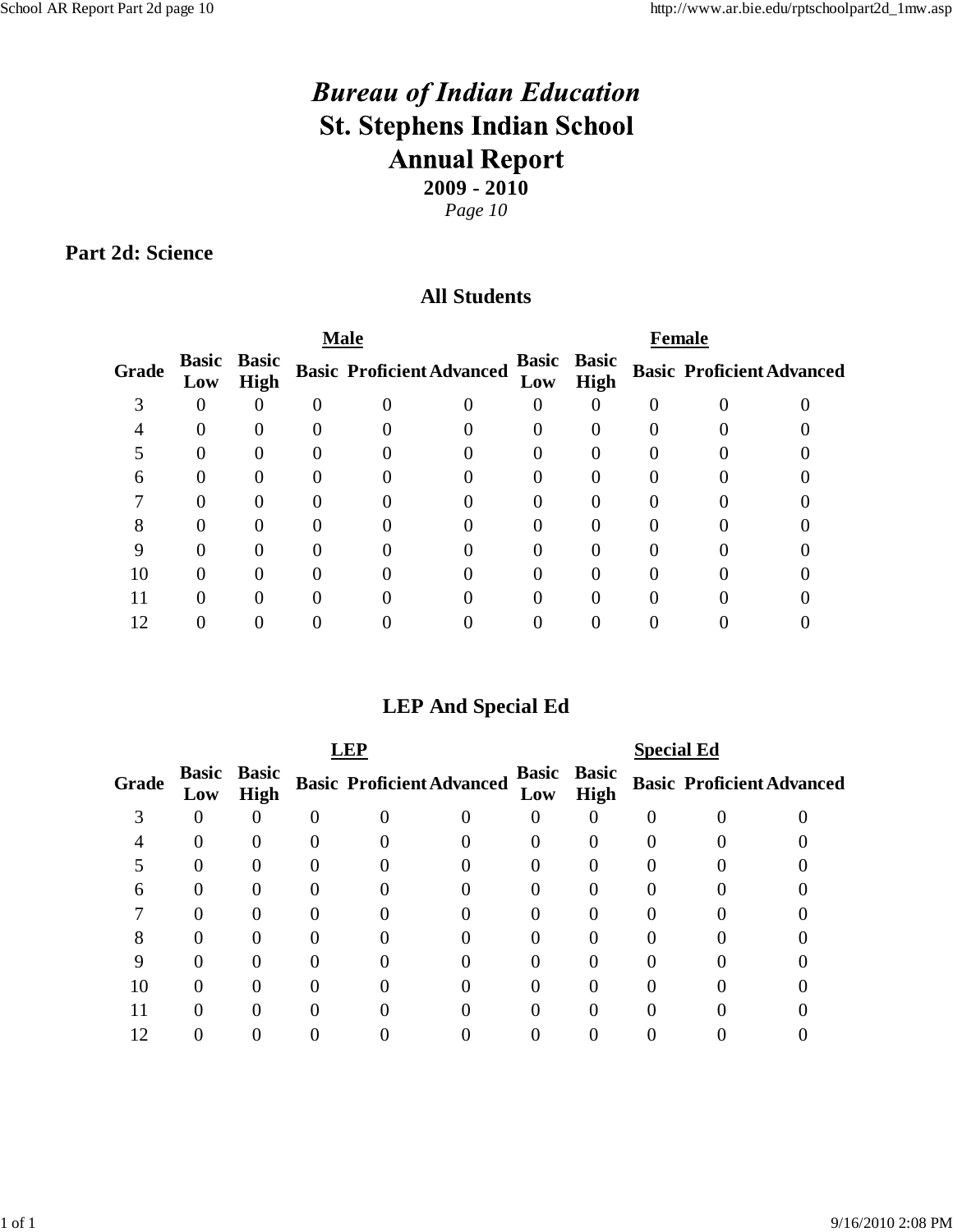# *Bureau of Indian Education*
# St. Stephens Indian School
# Annual Report
**2009 - 2010**

*Page 10*

## Part 2d: Science

### All Students

| | Male | | | | | Female | | | | |
|---|---|---|---|---|---|---|---|---|---|---|
| **Grade** | **Basic Low** | **Basic High** | **Basic** | **Proficient** | **Advanced** | **Basic Low** | **Basic High** | **Basic** | **Proficient** | **Advanced** |
| 3 | 0 | 0 | 0 | 0 | 0 | 0 | 0 | 0 | 0 | 0 |
| 4 | 0 | 0 | 0 | 0 | 0 | 0 | 0 | 0 | 0 | 0 |
| 5 | 0 | 0 | 0 | 0 | 0 | 0 | 0 | 0 | 0 | 0 |
| 6 | 0 | 0 | 0 | 0 | 0 | 0 | 0 | 0 | 0 | 0 |
| 7 | 0 | 0 | 0 | 0 | 0 | 0 | 0 | 0 | 0 | 0 |
| 8 | 0 | 0 | 0 | 0 | 0 | 0 | 0 | 0 | 0 | 0 |
| 9 | 0 | 0 | 0 | 0 | 0 | 0 | 0 | 0 | 0 | 0 |
| 10 | 0 | 0 | 0 | 0 | 0 | 0 | 0 | 0 | 0 | 0 |
| 11 | 0 | 0 | 0 | 0 | 0 | 0 | 0 | 0 | 0 | 0 |
| 12 | 0 | 0 | 0 | 0 | 0 | 0 | 0 | 0 | 0 | 0 |

### LEP And Special Ed

| | LEP | | | | | Special Ed | | | | |
|---|---|---|---|---|---|---|---|---|---|---|
| **Grade** | **Basic Low** | **Basic High** | **Basic** | **Proficient** | **Advanced** | **Basic Low** | **Basic High** | **Basic** | **Proficient** | **Advanced** |
| 3 | 0 | 0 | 0 | 0 | 0 | 0 | 0 | 0 | 0 | 0 |
| 4 | 0 | 0 | 0 | 0 | 0 | 0 | 0 | 0 | 0 | 0 |
| 5 | 0 | 0 | 0 | 0 | 0 | 0 | 0 | 0 | 0 | 0 |
| 6 | 0 | 0 | 0 | 0 | 0 | 0 | 0 | 0 | 0 | 0 |
| 7 | 0 | 0 | 0 | 0 | 0 | 0 | 0 | 0 | 0 | 0 |
| 8 | 0 | 0 | 0 | 0 | 0 | 0 | 0 | 0 | 0 | 0 |
| 9 | 0 | 0 | 0 | 0 | 0 | 0 | 0 | 0 | 0 | 0 |
| 10 | 0 | 0 | 0 | 0 | 0 | 0 | 0 | 0 | 0 | 0 |
| 11 | 0 | 0 | 0 | 0 | 0 | 0 | 0 | 0 | 0 | 0 |
| 12 | 0 | 0 | 0 | 0 | 0 | 0 | 0 | 0 | 0 | 0 |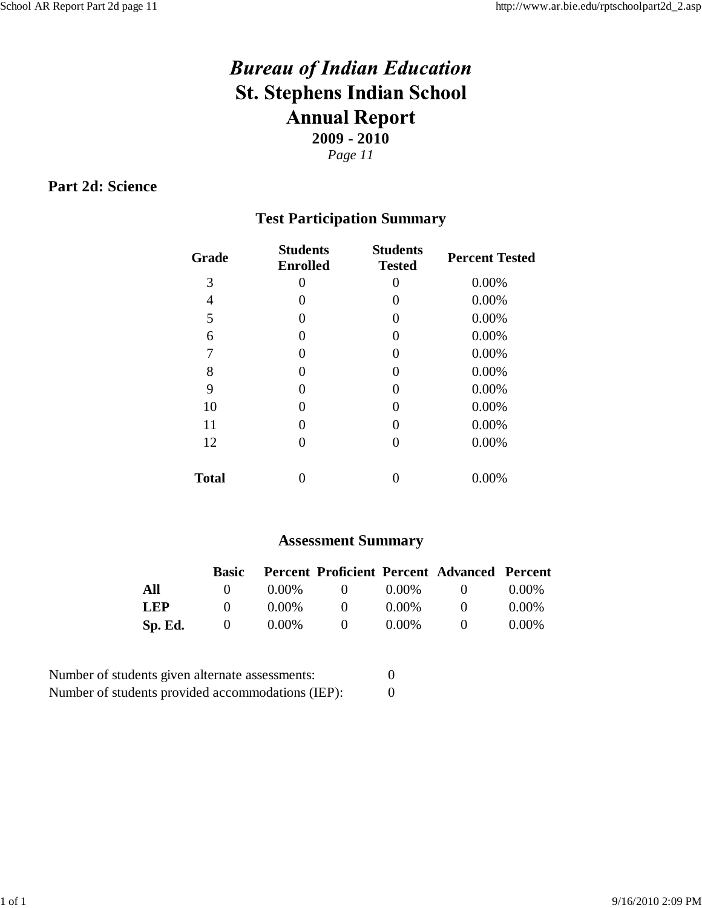# *Bureau of Indian Education*
# St. Stephens Indian School
# Annual Report

**2009 - 2010**

*Page 11*

## Part 2d: Science

### Test Participation Summary

| Grade | Students Enrolled | Students Tested | Percent Tested |
|---|---|---|---|
| 3 | 0 | 0 | 0.00% |
| 4 | 0 | 0 | 0.00% |
| 5 | 0 | 0 | 0.00% |
| 6 | 0 | 0 | 0.00% |
| 7 | 0 | 0 | 0.00% |
| 8 | 0 | 0 | 0.00% |
| 9 | 0 | 0 | 0.00% |
| 10 | 0 | 0 | 0.00% |
| 11 | 0 | 0 | 0.00% |
| 12 | 0 | 0 | 0.00% |
| **Total** | 0 | 0 | 0.00% |

### Assessment Summary

| | Basic | Percent | Proficient | Percent | Advanced | Percent |
|---|---|---|---|---|---|---|
| **All** | 0 | 0.00% | 0 | 0.00% | 0 | 0.00% |
| **LEP** | 0 | 0.00% | 0 | 0.00% | 0 | 0.00% |
| **Sp. Ed.** | 0 | 0.00% | 0 | 0.00% | 0 | 0.00% |

Number of students given alternate assessments: 0

Number of students provided accommodations (IEP): 0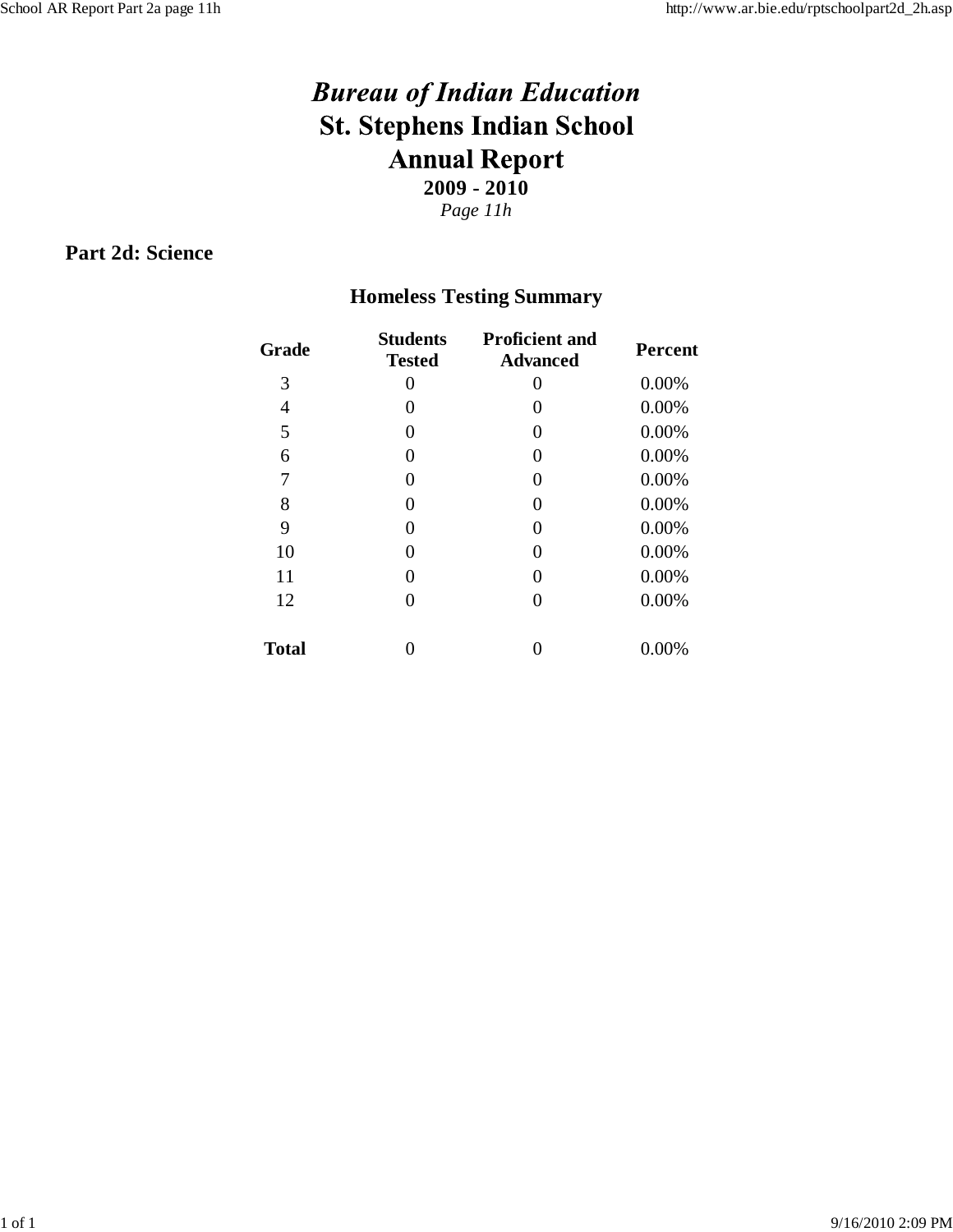# *Bureau of Indian Education*
# St. Stephens Indian School
# Annual Report

**2009 - 2010**

*Page 11h*

## Part 2d: Science

### Homeless Testing Summary

| Grade | Students Tested | Proficient and Advanced | Percent |
|---|---|---|---|
| 3 | 0 | 0 | 0.00% |
| 4 | 0 | 0 | 0.00% |
| 5 | 0 | 0 | 0.00% |
| 6 | 0 | 0 | 0.00% |
| 7 | 0 | 0 | 0.00% |
| 8 | 0 | 0 | 0.00% |
| 9 | 0 | 0 | 0.00% |
| 10 | 0 | 0 | 0.00% |
| 11 | 0 | 0 | 0.00% |
| 12 | 0 | 0 | 0.00% |
| **Total** | 0 | 0 | 0.00% |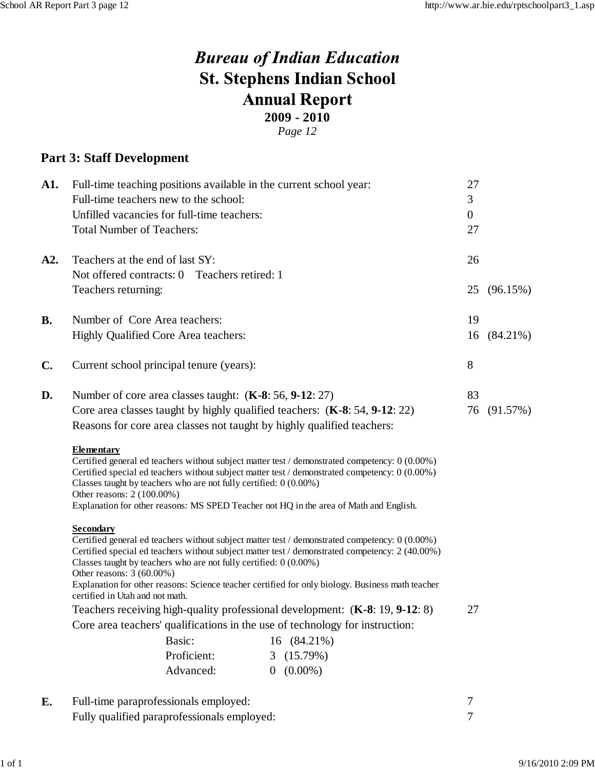# Bureau of Indian Education
# St. Stephens Indian School
# Annual Report

**2009 - 2010**

*Page 12*

## Part 3: Staff Development

| | | | |
|---|---|---|---|
| **A1.** | Full-time teaching positions available in the current school year: | 27 | |
| | Full-time teachers new to the school: | 3 | |
| | Unfilled vacancies for full-time teachers: | 0 | |
| | Total Number of Teachers: | 27 | |
| **A2.** | Teachers at the end of last SY: | 26 | |
| | Not offered contracts: 0 Teachers retired: 1 | | |
| | Teachers returning: | 25 | (96.15%) |
| **B.** | Number of Core Area teachers: | 19 | |
| | Highly Qualified Core Area teachers: | 16 | (84.21%) |
| **C.** | Current school principal tenure (years): | 8 | |
| **D.** | Number of core area classes taught: (**K-8**: 56, **9-12**: 27) | 83 | |
| | Core area classes taught by highly qualified teachers: (**K-8**: 54, **9-12**: 22) | 76 | (91.57%) |

Reasons for core area classes not taught by highly qualified teachers:

**Elementary**

Certified general ed teachers without subject matter test / demonstrated competency: 0 (0.00%)
Certified special ed teachers without subject matter test / demonstrated competency: 0 (0.00%)
Classes taught by teachers who are not fully certified: 0 (0.00%)
Other reasons: 2 (100.00%)
Explanation for other reasons: MS SPED Teacher not HQ in the area of Math and English.

**Secondary**

Certified general ed teachers without subject matter test / demonstrated competency: 0 (0.00%)
Certified special ed teachers without subject matter test / demonstrated competency: 2 (40.00%)
Classes taught by teachers who are not fully certified: 0 (0.00%)
Other reasons: 3 (60.00%)
Explanation for other reasons: Science teacher certified for only biology. Business math teacher certified in Utah and not math.

Teachers receiving high-quality professional development: (**K-8**: 19, **9-12**: 8) — 27

Core area teachers' qualifications in the use of technology for instruction:

| Level | Number | Percent |
|---|---|---|
| Basic: | 16 | (84.21%) |
| Proficient: | 3 | (15.79%) |
| Advanced: | 0 | (0.00%) |

| | | |
|---|---|---|
| **E.** | Full-time paraprofessionals employed: | 7 |
| | Fully qualified paraprofessionals employed: | 7 |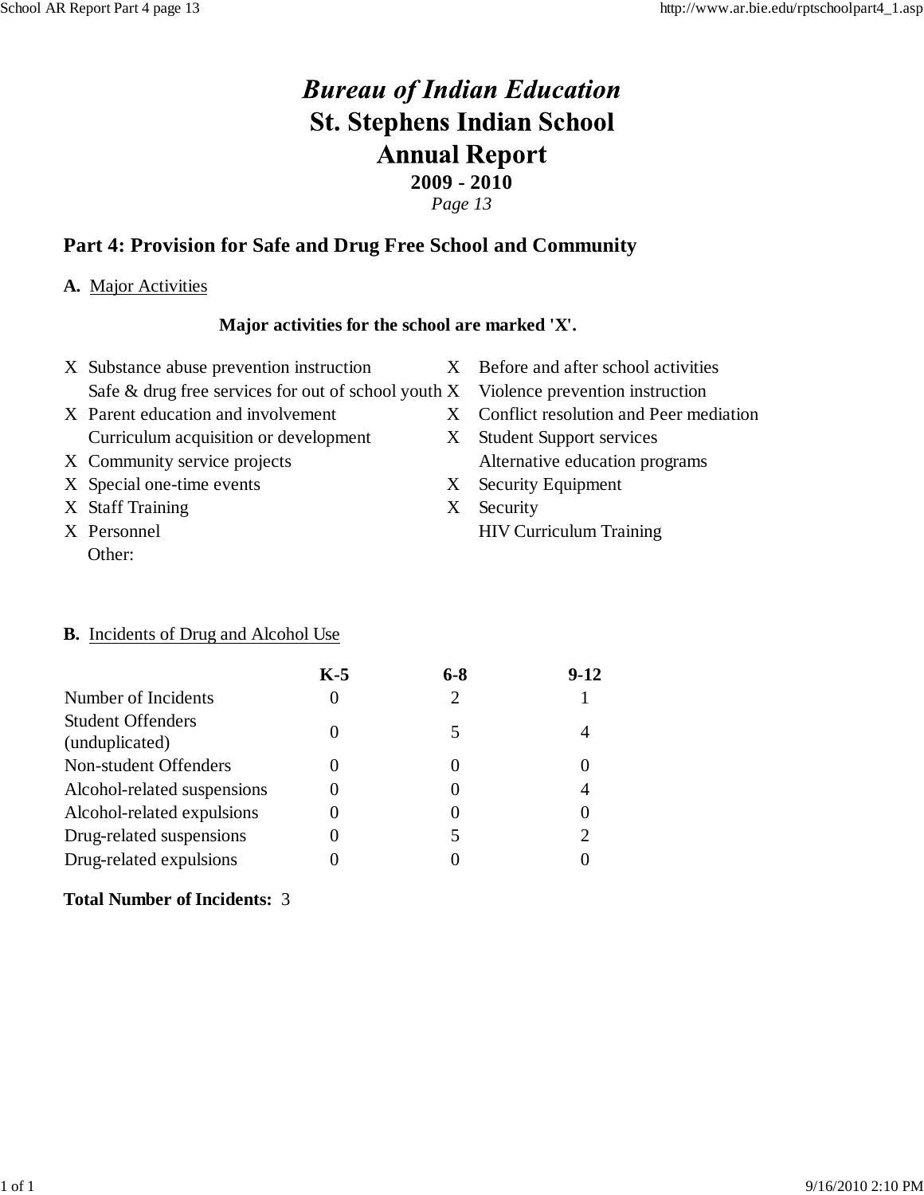# *Bureau of Indian Education*
# St. Stephens Indian School
# Annual Report

**2009 - 2010**

*Page 13*

## Part 4: Provision for Safe and Drug Free School and Community

**A.** Major Activities

**Major activities for the school are marked 'X'.**

| | | | |
|---|---|---|---|
| X | Substance abuse prevention instruction | X | Before and after school activities |
| | Safe & drug free services for out of school youth | X | Violence prevention instruction |
| X | Parent education and involvement | X | Conflict resolution and Peer mediation |
| | Curriculum acquisition or development | X | Student Support services |
| X | Community service projects | | Alternative education programs |
| X | Special one-time events | X | Security Equipment |
| X | Staff Training | X | Security |
| X | Personnel | | HIV Curriculum Training |
| | Other: | | |

**B.** Incidents of Drug and Alcohol Use

| | K-5 | 6-8 | 9-12 |
|---|---|---|---|
| Number of Incidents | 0 | 2 | 1 |
| Student Offenders (unduplicated) | 0 | 5 | 4 |
| Non-student Offenders | 0 | 0 | 0 |
| Alcohol-related suspensions | 0 | 0 | 4 |
| Alcohol-related expulsions | 0 | 0 | 0 |
| Drug-related suspensions | 0 | 5 | 2 |
| Drug-related expulsions | 0 | 0 | 0 |

**Total Number of Incidents:** 3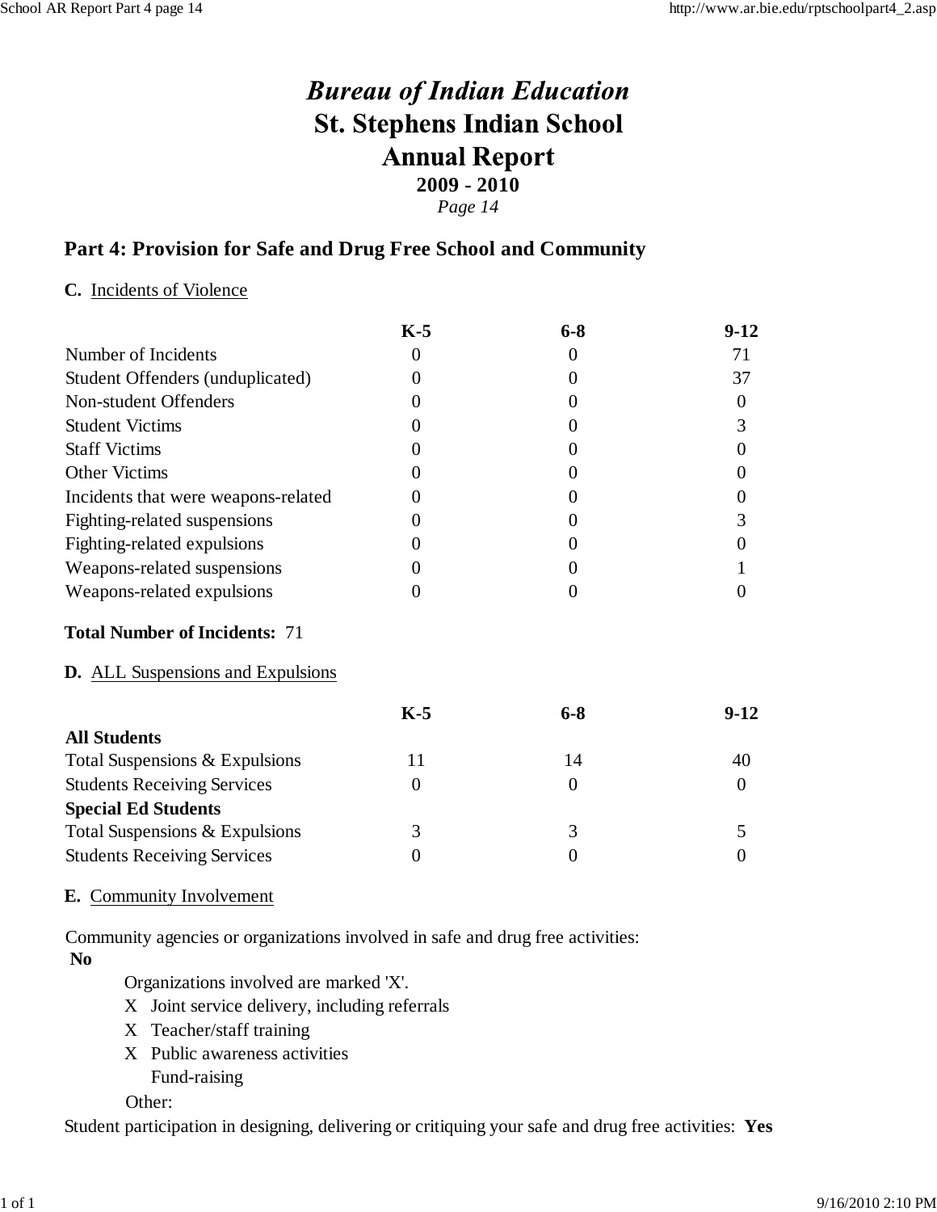# *Bureau of Indian Education*

# St. Stephens Indian School

# Annual Report

**2009 - 2010**

*Page 14*

## Part 4: Provision for Safe and Drug Free School and Community

**C.** Incidents of Violence

| | K-5 | 6-8 | 9-12 |
|---|---|---|---|
| Number of Incidents | 0 | 0 | 71 |
| Student Offenders (unduplicated) | 0 | 0 | 37 |
| Non-student Offenders | 0 | 0 | 0 |
| Student Victims | 0 | 0 | 3 |
| Staff Victims | 0 | 0 | 0 |
| Other Victims | 0 | 0 | 0 |
| Incidents that were weapons-related | 0 | 0 | 0 |
| Fighting-related suspensions | 0 | 0 | 3 |
| Fighting-related expulsions | 0 | 0 | 0 |
| Weapons-related suspensions | 0 | 0 | 1 |
| Weapons-related expulsions | 0 | 0 | 0 |

**Total Number of Incidents:** 71

**D.** ALL Suspensions and Expulsions

| | K-5 | 6-8 | 9-12 |
|---|---|---|---|
| **All Students** | | | |
| Total Suspensions & Expulsions | 11 | 14 | 40 |
| Students Receiving Services | 0 | 0 | 0 |
| **Special Ed Students** | | | |
| Total Suspensions & Expulsions | 3 | 3 | 5 |
| Students Receiving Services | 0 | 0 | 0 |

**E.** Community Involvement

Community agencies or organizations involved in safe and drug free activities:
**No**

Organizations involved are marked 'X'.

- X Joint service delivery, including referrals
- X Teacher/staff training
- X Public awareness activities
- Fund-raising

Other:

Student participation in designing, delivering or critiquing your safe and drug free activities: **Yes**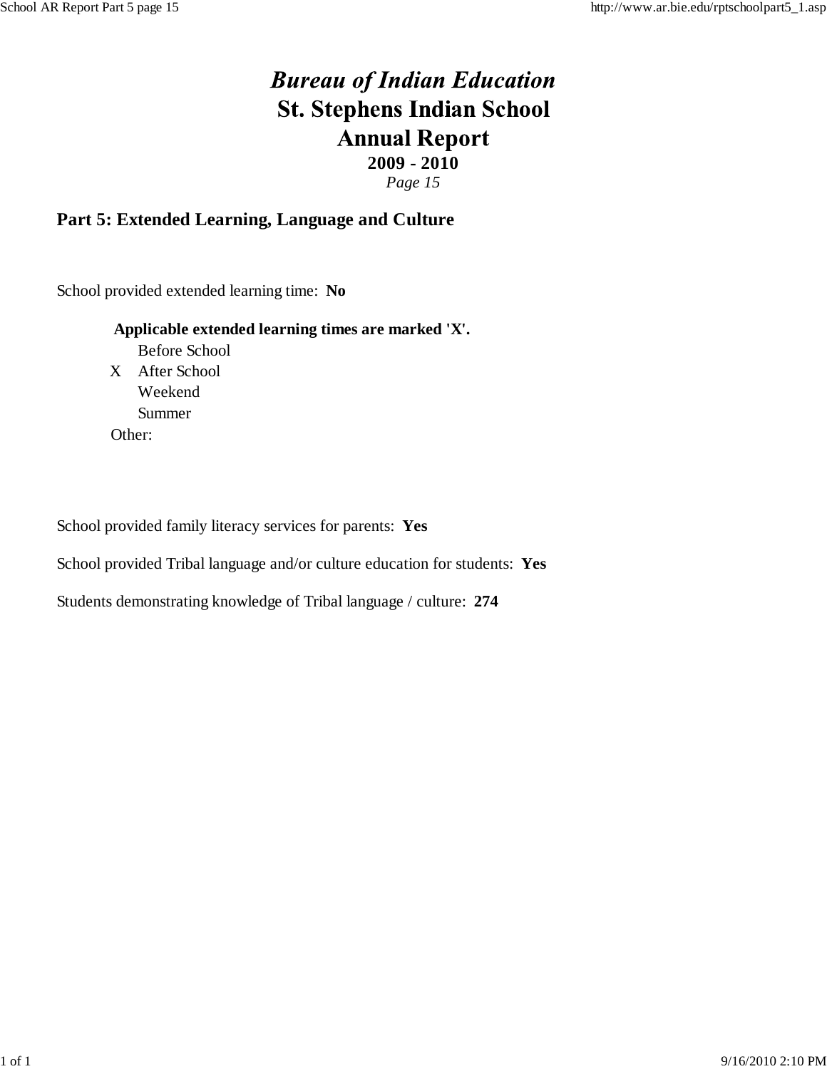# *Bureau of Indian Education*
# St. Stephens Indian School
# Annual Report

**2009 - 2010**

*Page 15*

## Part 5: Extended Learning, Language and Culture

School provided extended learning time: **No**

**Applicable extended learning times are marked 'X'.**

| | |
|---|---|
| | Before School |
| X | After School |
| | Weekend |
| | Summer |

Other:

School provided family literacy services for parents: **Yes**

School provided Tribal language and/or culture education for students: **Yes**

Students demonstrating knowledge of Tribal language / culture: **274**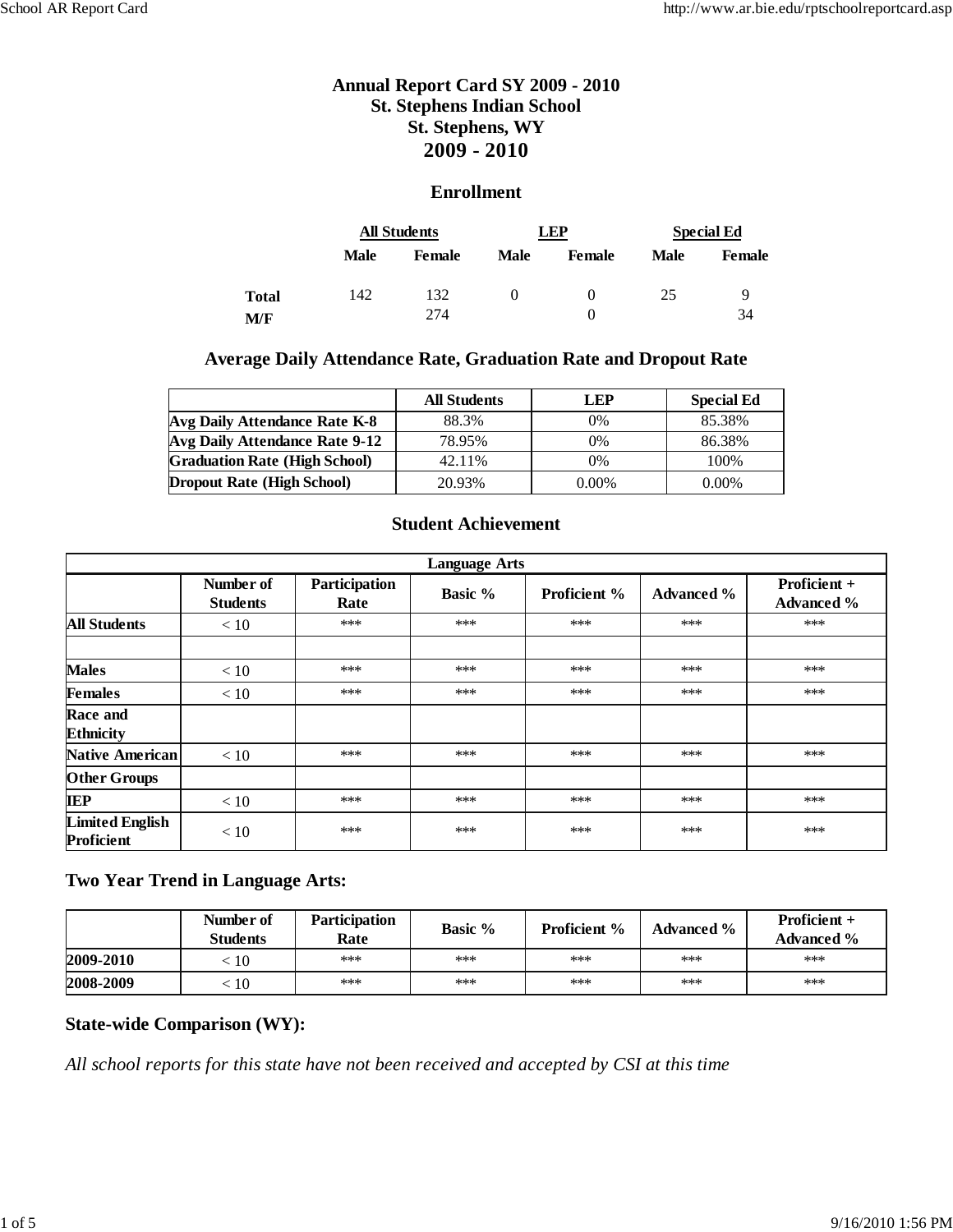# Annual Report Card SY 2009 - 2010
## St. Stephens Indian School
## St. Stephens, WY
## 2009 - 2010

### Enrollment

| | All Students | | LEP | | Special Ed | |
|---|---|---|---|---|---|---|
| | Male | Female | Male | Female | Male | Female |
| Total | 142 | 132 | 0 | 0 | 25 | 9 |
| M/F | | 274 | | 0 | | 34 |

### Average Daily Attendance Rate, Graduation Rate and Dropout Rate

| | All Students | LEP | Special Ed |
|---|---|---|---|
| Avg Daily Attendance Rate K-8 | 88.3% | 0% | 85.38% |
| Avg Daily Attendance Rate 9-12 | 78.95% | 0% | 86.38% |
| Graduation Rate (High School) | 42.11% | 0% | 100% |
| Dropout Rate (High School) | 20.93% | 0.00% | 0.00% |

### Student Achievement

| Language Arts | | | | | | |
|---|---|---|---|---|---|---|
| | Number of Students | Participation Rate | Basic % | Proficient % | Advanced % | Proficient + Advanced % |
| All Students | < 10 | *** | *** | *** | *** | *** |
| | | | | | | |
| Males | < 10 | *** | *** | *** | *** | *** |
| Females | < 10 | *** | *** | *** | *** | *** |
| Race and Ethnicity | | | | | | |
| Native American | < 10 | *** | *** | *** | *** | *** |
| Other Groups | | | | | | |
| IEP | < 10 | *** | *** | *** | *** | *** |
| Limited English Proficient | < 10 | *** | *** | *** | *** | *** |

### Two Year Trend in Language Arts:

| | Number of Students | Participation Rate | Basic % | Proficient % | Advanced % | Proficient + Advanced % |
|---|---|---|---|---|---|---|
| 2009-2010 | < 10 | *** | *** | *** | *** | *** |
| 2008-2009 | < 10 | *** | *** | *** | *** | *** |

### State-wide Comparison (WY):

*All school reports for this state have not been received and accepted by CSI at this time*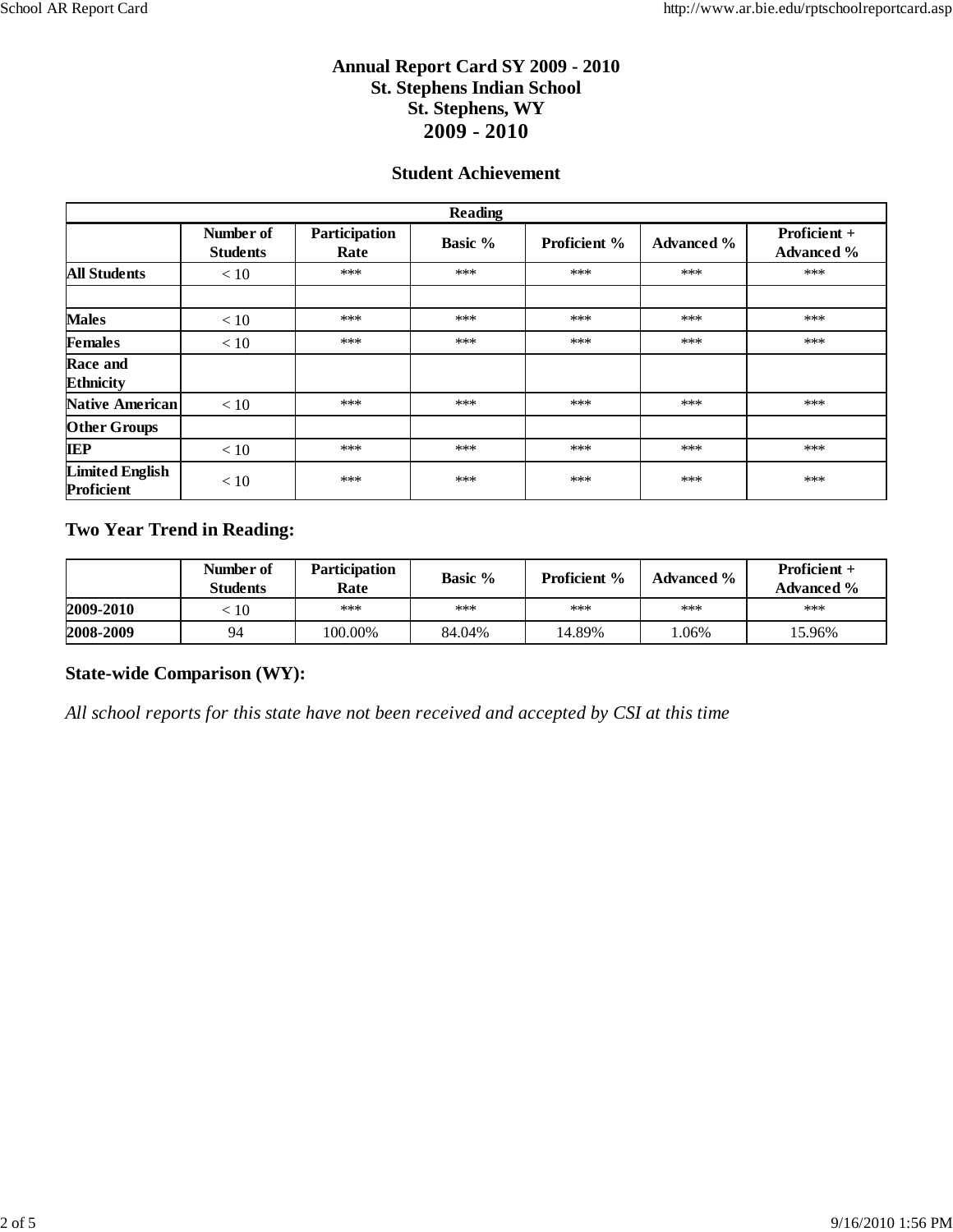# Annual Report Card SY 2009 - 2010
## St. Stephens Indian School
## St. Stephens, WY
## 2009 - 2010

### Student Achievement

| Reading | | | | | | |
|---|---|---|---|---|---|---|
| | Number of Students | Participation Rate | Basic % | Proficient % | Advanced % | Proficient + Advanced % |
| **All Students** | < 10 | *** | *** | *** | *** | *** |
| | | | | | | |
| **Males** | < 10 | *** | *** | *** | *** | *** |
| **Females** | < 10 | *** | *** | *** | *** | *** |
| **Race and Ethnicity** | | | | | | |
| **Native American** | < 10 | *** | *** | *** | *** | *** |
| **Other Groups** | | | | | | |
| **IEP** | < 10 | *** | *** | *** | *** | *** |
| **Limited English Proficient** | < 10 | *** | *** | *** | *** | *** |

### Two Year Trend in Reading:

| | Number of Students | Participation Rate | Basic % | Proficient % | Advanced % | Proficient + Advanced % |
|---|---|---|---|---|---|---|
| **2009-2010** | < 10 | *** | *** | *** | *** | *** |
| **2008-2009** | 94 | 100.00% | 84.04% | 14.89% | 1.06% | 15.96% |

### State-wide Comparison (WY):

*All school reports for this state have not been received and accepted by CSI at this time*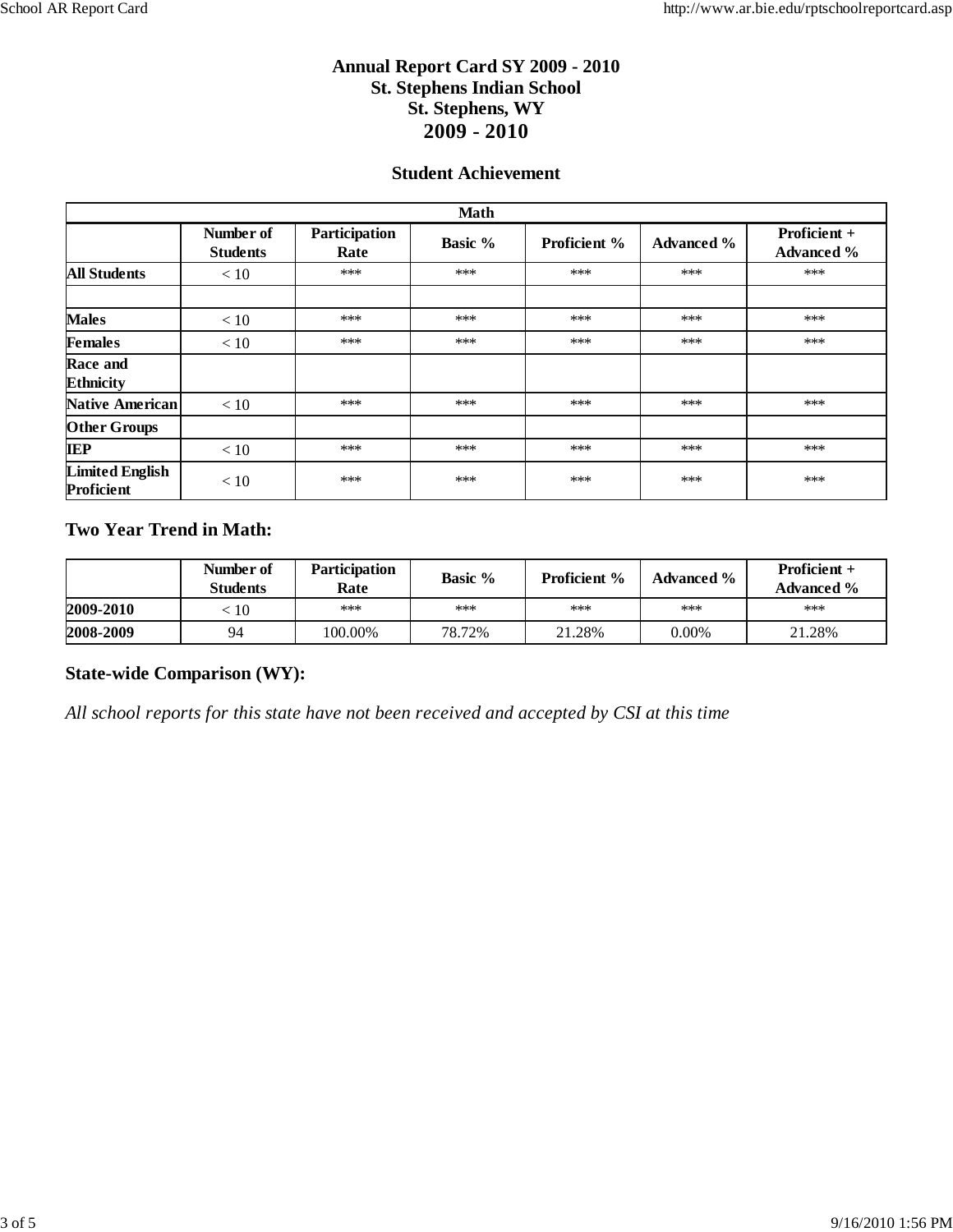# Annual Report Card SY 2009 - 2010
# St. Stephens Indian School
# St. Stephens, WY
# 2009 - 2010

## Student Achievement

| Math | | | | | | |
|---|---|---|---|---|---|---|
| | Number of Students | Participation Rate | Basic % | Proficient % | Advanced % | Proficient + Advanced % |
| All Students | < 10 | *** | *** | *** | *** | *** |
| | | | | | | |
| Males | < 10 | *** | *** | *** | *** | *** |
| Females | < 10 | *** | *** | *** | *** | *** |
| Race and Ethnicity | | | | | | |
| Native American | < 10 | *** | *** | *** | *** | *** |
| Other Groups | | | | | | |
| IEP | < 10 | *** | *** | *** | *** | *** |
| Limited English Proficient | < 10 | *** | *** | *** | *** | *** |

### Two Year Trend in Math:

| | Number of Students | Participation Rate | Basic % | Proficient % | Advanced % | Proficient + Advanced % |
|---|---|---|---|---|---|---|
| 2009-2010 | < 10 | *** | *** | *** | *** | *** |
| 2008-2009 | 94 | 100.00% | 78.72% | 21.28% | 0.00% | 21.28% |

### State-wide Comparison (WY):

*All school reports for this state have not been received and accepted by CSI at this time*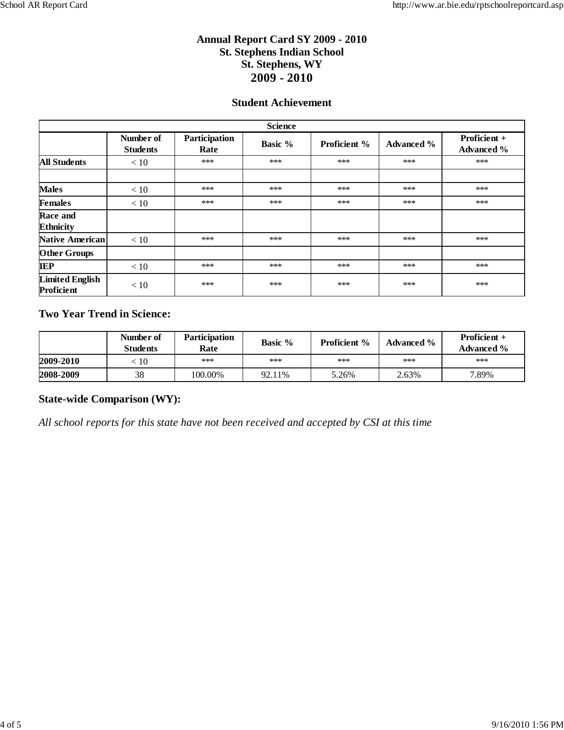# Annual Report Card SY 2009 - 2010
## St. Stephens Indian School
## St. Stephens, WY
## 2009 - 2010

### Student Achievement

| Science | | | | | | |
|---|---|---|---|---|---|---|
| | Number of Students | Participation Rate | Basic % | Proficient % | Advanced % | Proficient + Advanced % |
| **All Students** | < 10 | *** | *** | *** | *** | *** |
| | | | | | | |
| **Males** | < 10 | *** | *** | *** | *** | *** |
| **Females** | < 10 | *** | *** | *** | *** | *** |
| **Race and Ethnicity** | | | | | | |
| **Native American** | < 10 | *** | *** | *** | *** | *** |
| **Other Groups** | | | | | | |
| **IEP** | < 10 | *** | *** | *** | *** | *** |
| **Limited English Proficient** | < 10 | *** | *** | *** | *** | *** |

### Two Year Trend in Science:

| | Number of Students | Participation Rate | Basic % | Proficient % | Advanced % | Proficient + Advanced % |
|---|---|---|---|---|---|---|
| **2009-2010** | < 10 | *** | *** | *** | *** | *** |
| **2008-2009** | 38 | 100.00% | 92.11% | 5.26% | 2.63% | 7.89% |

### State-wide Comparison (WY):

*All school reports for this state have not been received and accepted by CSI at this time*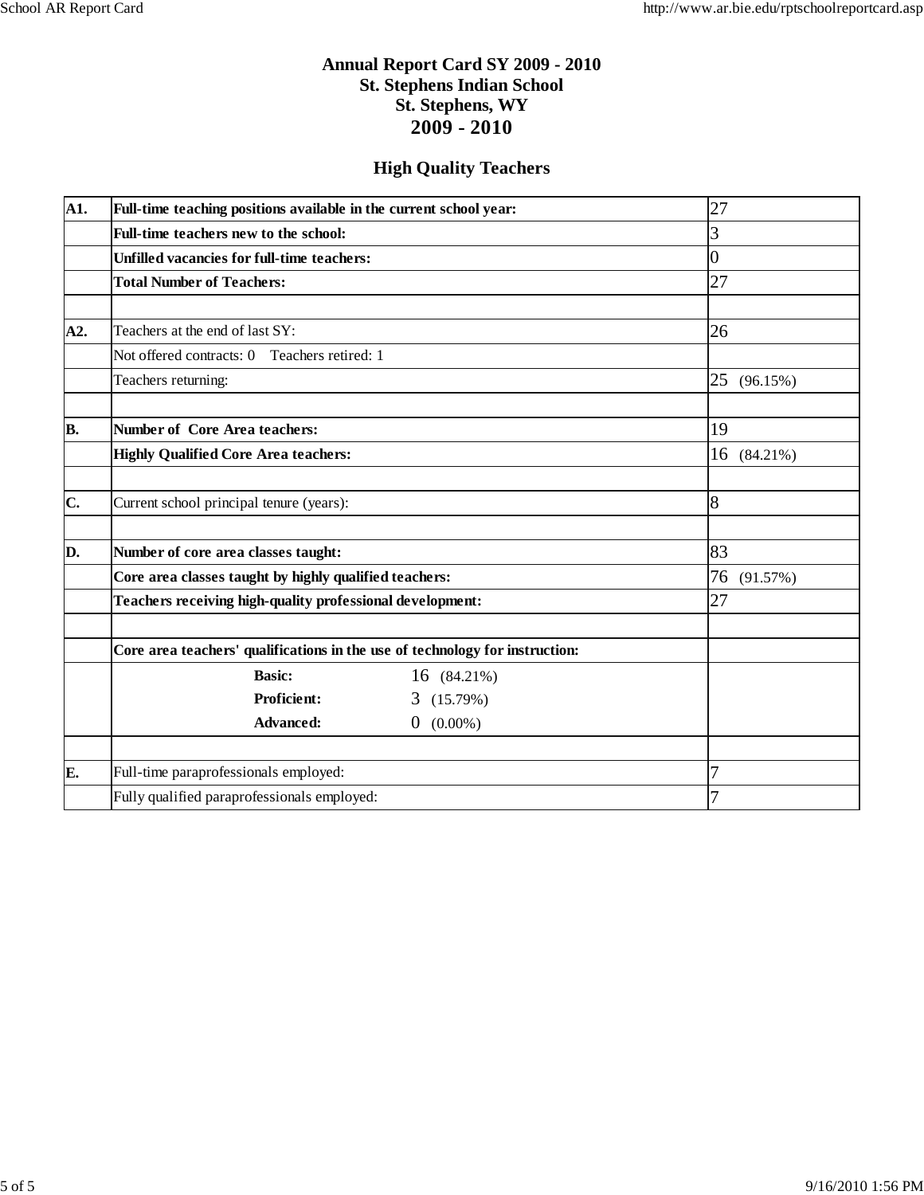# Annual Report Card SY 2009 - 2010
## St. Stephens Indian School
## St. Stephens, WY
## 2009 - 2010

### High Quality Teachers

| | | |
|---|---|---|
| **A1.** | **Full-time teaching positions available in the current school year:** | 27 |
| | **Full-time teachers new to the school:** | 3 |
| | **Unfilled vacancies for full-time teachers:** | 0 |
| | **Total Number of Teachers:** | 27 |
| | | |
| **A2.** | Teachers at the end of last SY: | 26 |
| | Not offered contracts: 0 Teachers retired: 1 | |
| | Teachers returning: | 25 (96.15%) |
| | | |
| **B.** | **Number of Core Area teachers:** | 19 |
| | **Highly Qualified Core Area teachers:** | 16 (84.21%) |
| | | |
| **C.** | Current school principal tenure (years): | 8 |
| | | |
| **D.** | **Number of core area classes taught:** | 83 |
| | **Core area classes taught by highly qualified teachers:** | 76 (91.57%) |
| | **Teachers receiving high-quality professional development:** | 27 |
| | | |
| | **Core area teachers' qualifications in the use of technology for instruction:** | |
| | **Basic:** 16 (84.21%)<br>**Proficient:** 3 (15.79%)<br>**Advanced:** 0 (0.00%) | |
| | | |
| **E.** | Full-time paraprofessionals employed: | 7 |
| | Fully qualified paraprofessionals employed: | 7 |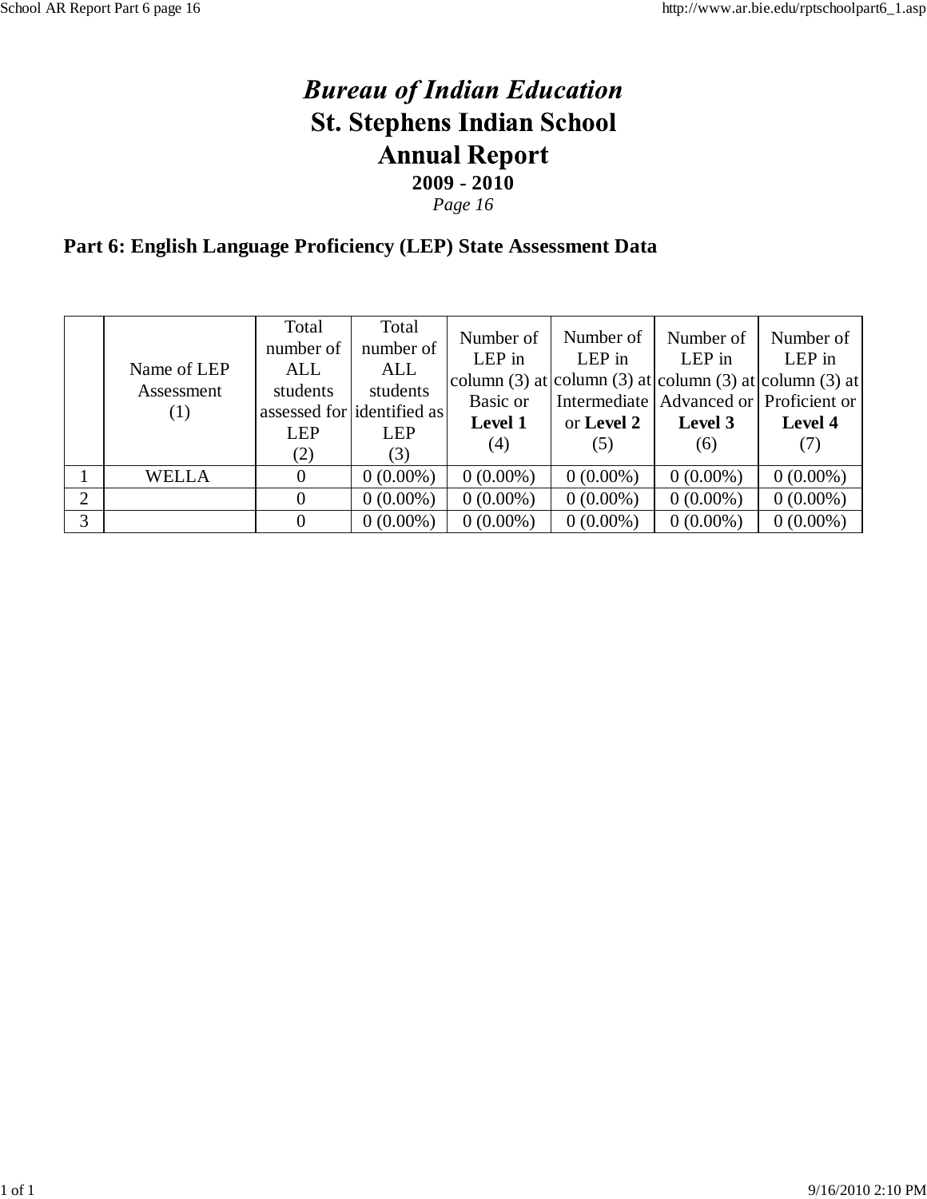# *Bureau of Indian Education*

# St. Stephens Indian School

# Annual Report

**2009 - 2010**

*Page 16*

## Part 6: English Language Proficiency (LEP) State Assessment Data

| | Name of LEP Assessment (1) | Total number of ALL students assessed for LEP (2) | Total number of ALL students identified as LEP (3) | Number of LEP in column (3) at Basic or **Level 1** (4) | Number of LEP in column (3) at Intermediate or **Level 2** (5) | Number of LEP in column (3) at Advanced or **Level 3** (6) | Number of LEP in column (3) at Proficient or **Level 4** (7) |
|---|---|---|---|---|---|---|---|
| 1 | WELLA | 0 | 0 (0.00%) | 0 (0.00%) | 0 (0.00%) | 0 (0.00%) | 0 (0.00%) |
| 2 | | 0 | 0 (0.00%) | 0 (0.00%) | 0 (0.00%) | 0 (0.00%) | 0 (0.00%) |
| 3 | | 0 | 0 (0.00%) | 0 (0.00%) | 0 (0.00%) | 0 (0.00%) | 0 (0.00%) |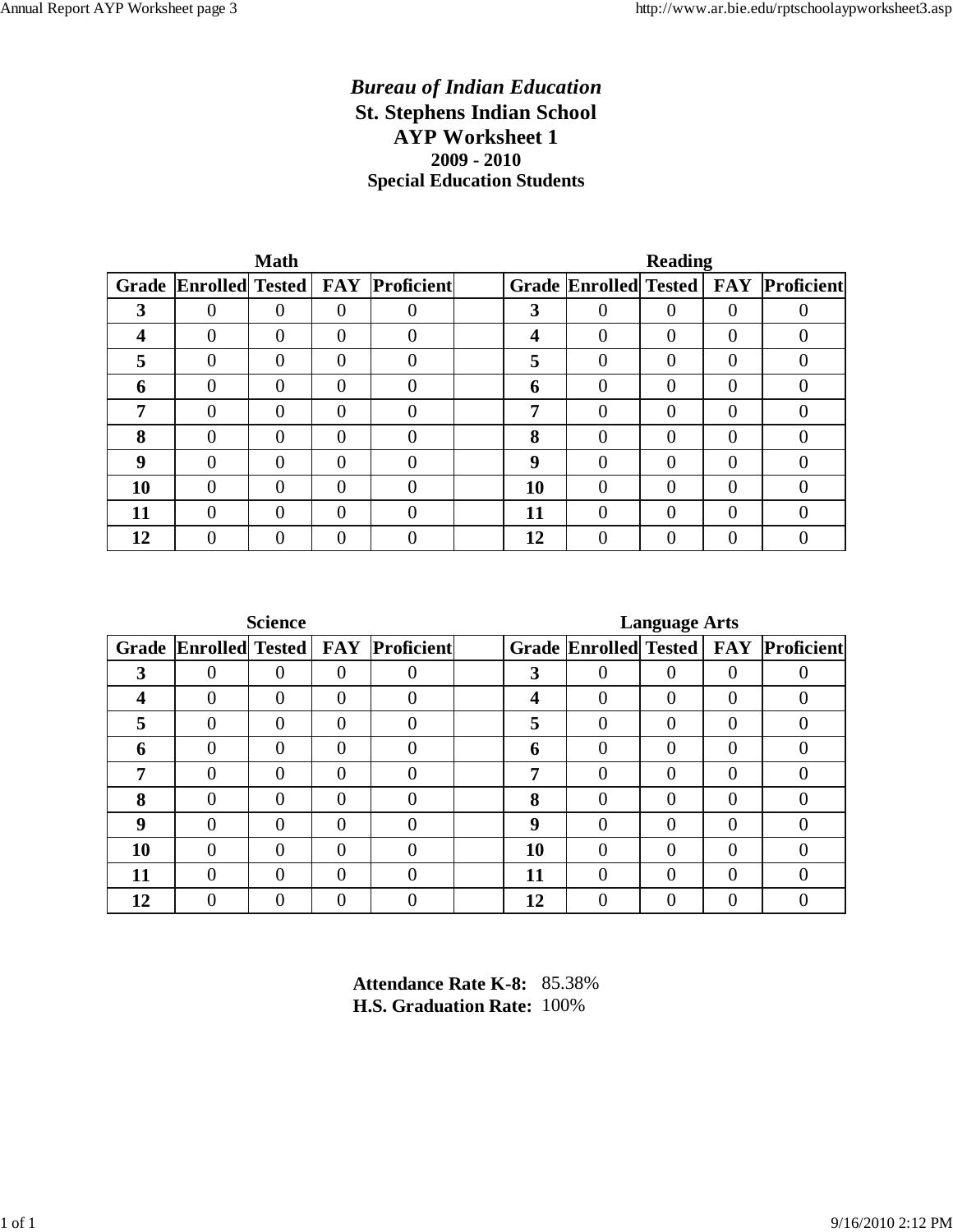# *Bureau of Indian Education*

## St. Stephens Indian School

## AYP Worksheet 1

### 2009 - 2010

### Special Education Students

**Math**

| Grade | Enrolled | Tested | FAY | Proficient |
|---|---|---|---|---|
| **3** | 0 | 0 | 0 | 0 |
| **4** | 0 | 0 | 0 | 0 |
| **5** | 0 | 0 | 0 | 0 |
| **6** | 0 | 0 | 0 | 0 |
| **7** | 0 | 0 | 0 | 0 |
| **8** | 0 | 0 | 0 | 0 |
| **9** | 0 | 0 | 0 | 0 |
| **10** | 0 | 0 | 0 | 0 |
| **11** | 0 | 0 | 0 | 0 |
| **12** | 0 | 0 | 0 | 0 |

**Reading**

| Grade | Enrolled | Tested | FAY | Proficient |
|---|---|---|---|---|
| **3** | 0 | 0 | 0 | 0 |
| **4** | 0 | 0 | 0 | 0 |
| **5** | 0 | 0 | 0 | 0 |
| **6** | 0 | 0 | 0 | 0 |
| **7** | 0 | 0 | 0 | 0 |
| **8** | 0 | 0 | 0 | 0 |
| **9** | 0 | 0 | 0 | 0 |
| **10** | 0 | 0 | 0 | 0 |
| **11** | 0 | 0 | 0 | 0 |
| **12** | 0 | 0 | 0 | 0 |

**Science**

| Grade | Enrolled | Tested | FAY | Proficient |
|---|---|---|---|---|
| **3** | 0 | 0 | 0 | 0 |
| **4** | 0 | 0 | 0 | 0 |
| **5** | 0 | 0 | 0 | 0 |
| **6** | 0 | 0 | 0 | 0 |
| **7** | 0 | 0 | 0 | 0 |
| **8** | 0 | 0 | 0 | 0 |
| **9** | 0 | 0 | 0 | 0 |
| **10** | 0 | 0 | 0 | 0 |
| **11** | 0 | 0 | 0 | 0 |
| **12** | 0 | 0 | 0 | 0 |

**Language Arts**

| Grade | Enrolled | Tested | FAY | Proficient |
|---|---|---|---|---|
| **3** | 0 | 0 | 0 | 0 |
| **4** | 0 | 0 | 0 | 0 |
| **5** | 0 | 0 | 0 | 0 |
| **6** | 0 | 0 | 0 | 0 |
| **7** | 0 | 0 | 0 | 0 |
| **8** | 0 | 0 | 0 | 0 |
| **9** | 0 | 0 | 0 | 0 |
| **10** | 0 | 0 | 0 | 0 |
| **11** | 0 | 0 | 0 | 0 |
| **12** | 0 | 0 | 0 | 0 |

**Attendance Rate K-8:** 85.38%
**H.S. Graduation Rate:** 100%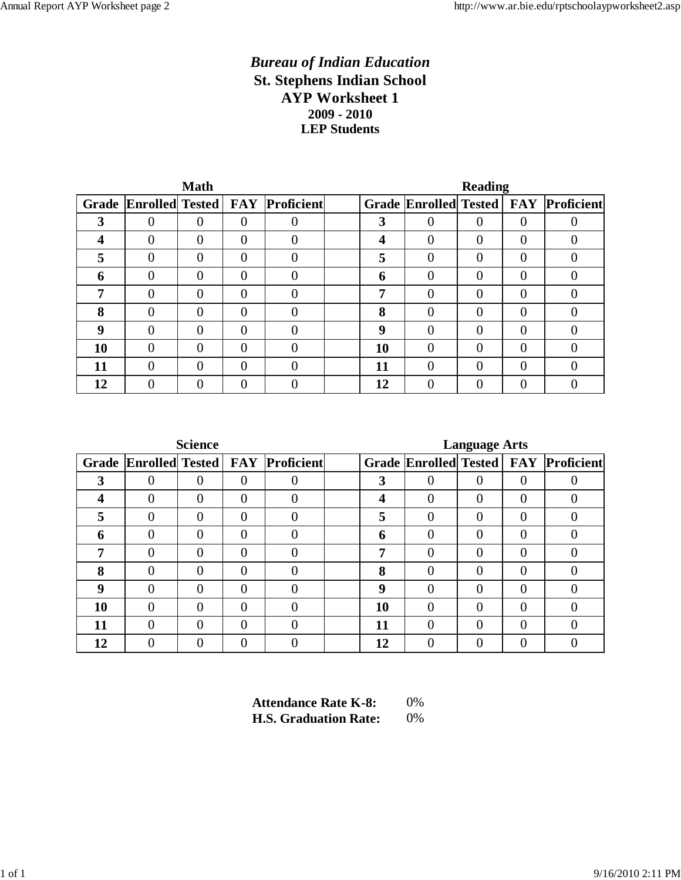# *Bureau of Indian Education*

## St. Stephens Indian School

## AYP Worksheet 1

### 2009 - 2010

### LEP Students

**Math**

| Grade | Enrolled | Tested | FAY | Proficient |
|---|---|---|---|---|
| 3 | 0 | 0 | 0 | 0 |
| 4 | 0 | 0 | 0 | 0 |
| 5 | 0 | 0 | 0 | 0 |
| 6 | 0 | 0 | 0 | 0 |
| 7 | 0 | 0 | 0 | 0 |
| 8 | 0 | 0 | 0 | 0 |
| 9 | 0 | 0 | 0 | 0 |
| 10 | 0 | 0 | 0 | 0 |
| 11 | 0 | 0 | 0 | 0 |
| 12 | 0 | 0 | 0 | 0 |

**Reading**

| Grade | Enrolled | Tested | FAY | Proficient |
|---|---|---|---|---|
| 3 | 0 | 0 | 0 | 0 |
| 4 | 0 | 0 | 0 | 0 |
| 5 | 0 | 0 | 0 | 0 |
| 6 | 0 | 0 | 0 | 0 |
| 7 | 0 | 0 | 0 | 0 |
| 8 | 0 | 0 | 0 | 0 |
| 9 | 0 | 0 | 0 | 0 |
| 10 | 0 | 0 | 0 | 0 |
| 11 | 0 | 0 | 0 | 0 |
| 12 | 0 | 0 | 0 | 0 |

**Science**

| Grade | Enrolled | Tested | FAY | Proficient |
|---|---|---|---|---|
| 3 | 0 | 0 | 0 | 0 |
| 4 | 0 | 0 | 0 | 0 |
| 5 | 0 | 0 | 0 | 0 |
| 6 | 0 | 0 | 0 | 0 |
| 7 | 0 | 0 | 0 | 0 |
| 8 | 0 | 0 | 0 | 0 |
| 9 | 0 | 0 | 0 | 0 |
| 10 | 0 | 0 | 0 | 0 |
| 11 | 0 | 0 | 0 | 0 |
| 12 | 0 | 0 | 0 | 0 |

**Language Arts**

| Grade | Enrolled | Tested | FAY | Proficient |
|---|---|---|---|---|
| 3 | 0 | 0 | 0 | 0 |
| 4 | 0 | 0 | 0 | 0 |
| 5 | 0 | 0 | 0 | 0 |
| 6 | 0 | 0 | 0 | 0 |
| 7 | 0 | 0 | 0 | 0 |
| 8 | 0 | 0 | 0 | 0 |
| 9 | 0 | 0 | 0 | 0 |
| 10 | 0 | 0 | 0 | 0 |
| 11 | 0 | 0 | 0 | 0 |
| 12 | 0 | 0 | 0 | 0 |

**Attendance Rate K-8:** 0%

**H.S. Graduation Rate:** 0%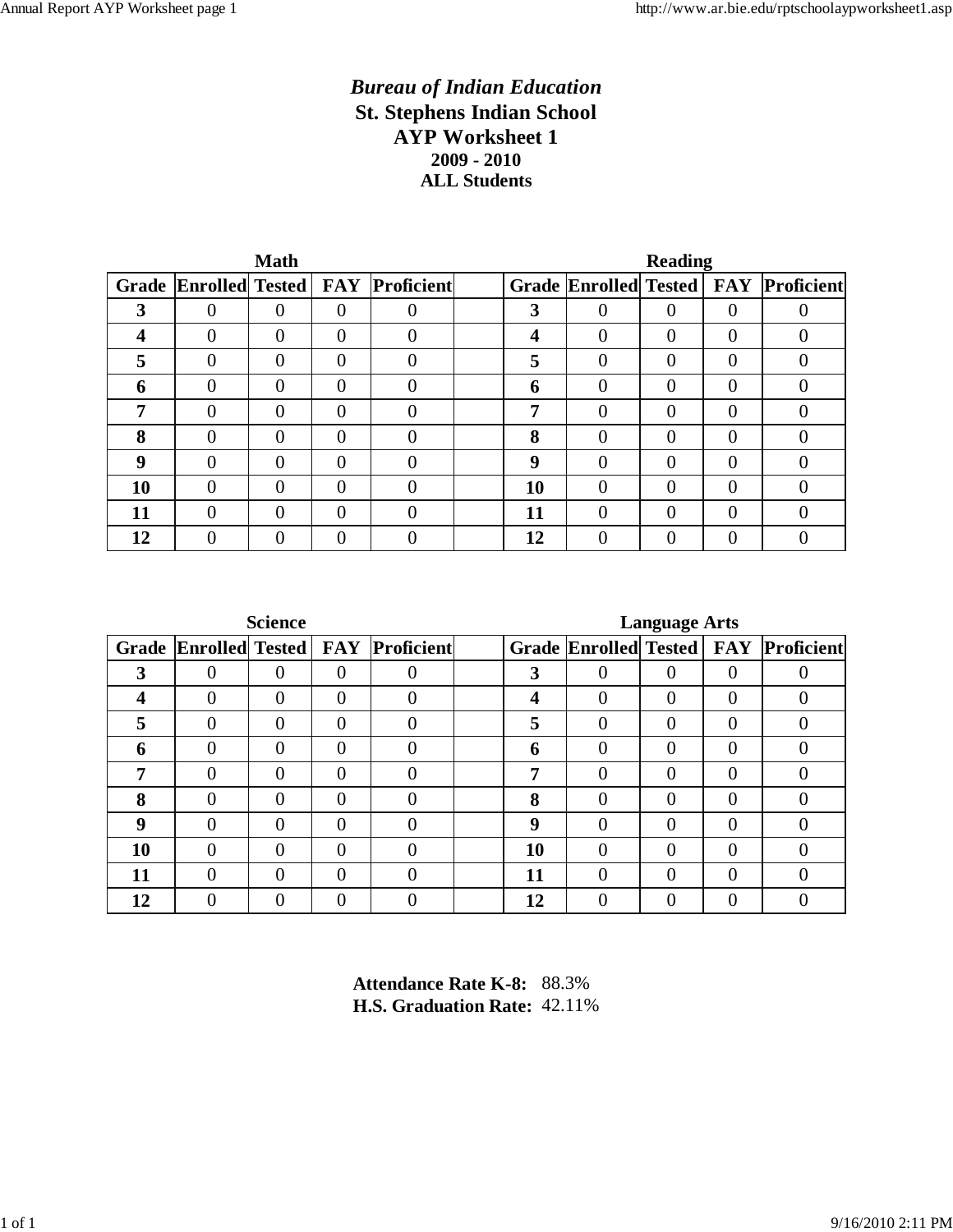## *Bureau of Indian Education*
## St. Stephens Indian School
## AYP Worksheet 1
### 2009 - 2010
### ALL Students

**Math**

| Grade | Enrolled | Tested | FAY | Proficient |
|---|---|---|---|---|
| **3** | 0 | 0 | 0 | 0 |
| **4** | 0 | 0 | 0 | 0 |
| **5** | 0 | 0 | 0 | 0 |
| **6** | 0 | 0 | 0 | 0 |
| **7** | 0 | 0 | 0 | 0 |
| **8** | 0 | 0 | 0 | 0 |
| **9** | 0 | 0 | 0 | 0 |
| **10** | 0 | 0 | 0 | 0 |
| **11** | 0 | 0 | 0 | 0 |
| **12** | 0 | 0 | 0 | 0 |

**Reading**

| Grade | Enrolled | Tested | FAY | Proficient |
|---|---|---|---|---|
| **3** | 0 | 0 | 0 | 0 |
| **4** | 0 | 0 | 0 | 0 |
| **5** | 0 | 0 | 0 | 0 |
| **6** | 0 | 0 | 0 | 0 |
| **7** | 0 | 0 | 0 | 0 |
| **8** | 0 | 0 | 0 | 0 |
| **9** | 0 | 0 | 0 | 0 |
| **10** | 0 | 0 | 0 | 0 |
| **11** | 0 | 0 | 0 | 0 |
| **12** | 0 | 0 | 0 | 0 |

**Science**

| Grade | Enrolled | Tested | FAY | Proficient |
|---|---|---|---|---|
| **3** | 0 | 0 | 0 | 0 |
| **4** | 0 | 0 | 0 | 0 |
| **5** | 0 | 0 | 0 | 0 |
| **6** | 0 | 0 | 0 | 0 |
| **7** | 0 | 0 | 0 | 0 |
| **8** | 0 | 0 | 0 | 0 |
| **9** | 0 | 0 | 0 | 0 |
| **10** | 0 | 0 | 0 | 0 |
| **11** | 0 | 0 | 0 | 0 |
| **12** | 0 | 0 | 0 | 0 |

**Language Arts**

| Grade | Enrolled | Tested | FAY | Proficient |
|---|---|---|---|---|
| **3** | 0 | 0 | 0 | 0 |
| **4** | 0 | 0 | 0 | 0 |
| **5** | 0 | 0 | 0 | 0 |
| **6** | 0 | 0 | 0 | 0 |
| **7** | 0 | 0 | 0 | 0 |
| **8** | 0 | 0 | 0 | 0 |
| **9** | 0 | 0 | 0 | 0 |
| **10** | 0 | 0 | 0 | 0 |
| **11** | 0 | 0 | 0 | 0 |
| **12** | 0 | 0 | 0 | 0 |

**Attendance Rate K-8:** 88.3%
**H.S. Graduation Rate:** 42.11%